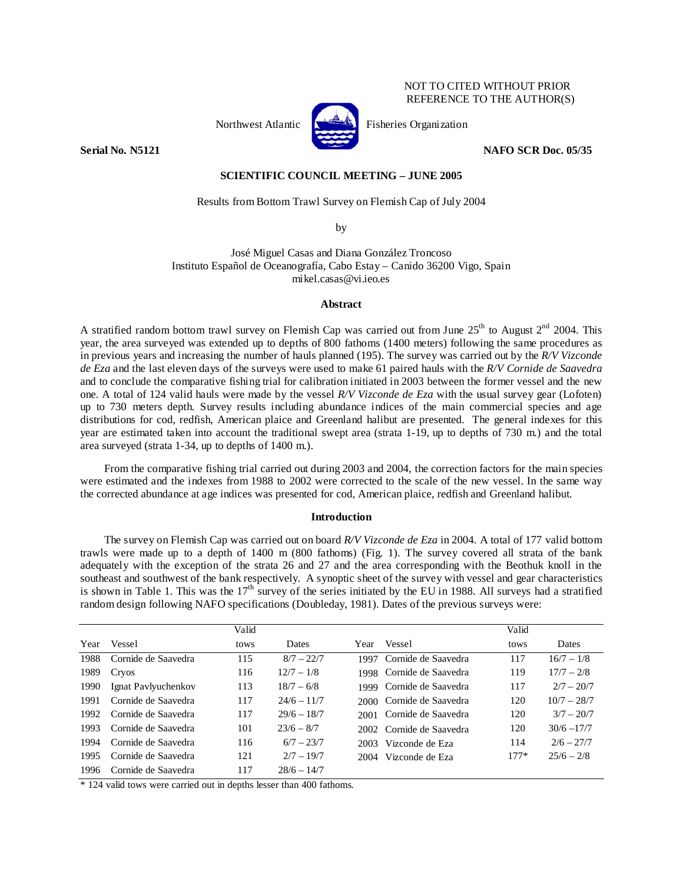NOT TO CITED WITHOUT PRIOR
REFERENCE TO THE AUTHOR(S)

Northwest Atlantic Fisheries Organization

**Serial No. N5121** **NAFO SCR Doc. 05/35**

**SCIENTIFIC COUNCIL MEETING – JUNE 2005**

Results from Bottom Trawl Survey on Flemish Cap of July 2004

by

José Miguel Casas and Diana González Troncoso
Instituto Español de Oceanografía, Cabo Estay – Canido 36200 Vigo, Spain
mikel.casas@vi.ieo.es

## Abstract

A stratified random bottom trawl survey on Flemish Cap was carried out from June 25th to August 2nd 2004. This year, the area surveyed was extended up to depths of 800 fathoms (1400 meters) following the same procedures as in previous years and increasing the number of hauls planned (195). The survey was carried out by the *R/V Vizconde de Eza* and the last eleven days of the surveys were used to make 61 paired hauls with the *R/V Cornide de Saavedra* and to conclude the comparative fishing trial for calibration initiated in 2003 between the former vessel and the new one. A total of 124 valid hauls were made by the vessel *R/V Vizconde de Eza* with the usual survey gear (Lofoten) up to 730 meters depth. Survey results including abundance indices of the main commercial species and age distributions for cod, redfish, American plaice and Greenland halibut are presented. The general indexes for this year are estimated taken into account the traditional swept area (strata 1-19, up to depths of 730 m.) and the total area surveyed (strata 1-34, up to depths of 1400 m.).

From the comparative fishing trial carried out during 2003 and 2004, the correction factors for the main species were estimated and the indexes from 1988 to 2002 were corrected to the scale of the new vessel. In the same way the corrected abundance at age indices was presented for cod, American plaice, redfish and Greenland halibut.

## Introduction

The survey on Flemish Cap was carried out on board *R/V Vizconde de Eza* in 2004. A total of 177 valid bottom trawls were made up to a depth of 1400 m (800 fathoms) (Fig. 1). The survey covered all strata of the bank adequately with the exception of the strata 26 and 27 and the area corresponding with the Beothuk knoll in the southeast and southwest of the bank respectively. A synoptic sheet of the survey with vessel and gear characteristics is shown in Table 1. This was the 17th survey of the series initiated by the EU in 1988. All surveys had a stratified random design following NAFO specifications (Doubleday, 1981). Dates of the previous surveys were:

| Year | Vessel | Valid tows | Dates | Year | Vessel | Valid tows | Dates |
|---|---|---|---|---|---|---|---|
| 1988 | Cornide de Saavedra | 115 | 8/7 – 22/7 | 1997 | Cornide de Saavedra | 117 | 16/7 – 1/8 |
| 1989 | Cryos | 116 | 12/7 – 1/8 | 1998 | Cornide de Saavedra | 119 | 17/7 – 2/8 |
| 1990 | Ignat Pavlyuchenkov | 113 | 18/7 – 6/8 | 1999 | Cornide de Saavedra | 117 | 2/7 – 20/7 |
| 1991 | Cornide de Saavedra | 117 | 24/6 – 11/7 | 2000 | Cornide de Saavedra | 120 | 10/7 – 28/7 |
| 1992 | Cornide de Saavedra | 117 | 29/6 – 18/7 | 2001 | Cornide de Saavedra | 120 | 3/7 – 20/7 |
| 1993 | Cornide de Saavedra | 101 | 23/6 – 8/7 | 2002 | Cornide de Saavedra | 120 | 30/6 –17/7 |
| 1994 | Cornide de Saavedra | 116 | 6/7 – 23/7 | 2003 | Vizconde de Eza | 114 | 2/6 – 27/7 |
| 1995 | Cornide de Saavedra | 121 | 2/7 – 19/7 | 2004 | Vizconde de Eza | 177* | 25/6 – 2/8 |
| 1996 | Cornide de Saavedra | 117 | 28/6 – 14/7 | | | | |

\* 124 valid tows were carried out in depths lesser than 400 fathoms.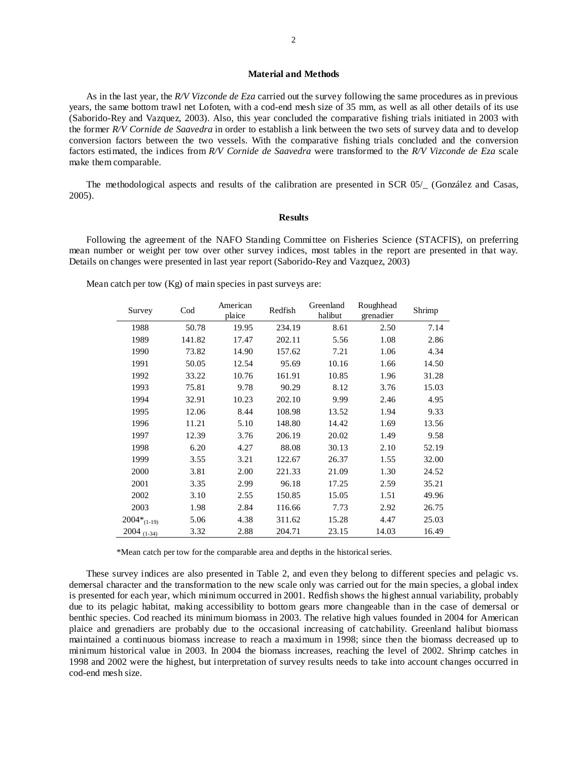## Material and Methods

As in the last year, the *R/V Vizconde de Eza* carried out the survey following the same procedures as in previous years, the same bottom trawl net Lofoten, with a cod-end mesh size of 35 mm, as well as all other details of its use (Saborido-Rey and Vazquez, 2003). Also, this year concluded the comparative fishing trials initiated in 2003 with the former *R/V Cornide de Saavedra* in order to establish a link between the two sets of survey data and to develop conversion factors between the two vessels. With the comparative fishing trials concluded and the conversion factors estimated, the indices from *R/V Cornide de Saavedra* were transformed to the *R/V Vizconde de Eza* scale make them comparable.

The methodological aspects and results of the calibration are presented in SCR 05/_ (González and Casas, 2005).

## Results

Following the agreement of the NAFO Standing Committee on Fisheries Science (STACFIS), on preferring mean number or weight per tow over other survey indices, most tables in the report are presented in that way. Details on changes were presented in last year report (Saborido-Rey and Vazquez, 2003)

Mean catch per tow (Kg) of main species in past surveys are:

| Survey | Cod | American plaice | Redfish | Greenland halibut | Roughhead grenadier | Shrimp |
|---|---|---|---|---|---|---|
| 1988 | 50.78 | 19.95 | 234.19 | 8.61 | 2.50 | 7.14 |
| 1989 | 141.82 | 17.47 | 202.11 | 5.56 | 1.08 | 2.86 |
| 1990 | 73.82 | 14.90 | 157.62 | 7.21 | 1.06 | 4.34 |
| 1991 | 50.05 | 12.54 | 95.69 | 10.16 | 1.66 | 14.50 |
| 1992 | 33.22 | 10.76 | 161.91 | 10.85 | 1.96 | 31.28 |
| 1993 | 75.81 | 9.78 | 90.29 | 8.12 | 3.76 | 15.03 |
| 1994 | 32.91 | 10.23 | 202.10 | 9.99 | 2.46 | 4.95 |
| 1995 | 12.06 | 8.44 | 108.98 | 13.52 | 1.94 | 9.33 |
| 1996 | 11.21 | 5.10 | 148.80 | 14.42 | 1.69 | 13.56 |
| 1997 | 12.39 | 3.76 | 206.19 | 20.02 | 1.49 | 9.58 |
| 1998 | 6.20 | 4.27 | 88.08 | 30.13 | 2.10 | 52.19 |
| 1999 | 3.55 | 3.21 | 122.67 | 26.37 | 1.55 | 32.00 |
| 2000 | 3.81 | 2.00 | 221.33 | 21.09 | 1.30 | 24.52 |
| 2001 | 3.35 | 2.99 | 96.18 | 17.25 | 2.59 | 35.21 |
| 2002 | 3.10 | 2.55 | 150.85 | 15.05 | 1.51 | 49.96 |
| 2003 | 1.98 | 2.84 | 116.66 | 7.73 | 2.92 | 26.75 |
| $2004^{*}_{(1\text{-}19)}$ | 5.06 | 4.38 | 311.62 | 15.28 | 4.47 | 25.03 |
| $2004_{(1\text{-}34)}$ | 3.32 | 2.88 | 204.71 | 23.15 | 14.03 | 16.49 |

*Mean catch per tow for the comparable area and depths in the historical series.

These survey indices are also presented in Table 2, and even they belong to different species and pelagic vs. demersal character and the transformation to the new scale only was carried out for the main species, a global index is presented for each year, which minimum occurred in 2001. Redfish shows the highest annual variability, probably due to its pelagic habitat, making accessibility to bottom gears more changeable than in the case of demersal or benthic species. Cod reached its minimum biomass in 2003. The relative high values founded in 2004 for American plaice and grenadiers are probably due to the occasional increasing of catchability. Greenland halibut biomass maintained a continuous biomass increase to reach a maximum in 1998; since then the biomass decreased up to minimum historical value in 2003. In 2004 the biomass increases, reaching the level of 2002. Shrimp catches in 1998 and 2002 were the highest, but interpretation of survey results needs to take into account changes occurred in cod-end mesh size.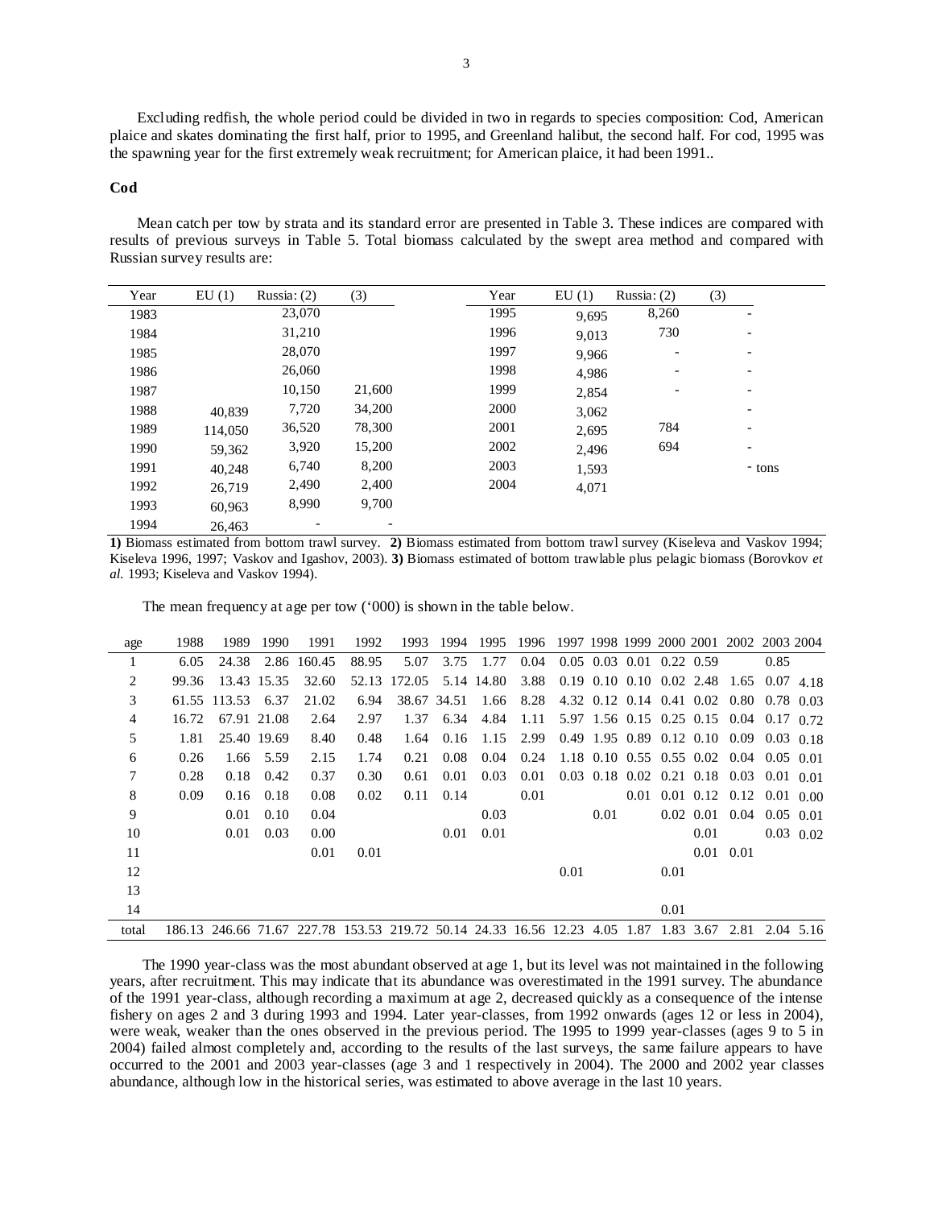Excluding redfish, the whole period could be divided in two in regards to species composition: Cod, American plaice and skates dominating the first half, prior to 1995, and Greenland halibut, the second half. For cod, 1995 was the spawning year for the first extremely weak recruitment; for American plaice, it had been 1991..

**Cod**

Mean catch per tow by strata and its standard error are presented in Table 3. These indices are compared with results of previous surveys in Table 5. Total biomass calculated by the swept area method and compared with Russian survey results are:

| Year | EU (1) | Russia: (2) | (3) | Year | EU (1) | Russia: (2) | (3) |
|---|---|---|---|---|---|---|---|
| 1983 | | 23,070 | | 1995 | 9,695 | 8,260 | - |
| 1984 | | 31,210 | | 1996 | 9,013 | 730 | - |
| 1985 | | 28,070 | | 1997 | 9,966 | - | - |
| 1986 | | 26,060 | | 1998 | 4,986 | - | - |
| 1987 | | 10,150 | 21,600 | 1999 | 2,854 | - | - |
| 1988 | 40,839 | 7,720 | 34,200 | 2000 | 3,062 | | - |
| 1989 | 114,050 | 36,520 | 78,300 | 2001 | 2,695 | 784 | - |
| 1990 | 59,362 | 3,920 | 15,200 | 2002 | 2,496 | 694 | - |
| 1991 | 40,248 | 6,740 | 8,200 | 2003 | 1,593 | | - tons |
| 1992 | 26,719 | 2,490 | 2,400 | 2004 | 4,071 | | |
| 1993 | 60,963 | 8,990 | 9,700 | | | | |
| 1994 | 26,463 | - | - | | | | |

**1)** Biomass estimated from bottom trawl survey. **2)** Biomass estimated from bottom trawl survey (Kiseleva and Vaskov 1994; Kiseleva 1996, 1997; Vaskov and Igashov, 2003). **3)** Biomass estimated of bottom trawlable plus pelagic biomass (Borovkov *et al.* 1993; Kiseleva and Vaskov 1994).

The mean frequency at age per tow ('000) is shown in the table below.

| age | 1988 | 1989 | 1990 | 1991 | 1992 | 1993 | 1994 | 1995 | 1996 | 1997 | 1998 | 1999 | 2000 | 2001 | 2002 | 2003 | 2004 |
|---|---|---|---|---|---|---|---|---|---|---|---|---|---|---|---|---|---|
| 1 | 6.05 | 24.38 | 2.86 | 160.45 | 88.95 | 5.07 | 3.75 | 1.77 | 0.04 | 0.05 | 0.03 | 0.01 | 0.22 | 0.59 | | 0.85 | |
| 2 | 99.36 | 13.43 | 15.35 | 32.60 | 52.13 | 172.05 | 5.14 | 14.80 | 3.88 | 0.19 | 0.10 | 0.10 | 0.02 | 2.48 | 1.65 | 0.07 | 4.18 |
| 3 | 61.55 | 113.53 | 6.37 | 21.02 | 6.94 | 38.67 | 34.51 | 1.66 | 8.28 | 4.32 | 0.12 | 0.14 | 0.41 | 0.02 | 0.80 | 0.78 | 0.03 |
| 4 | 16.72 | 67.91 | 21.08 | 2.64 | 2.97 | 1.37 | 6.34 | 4.84 | 1.11 | 5.97 | 1.56 | 0.15 | 0.25 | 0.15 | 0.04 | 0.17 | 0.72 |
| 5 | 1.81 | 25.40 | 19.69 | 8.40 | 0.48 | 1.64 | 0.16 | 1.15 | 2.99 | 0.49 | 1.95 | 0.89 | 0.12 | 0.10 | 0.09 | 0.03 | 0.18 |
| 6 | 0.26 | 1.66 | 5.59 | 2.15 | 1.74 | 0.21 | 0.08 | 0.04 | 0.24 | 1.18 | 0.10 | 0.55 | 0.55 | 0.02 | 0.04 | 0.05 | 0.01 |
| 7 | 0.28 | 0.18 | 0.42 | 0.37 | 0.30 | 0.61 | 0.01 | 0.03 | 0.01 | 0.03 | 0.18 | 0.02 | 0.21 | 0.18 | 0.03 | 0.01 | 0.01 |
| 8 | 0.09 | 0.16 | 0.18 | 0.08 | 0.02 | 0.11 | 0.14 | | 0.01 | | | 0.01 | 0.01 | 0.12 | 0.12 | 0.01 | 0.00 |
| 9 | | 0.01 | 0.10 | 0.04 | | | | 0.03 | | | 0.01 | | 0.02 | 0.01 | 0.04 | 0.05 | 0.01 |
| 10 | | 0.01 | 0.03 | 0.00 | | | 0.01 | 0.01 | | | | | | 0.01 | | 0.03 | 0.02 |
| 11 | | | | 0.01 | 0.01 | | | | | | | | | 0.01 | 0.01 | | |
| 12 | | | | | | | | | | 0.01 | | | 0.01 | | | | |
| 13 | | | | | | | | | | | | | | | | | |
| 14 | | | | | | | | | | | | | 0.01 | | | | |
| total | 186.13 | 246.66 | 71.67 | 227.78 | 153.53 | 219.72 | 50.14 | 24.33 | 16.56 | 12.23 | 4.05 | 1.87 | 1.83 | 3.67 | 2.81 | 2.04 | 5.16 |

The 1990 year-class was the most abundant observed at age 1, but its level was not maintained in the following years, after recruitment. This may indicate that its abundance was overestimated in the 1991 survey. The abundance of the 1991 year-class, although recording a maximum at age 2, decreased quickly as a consequence of the intense fishery on ages 2 and 3 during 1993 and 1994. Later year-classes, from 1992 onwards (ages 12 or less in 2004), were weak, weaker than the ones observed in the previous period. The 1995 to 1999 year-classes (ages 9 to 5 in 2004) failed almost completely and, according to the results of the last surveys, the same failure appears to have occurred to the 2001 and 2003 year-classes (age 3 and 1 respectively in 2004). The 2000 and 2002 year classes abundance, although low in the historical series, was estimated to above average in the last 10 years.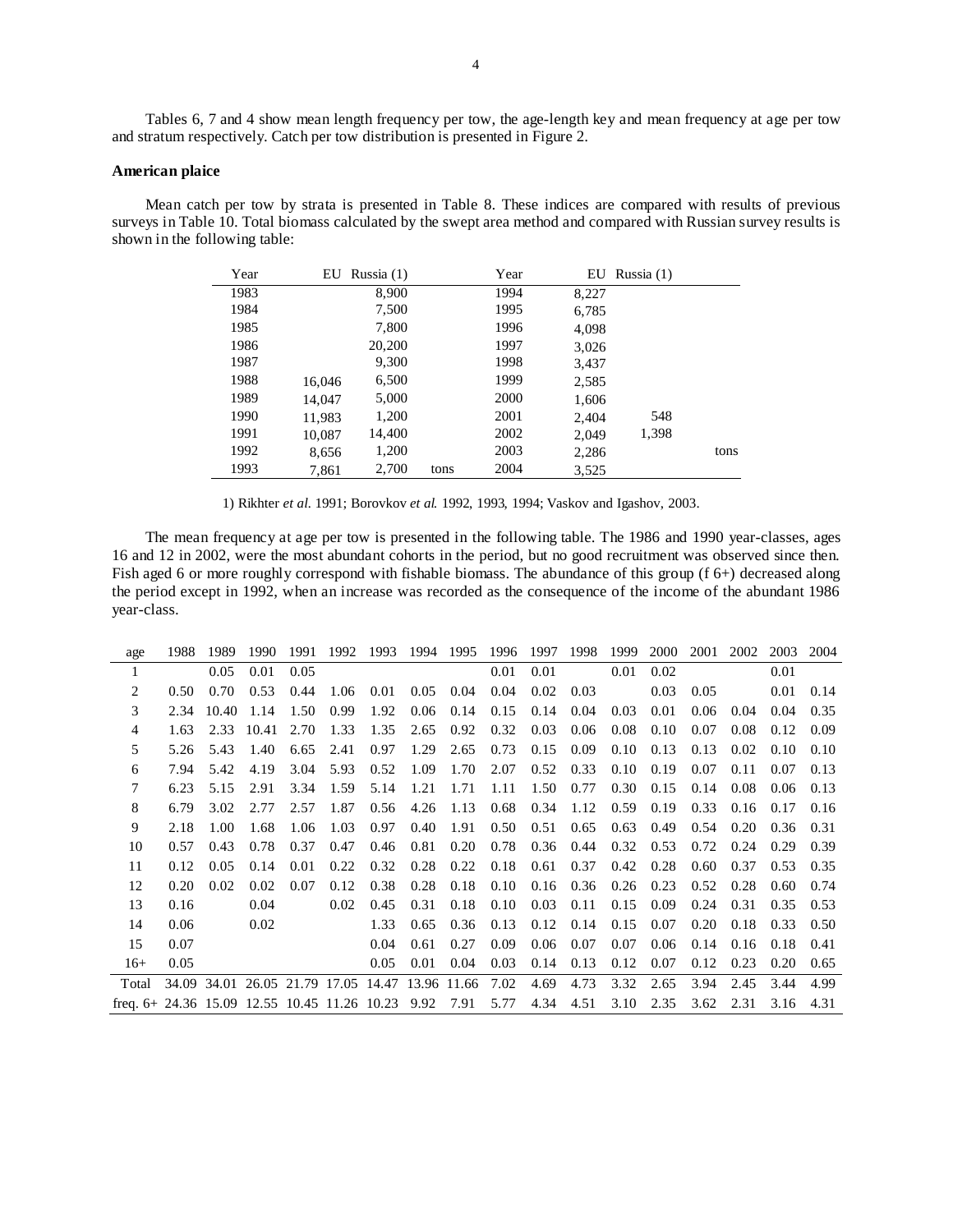Tables 6, 7 and 4 show mean length frequency per tow, the age-length key and mean frequency at age per tow and stratum respectively. Catch per tow distribution is presented in Figure 2.

**American plaice**

Mean catch per tow by strata is presented in Table 8. These indices are compared with results of previous surveys in Table 10. Total biomass calculated by the swept area method and compared with Russian survey results is shown in the following table:

| Year | EU | Russia (1) | | Year | EU | Russia (1) | |
|---|---|---|---|---|---|---|---|
| 1983 | | 8,900 | | 1994 | 8,227 | | |
| 1984 | | 7,500 | | 1995 | 6,785 | | |
| 1985 | | 7,800 | | 1996 | 4,098 | | |
| 1986 | | 20,200 | | 1997 | 3,026 | | |
| 1987 | | 9,300 | | 1998 | 3,437 | | |
| 1988 | 16,046 | 6,500 | | 1999 | 2,585 | | |
| 1989 | 14,047 | 5,000 | | 2000 | 1,606 | | |
| 1990 | 11,983 | 1,200 | | 2001 | 2,404 | 548 | |
| 1991 | 10,087 | 14,400 | | 2002 | 2,049 | 1,398 | |
| 1992 | 8,656 | 1,200 | | 2003 | 2,286 | | tons |
| 1993 | 7,861 | 2,700 | tons | 2004 | 3,525 | | |

1) Rikhter *et al.* 1991; Borovkov *et al.* 1992, 1993, 1994; Vaskov and Igashov, 2003.

The mean frequency at age per tow is presented in the following table. The 1986 and 1990 year-classes, ages 16 and 12 in 2002, were the most abundant cohorts in the period, but no good recruitment was observed since then. Fish aged 6 or more roughly correspond with fishable biomass. The abundance of this group (f 6+) decreased along the period except in 1992, when an increase was recorded as the consequence of the income of the abundant 1986 year-class.

| age | 1988 | 1989 | 1990 | 1991 | 1992 | 1993 | 1994 | 1995 | 1996 | 1997 | 1998 | 1999 | 2000 | 2001 | 2002 | 2003 | 2004 |
|---|---|---|---|---|---|---|---|---|---|---|---|---|---|---|---|---|---|
| 1 | | 0.05 | 0.01 | 0.05 | | | | | 0.01 | 0.01 | | 0.01 | 0.02 | | | 0.01 | |
| 2 | 0.50 | 0.70 | 0.53 | 0.44 | 1.06 | 0.01 | 0.05 | 0.04 | 0.04 | 0.02 | 0.03 | | 0.03 | 0.05 | | 0.01 | 0.14 |
| 3 | 2.34 | 10.40 | 1.14 | 1.50 | 0.99 | 1.92 | 0.06 | 0.14 | 0.15 | 0.14 | 0.04 | 0.03 | 0.01 | 0.06 | 0.04 | 0.04 | 0.35 |
| 4 | 1.63 | 2.33 | 10.41 | 2.70 | 1.33 | 1.35 | 2.65 | 0.92 | 0.32 | 0.03 | 0.06 | 0.08 | 0.10 | 0.07 | 0.08 | 0.12 | 0.09 |
| 5 | 5.26 | 5.43 | 1.40 | 6.65 | 2.41 | 0.97 | 1.29 | 2.65 | 0.73 | 0.15 | 0.09 | 0.10 | 0.13 | 0.13 | 0.02 | 0.10 | 0.10 |
| 6 | 7.94 | 5.42 | 4.19 | 3.04 | 5.93 | 0.52 | 1.09 | 1.70 | 2.07 | 0.52 | 0.33 | 0.10 | 0.19 | 0.07 | 0.11 | 0.07 | 0.13 |
| 7 | 6.23 | 5.15 | 2.91 | 3.34 | 1.59 | 5.14 | 1.21 | 1.71 | 1.11 | 1.50 | 0.77 | 0.30 | 0.15 | 0.14 | 0.08 | 0.06 | 0.13 |
| 8 | 6.79 | 3.02 | 2.77 | 2.57 | 1.87 | 0.56 | 4.26 | 1.13 | 0.68 | 0.34 | 1.12 | 0.59 | 0.19 | 0.33 | 0.16 | 0.17 | 0.16 |
| 9 | 2.18 | 1.00 | 1.68 | 1.06 | 1.03 | 0.97 | 0.40 | 1.91 | 0.50 | 0.51 | 0.65 | 0.63 | 0.49 | 0.54 | 0.20 | 0.36 | 0.31 |
| 10 | 0.57 | 0.43 | 0.78 | 0.37 | 0.47 | 0.46 | 0.81 | 0.20 | 0.78 | 0.36 | 0.44 | 0.32 | 0.53 | 0.72 | 0.24 | 0.29 | 0.39 |
| 11 | 0.12 | 0.05 | 0.14 | 0.01 | 0.22 | 0.32 | 0.28 | 0.22 | 0.18 | 0.61 | 0.37 | 0.42 | 0.28 | 0.60 | 0.37 | 0.53 | 0.35 |
| 12 | 0.20 | 0.02 | 0.02 | 0.07 | 0.12 | 0.38 | 0.28 | 0.18 | 0.10 | 0.16 | 0.36 | 0.26 | 0.23 | 0.52 | 0.28 | 0.60 | 0.74 |
| 13 | 0.16 | | 0.04 | | 0.02 | 0.45 | 0.31 | 0.18 | 0.10 | 0.03 | 0.11 | 0.15 | 0.09 | 0.24 | 0.31 | 0.35 | 0.53 |
| 14 | 0.06 | | 0.02 | | | 1.33 | 0.65 | 0.36 | 0.13 | 0.12 | 0.14 | 0.15 | 0.07 | 0.20 | 0.18 | 0.33 | 0.50 |
| 15 | 0.07 | | | | | 0.04 | 0.61 | 0.27 | 0.09 | 0.06 | 0.07 | 0.07 | 0.06 | 0.14 | 0.16 | 0.18 | 0.41 |
| 16+ | 0.05 | | | | | 0.05 | 0.01 | 0.04 | 0.03 | 0.14 | 0.13 | 0.12 | 0.07 | 0.12 | 0.23 | 0.20 | 0.65 |
| Total | 34.09 | 34.01 | 26.05 | 21.79 | 17.05 | 14.47 | 13.96 | 11.66 | 7.02 | 4.69 | 4.73 | 3.32 | 2.65 | 3.94 | 2.45 | 3.44 | 4.99 |
| freq. 6+ | 24.36 | 15.09 | 12.55 | 10.45 | 11.26 | 10.23 | 9.92 | 7.91 | 5.77 | 4.34 | 4.51 | 3.10 | 2.35 | 3.62 | 2.31 | 3.16 | 4.31 |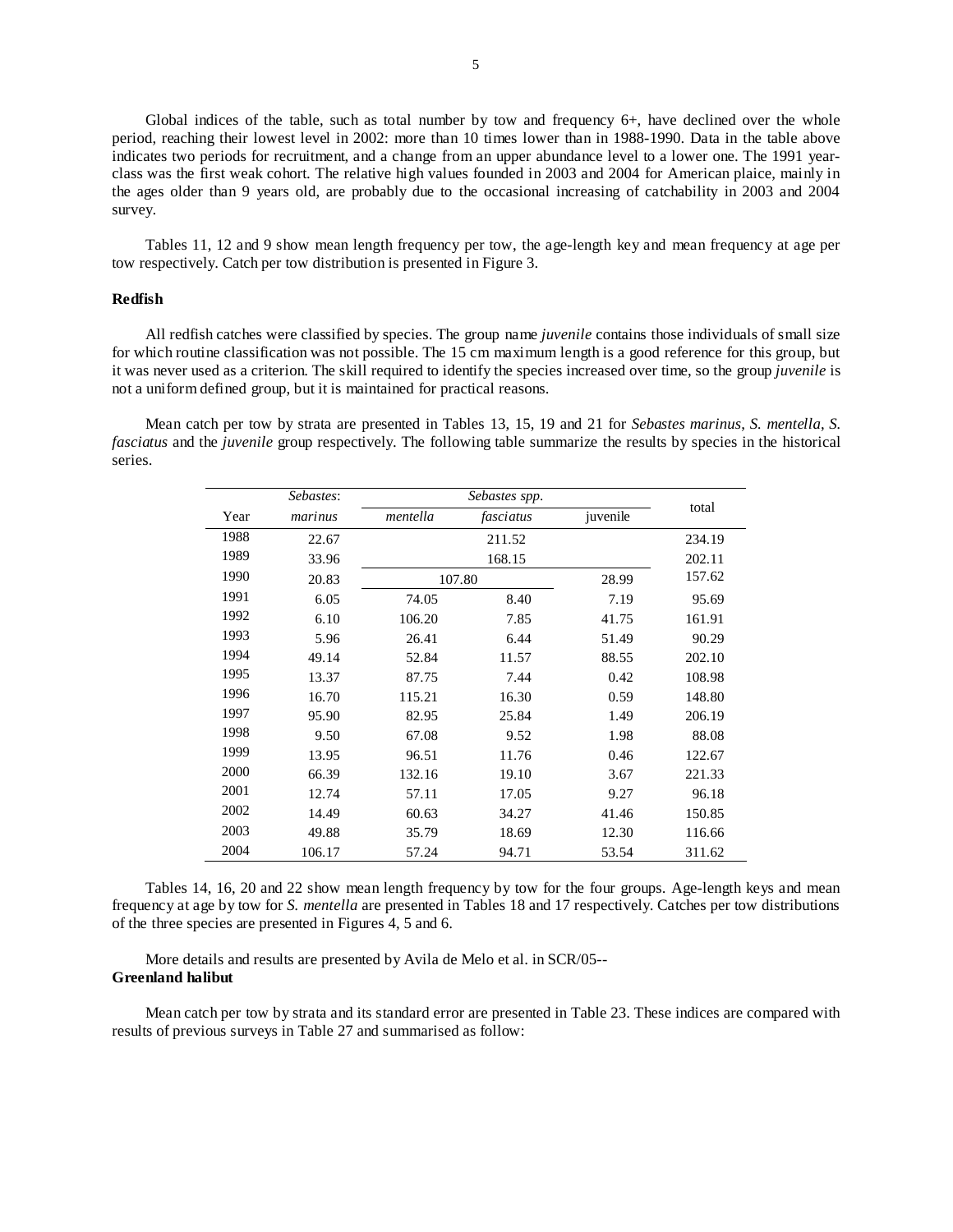Global indices of the table, such as total number by tow and frequency 6+, have declined over the whole period, reaching their lowest level in 2002: more than 10 times lower than in 1988-1990. Data in the table above indicates two periods for recruitment, and a change from an upper abundance level to a lower one. The 1991 year-class was the first weak cohort. The relative high values founded in 2003 and 2004 for American plaice, mainly in the ages older than 9 years old, are probably due to the occasional increasing of catchability in 2003 and 2004 survey.

Tables 11, 12 and 9 show mean length frequency per tow, the age-length key and mean frequency at age per tow respectively. Catch per tow distribution is presented in Figure 3.

**Redfish**

All redfish catches were classified by species. The group name *juvenile* contains those individuals of small size for which routine classification was not possible. The 15 cm maximum length is a good reference for this group, but it was never used as a criterion. The skill required to identify the species increased over time, so the group *juvenile* is not a uniform defined group, but it is maintained for practical reasons.

Mean catch per tow by strata are presented in Tables 13, 15, 19 and 21 for *Sebastes marinus*, *S. mentella*, *S. fasciatus* and the *juvenile* group respectively. The following table summarize the results by species in the historical series.

| | *Sebastes*: | *Sebastes spp.* | | | total |
|---|---|---|---|---|---|
| Year | *marinus* | *mentella* | *fasciatus* | juvenile | |
| 1988 | 22.67 | 211.52 | | | 234.19 |
| 1989 | 33.96 | 168.15 | | | 202.11 |
| 1990 | 20.83 | 107.80 | | 28.99 | 157.62 |
| 1991 | 6.05 | 74.05 | 8.40 | 7.19 | 95.69 |
| 1992 | 6.10 | 106.20 | 7.85 | 41.75 | 161.91 |
| 1993 | 5.96 | 26.41 | 6.44 | 51.49 | 90.29 |
| 1994 | 49.14 | 52.84 | 11.57 | 88.55 | 202.10 |
| 1995 | 13.37 | 87.75 | 7.44 | 0.42 | 108.98 |
| 1996 | 16.70 | 115.21 | 16.30 | 0.59 | 148.80 |
| 1997 | 95.90 | 82.95 | 25.84 | 1.49 | 206.19 |
| 1998 | 9.50 | 67.08 | 9.52 | 1.98 | 88.08 |
| 1999 | 13.95 | 96.51 | 11.76 | 0.46 | 122.67 |
| 2000 | 66.39 | 132.16 | 19.10 | 3.67 | 221.33 |
| 2001 | 12.74 | 57.11 | 17.05 | 9.27 | 96.18 |
| 2002 | 14.49 | 60.63 | 34.27 | 41.46 | 150.85 |
| 2003 | 49.88 | 35.79 | 18.69 | 12.30 | 116.66 |
| 2004 | 106.17 | 57.24 | 94.71 | 53.54 | 311.62 |

Tables 14, 16, 20 and 22 show mean length frequency by tow for the four groups. Age-length keys and mean frequency at age by tow for *S. mentella* are presented in Tables 18 and 17 respectively. Catches per tow distributions of the three species are presented in Figures 4, 5 and 6.

More details and results are presented by Avila de Melo et al. in SCR/05--

**Greenland halibut**

Mean catch per tow by strata and its standard error are presented in Table 23. These indices are compared with results of previous surveys in Table 27 and summarised as follow: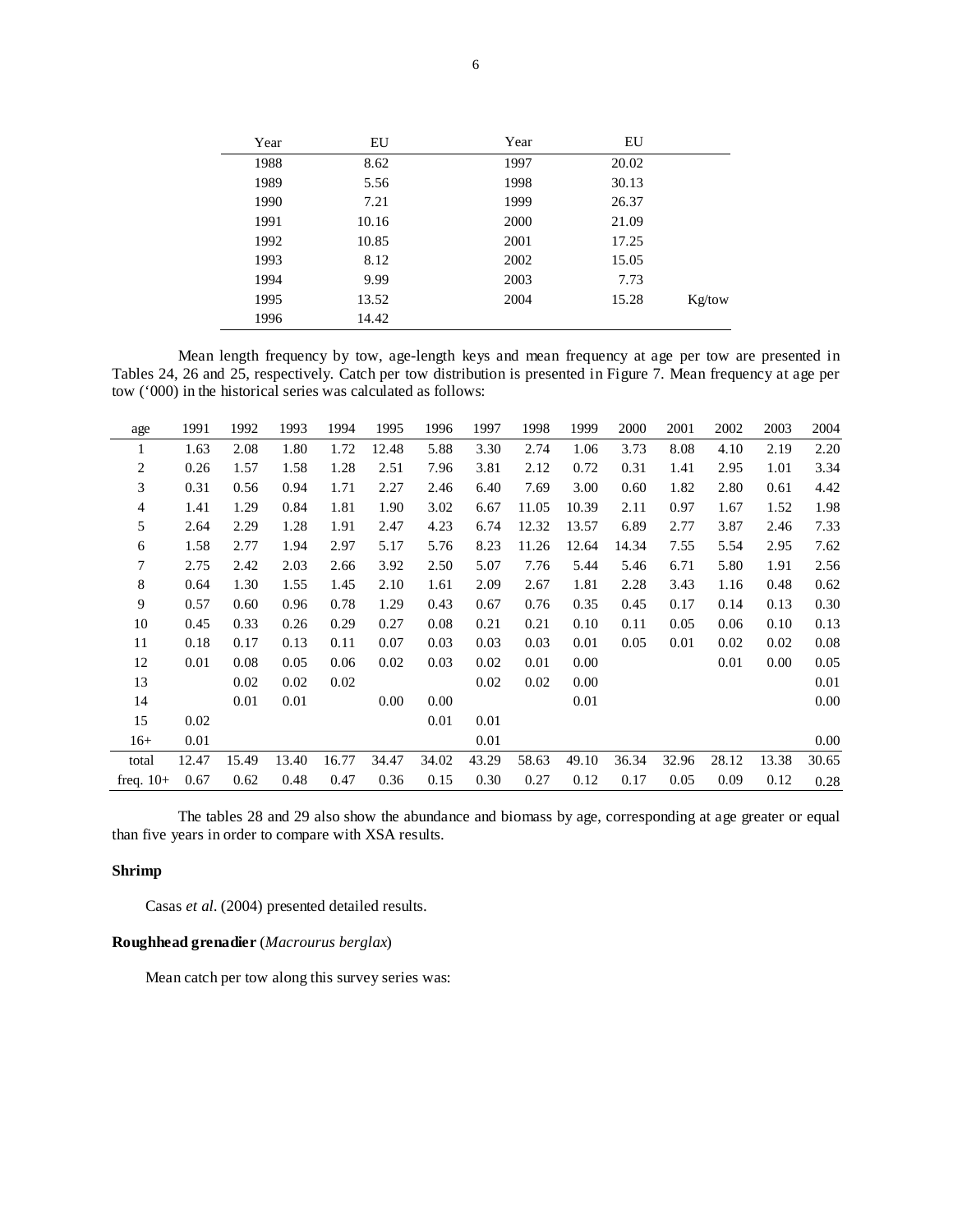| Year | EU | Year | EU | |
|---|---|---|---|---|
| 1988 | 8.62 | 1997 | 20.02 | |
| 1989 | 5.56 | 1998 | 30.13 | |
| 1990 | 7.21 | 1999 | 26.37 | |
| 1991 | 10.16 | 2000 | 21.09 | |
| 1992 | 10.85 | 2001 | 17.25 | |
| 1993 | 8.12 | 2002 | 15.05 | |
| 1994 | 9.99 | 2003 | 7.73 | |
| 1995 | 13.52 | 2004 | 15.28 | Kg/tow |
| 1996 | 14.42 | | | |

Mean length frequency by tow, age-length keys and mean frequency at age per tow are presented in Tables 24, 26 and 25, respectively. Catch per tow distribution is presented in Figure 7. Mean frequency at age per tow ('000) in the historical series was calculated as follows:

| age | 1991 | 1992 | 1993 | 1994 | 1995 | 1996 | 1997 | 1998 | 1999 | 2000 | 2001 | 2002 | 2003 | 2004 |
|---|---|---|---|---|---|---|---|---|---|---|---|---|---|---|
| 1 | 1.63 | 2.08 | 1.80 | 1.72 | 12.48 | 5.88 | 3.30 | 2.74 | 1.06 | 3.73 | 8.08 | 4.10 | 2.19 | 2.20 |
| 2 | 0.26 | 1.57 | 1.58 | 1.28 | 2.51 | 7.96 | 3.81 | 2.12 | 0.72 | 0.31 | 1.41 | 2.95 | 1.01 | 3.34 |
| 3 | 0.31 | 0.56 | 0.94 | 1.71 | 2.27 | 2.46 | 6.40 | 7.69 | 3.00 | 0.60 | 1.82 | 2.80 | 0.61 | 4.42 |
| 4 | 1.41 | 1.29 | 0.84 | 1.81 | 1.90 | 3.02 | 6.67 | 11.05 | 10.39 | 2.11 | 0.97 | 1.67 | 1.52 | 1.98 |
| 5 | 2.64 | 2.29 | 1.28 | 1.91 | 2.47 | 4.23 | 6.74 | 12.32 | 13.57 | 6.89 | 2.77 | 3.87 | 2.46 | 7.33 |
| 6 | 1.58 | 2.77 | 1.94 | 2.97 | 5.17 | 5.76 | 8.23 | 11.26 | 12.64 | 14.34 | 7.55 | 5.54 | 2.95 | 7.62 |
| 7 | 2.75 | 2.42 | 2.03 | 2.66 | 3.92 | 2.50 | 5.07 | 7.76 | 5.44 | 5.46 | 6.71 | 5.80 | 1.91 | 2.56 |
| 8 | 0.64 | 1.30 | 1.55 | 1.45 | 2.10 | 1.61 | 2.09 | 2.67 | 1.81 | 2.28 | 3.43 | 1.16 | 0.48 | 0.62 |
| 9 | 0.57 | 0.60 | 0.96 | 0.78 | 1.29 | 0.43 | 0.67 | 0.76 | 0.35 | 0.45 | 0.17 | 0.14 | 0.13 | 0.30 |
| 10 | 0.45 | 0.33 | 0.26 | 0.29 | 0.27 | 0.08 | 0.21 | 0.21 | 0.10 | 0.11 | 0.05 | 0.06 | 0.10 | 0.13 |
| 11 | 0.18 | 0.17 | 0.13 | 0.11 | 0.07 | 0.03 | 0.03 | 0.03 | 0.01 | 0.05 | 0.01 | 0.02 | 0.02 | 0.08 |
| 12 | 0.01 | 0.08 | 0.05 | 0.06 | 0.02 | 0.03 | 0.02 | 0.01 | 0.00 | | | 0.01 | 0.00 | 0.05 |
| 13 | | 0.02 | 0.02 | 0.02 | | | 0.02 | 0.02 | 0.00 | | | | | 0.01 |
| 14 | | 0.01 | 0.01 | | 0.00 | 0.00 | | | 0.01 | | | | | 0.00 |
| 15 | 0.02 | | | | | 0.01 | 0.01 | | | | | | | |
| 16+ | 0.01 | | | | | | 0.01 | | | | | | | 0.00 |
| total | 12.47 | 15.49 | 13.40 | 16.77 | 34.47 | 34.02 | 43.29 | 58.63 | 49.10 | 36.34 | 32.96 | 28.12 | 13.38 | 30.65 |
| freq. 10+ | 0.67 | 0.62 | 0.48 | 0.47 | 0.36 | 0.15 | 0.30 | 0.27 | 0.12 | 0.17 | 0.05 | 0.09 | 0.12 | 0.28 |

The tables 28 and 29 also show the abundance and biomass by age, corresponding at age greater or equal than five years in order to compare with XSA results.

**Shrimp**

Casas *et al*. (2004) presented detailed results.

**Roughhead grenadier** (*Macrourus berglax*)

Mean catch per tow along this survey series was: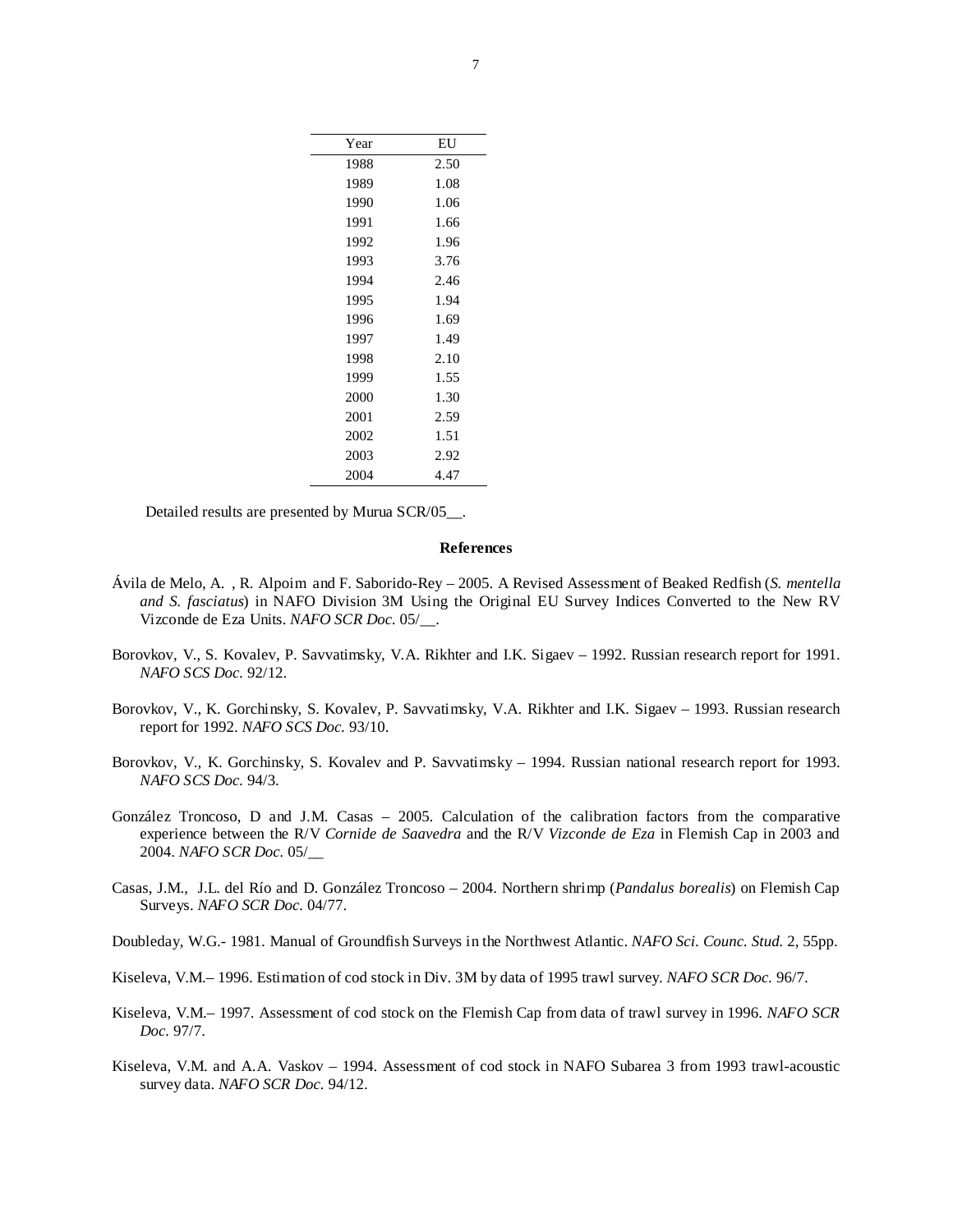| Year | EU |
| --- | --- |
| 1988 | 2.50 |
| 1989 | 1.08 |
| 1990 | 1.06 |
| 1991 | 1.66 |
| 1992 | 1.96 |
| 1993 | 3.76 |
| 1994 | 2.46 |
| 1995 | 1.94 |
| 1996 | 1.69 |
| 1997 | 1.49 |
| 1998 | 2.10 |
| 1999 | 1.55 |
| 2000 | 1.30 |
| 2001 | 2.59 |
| 2002 | 1.51 |
| 2003 | 2.92 |
| 2004 | 4.47 |

Detailed results are presented by Murua SCR/05__.

## References

Ávila de Melo, A. , R. Alpoim and F. Saborido-Rey – 2005. A Revised Assessment of Beaked Redfish (*S. mentella and S. fasciatus*) in NAFO Division 3M Using the Original EU Survey Indices Converted to the New RV Vizconde de Eza Units. *NAFO SCR Doc.* 05/__.

Borovkov, V., S. Kovalev, P. Savvatimsky, V.A. Rikhter and I.K. Sigaev – 1992. Russian research report for 1991. *NAFO SCS Doc.* 92/12.

Borovkov, V., K. Gorchinsky, S. Kovalev, P. Savvatimsky, V.A. Rikhter and I.K. Sigaev – 1993. Russian research report for 1992. *NAFO SCS Doc.* 93/10.

Borovkov, V., K. Gorchinsky, S. Kovalev and P. Savvatimsky – 1994. Russian national research report for 1993. *NAFO SCS Doc.* 94/3.

González Troncoso, D and J.M. Casas – 2005. Calculation of the calibration factors from the comparative experience between the R/V *Cornide de Saavedra* and the R/V *Vizconde de Eza* in Flemish Cap in 2003 and 2004. *NAFO SCR Doc.* 05/__

Casas, J.M., J.L. del Río and D. González Troncoso – 2004. Northern shrimp (*Pandalus borealis*) on Flemish Cap Surveys. *NAFO SCR Doc.* 04/77.

Doubleday, W.G.- 1981. Manual of Groundfish Surveys in the Northwest Atlantic. *NAFO Sci. Counc. Stud.* 2, 55pp.

Kiseleva, V.M.– 1996. Estimation of cod stock in Div. 3M by data of 1995 trawl survey. *NAFO SCR Doc.* 96/7.

Kiseleva, V.M.– 1997. Assessment of cod stock on the Flemish Cap from data of trawl survey in 1996. *NAFO SCR Doc.* 97/7.

Kiseleva, V.M. and A.A. Vaskov – 1994. Assessment of cod stock in NAFO Subarea 3 from 1993 trawl-acoustic survey data. *NAFO SCR Doc.* 94/12.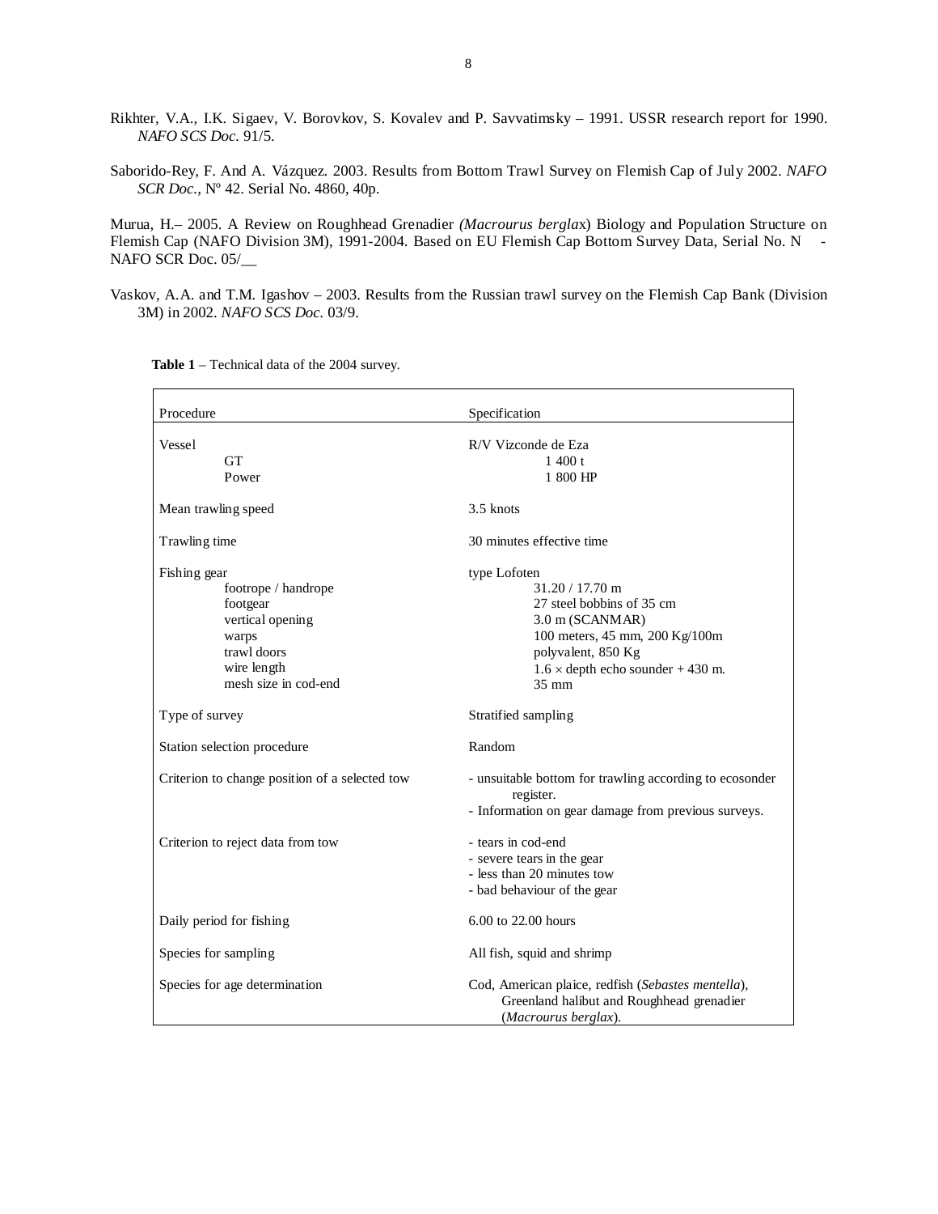Rikhter, V.A., I.K. Sigaev, V. Borovkov, S. Kovalev and P. Savvatimsky – 1991. USSR research report for 1990. *NAFO SCS Doc.* 91/5.

Saborido-Rey, F. And A. Vázquez. 2003. Results from Bottom Trawl Survey on Flemish Cap of July 2002. *NAFO SCR Doc.*, Nº 42. Serial No. 4860, 40p.

Murua, H.– 2005. A Review on Roughhead Grenadier *(Macrourus berglax)* Biology and Population Structure on Flemish Cap (NAFO Division 3M), 1991-2004. Based on EU Flemish Cap Bottom Survey Data, Serial No. N - NAFO SCR Doc. 05/__

Vaskov, A.A. and T.M. Igashov – 2003. Results from the Russian trawl survey on the Flemish Cap Bank (Division 3M) in 2002. *NAFO SCS Doc.* 03/9.

**Table 1** – Technical data of the 2004 survey.

| Procedure | Specification |
|---|---|
| Vessel | R/V Vizconde de Eza |
| GT | 1 400 t |
| Power | 1 800 HP |
| Mean trawling speed | 3.5 knots |
| Trawling time | 30 minutes effective time |
| Fishing gear | type Lofoten |
| footrope / handrope | 31.20 / 17.70 m |
| footgear | 27 steel bobbins of 35 cm |
| vertical opening | 3.0 m (SCANMAR) |
| warps | 100 meters, 45 mm, 200 Kg/100m |
| trawl doors | polyvalent, 850 Kg |
| wire length | 1.6 × depth echo sounder + 430 m. |
| mesh size in cod-end | 35 mm |
| Type of survey | Stratified sampling |
| Station selection procedure | Random |
| Criterion to change position of a selected tow | - unsuitable bottom for trawling according to ecosonder register.<br>- Information on gear damage from previous surveys. |
| Criterion to reject data from tow | - tears in cod-end<br>- severe tears in the gear<br>- less than 20 minutes tow<br>- bad behaviour of the gear |
| Daily period for fishing | 6.00 to 22.00 hours |
| Species for sampling | All fish, squid and shrimp |
| Species for age determination | Cod, American plaice, redfish (*Sebastes mentella*), Greenland halibut and Roughhead grenadier (*Macrourus berglax*). |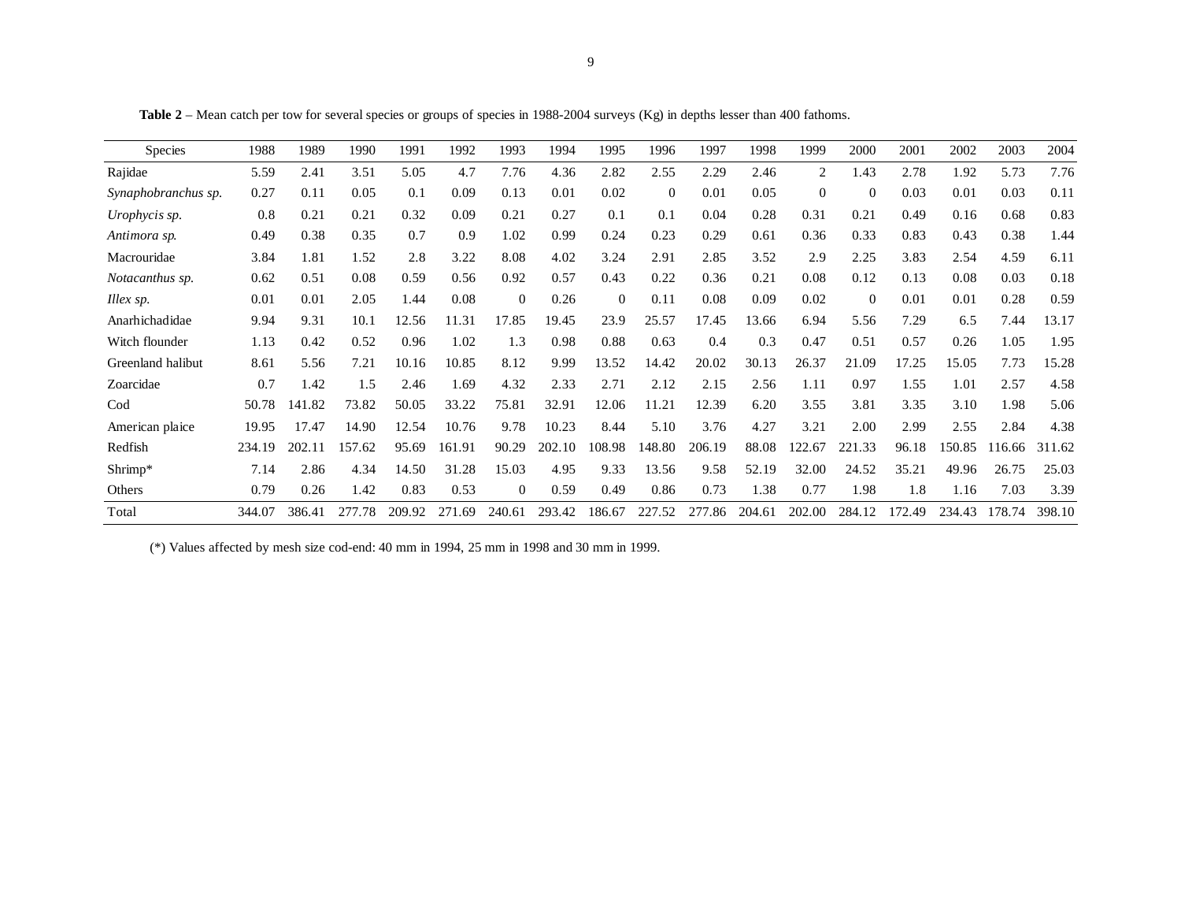**Table 2** – Mean catch per tow for several species or groups of species in 1988-2004 surveys (Kg) in depths lesser than 400 fathoms.

| Species | 1988 | 1989 | 1990 | 1991 | 1992 | 1993 | 1994 | 1995 | 1996 | 1997 | 1998 | 1999 | 2000 | 2001 | 2002 | 2003 | 2004 |
|---|---|---|---|---|---|---|---|---|---|---|---|---|---|---|---|---|---|
| Rajidae | 5.59 | 2.41 | 3.51 | 5.05 | 4.7 | 7.76 | 4.36 | 2.82 | 2.55 | 2.29 | 2.46 | 2 | 1.43 | 2.78 | 1.92 | 5.73 | 7.76 |
| *Synaphobranchus sp.* | 0.27 | 0.11 | 0.05 | 0.1 | 0.09 | 0.13 | 0.01 | 0.02 | 0 | 0.01 | 0.05 | 0 | 0 | 0.03 | 0.01 | 0.03 | 0.11 |
| *Urophycis sp.* | 0.8 | 0.21 | 0.21 | 0.32 | 0.09 | 0.21 | 0.27 | 0.1 | 0.1 | 0.04 | 0.28 | 0.31 | 0.21 | 0.49 | 0.16 | 0.68 | 0.83 |
| *Antimora sp.* | 0.49 | 0.38 | 0.35 | 0.7 | 0.9 | 1.02 | 0.99 | 0.24 | 0.23 | 0.29 | 0.61 | 0.36 | 0.33 | 0.83 | 0.43 | 0.38 | 1.44 |
| Macrouridae | 3.84 | 1.81 | 1.52 | 2.8 | 3.22 | 8.08 | 4.02 | 3.24 | 2.91 | 2.85 | 3.52 | 2.9 | 2.25 | 3.83 | 2.54 | 4.59 | 6.11 |
| *Notacanthus sp.* | 0.62 | 0.51 | 0.08 | 0.59 | 0.56 | 0.92 | 0.57 | 0.43 | 0.22 | 0.36 | 0.21 | 0.08 | 0.12 | 0.13 | 0.08 | 0.03 | 0.18 |
| *Illex sp.* | 0.01 | 0.01 | 2.05 | 1.44 | 0.08 | 0 | 0.26 | 0 | 0.11 | 0.08 | 0.09 | 0.02 | 0 | 0.01 | 0.01 | 0.28 | 0.59 |
| Anarhichadidae | 9.94 | 9.31 | 10.1 | 12.56 | 11.31 | 17.85 | 19.45 | 23.9 | 25.57 | 17.45 | 13.66 | 6.94 | 5.56 | 7.29 | 6.5 | 7.44 | 13.17 |
| Witch flounder | 1.13 | 0.42 | 0.52 | 0.96 | 1.02 | 1.3 | 0.98 | 0.88 | 0.63 | 0.4 | 0.3 | 0.47 | 0.51 | 0.57 | 0.26 | 1.05 | 1.95 |
| Greenland halibut | 8.61 | 5.56 | 7.21 | 10.16 | 10.85 | 8.12 | 9.99 | 13.52 | 14.42 | 20.02 | 30.13 | 26.37 | 21.09 | 17.25 | 15.05 | 7.73 | 15.28 |
| Zoarcidae | 0.7 | 1.42 | 1.5 | 2.46 | 1.69 | 4.32 | 2.33 | 2.71 | 2.12 | 2.15 | 2.56 | 1.11 | 0.97 | 1.55 | 1.01 | 2.57 | 4.58 |
| Cod | 50.78 | 141.82 | 73.82 | 50.05 | 33.22 | 75.81 | 32.91 | 12.06 | 11.21 | 12.39 | 6.20 | 3.55 | 3.81 | 3.35 | 3.10 | 1.98 | 5.06 |
| American plaice | 19.95 | 17.47 | 14.90 | 12.54 | 10.76 | 9.78 | 10.23 | 8.44 | 5.10 | 3.76 | 4.27 | 3.21 | 2.00 | 2.99 | 2.55 | 2.84 | 4.38 |
| Redfish | 234.19 | 202.11 | 157.62 | 95.69 | 161.91 | 90.29 | 202.10 | 108.98 | 148.80 | 206.19 | 88.08 | 122.67 | 221.33 | 96.18 | 150.85 | 116.66 | 311.62 |
| Shrimp* | 7.14 | 2.86 | 4.34 | 14.50 | 31.28 | 15.03 | 4.95 | 9.33 | 13.56 | 9.58 | 52.19 | 32.00 | 24.52 | 35.21 | 49.96 | 26.75 | 25.03 |
| Others | 0.79 | 0.26 | 1.42 | 0.83 | 0.53 | 0 | 0.59 | 0.49 | 0.86 | 0.73 | 1.38 | 0.77 | 1.98 | 1.8 | 1.16 | 7.03 | 3.39 |
| Total | 344.07 | 386.41 | 277.78 | 209.92 | 271.69 | 240.61 | 293.42 | 186.67 | 227.52 | 277.86 | 204.61 | 202.00 | 284.12 | 172.49 | 234.43 | 178.74 | 398.10 |

(*) Values affected by mesh size cod-end: 40 mm in 1994, 25 mm in 1998 and 30 mm in 1999.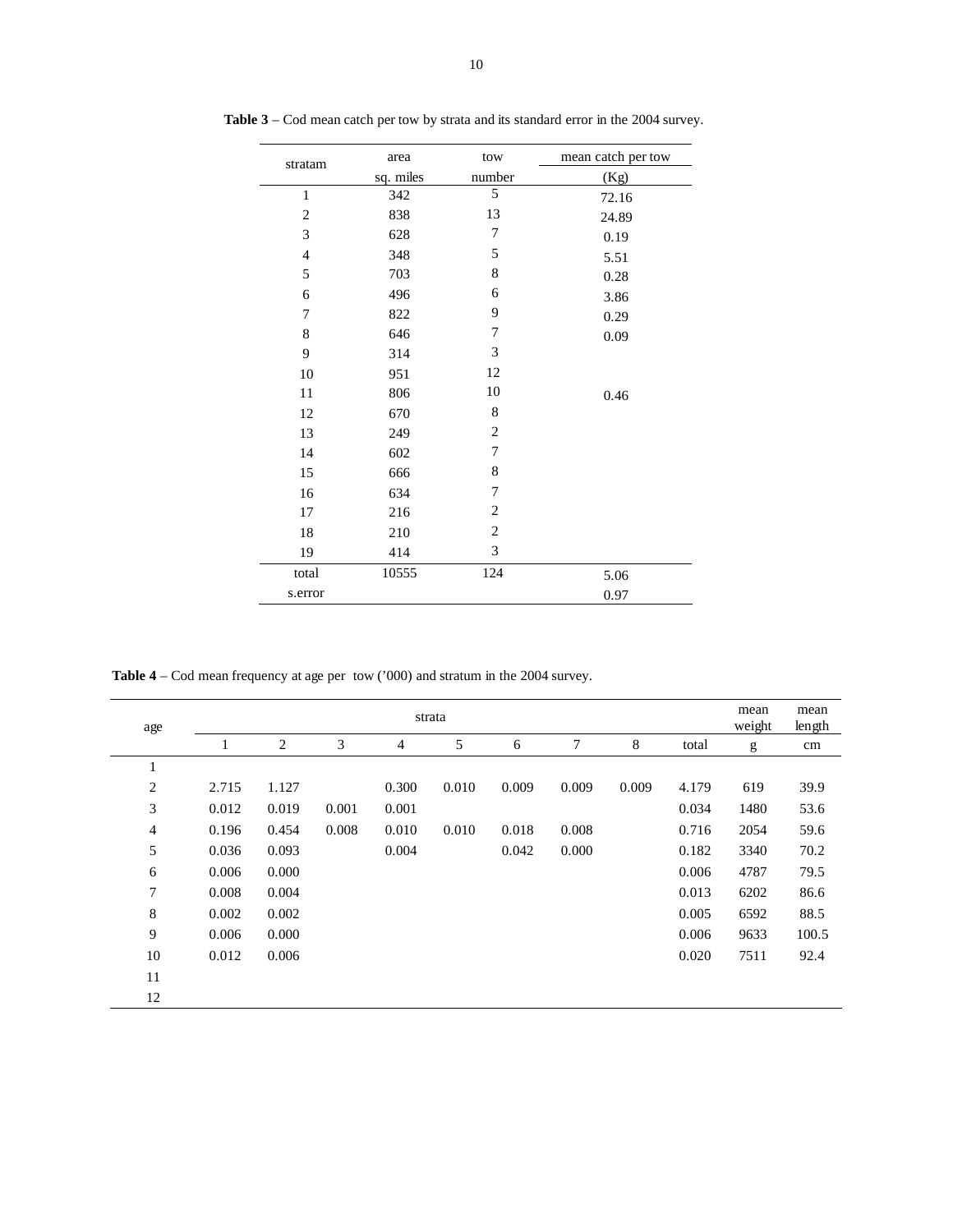**Table 3** – Cod mean catch per tow by strata and its standard error in the 2004 survey.

| stratam | area sq. miles | tow number | mean catch per tow (Kg) |
|---|---|---|---|
| 1 | 342 | 5 | 72.16 |
| 2 | 838 | 13 | 24.89 |
| 3 | 628 | 7 | 0.19 |
| 4 | 348 | 5 | 5.51 |
| 5 | 703 | 8 | 0.28 |
| 6 | 496 | 6 | 3.86 |
| 7 | 822 | 9 | 0.29 |
| 8 | 646 | 7 | 0.09 |
| 9 | 314 | 3 | |
| 10 | 951 | 12 | |
| 11 | 806 | 10 | 0.46 |
| 12 | 670 | 8 | |
| 13 | 249 | 2 | |
| 14 | 602 | 7 | |
| 15 | 666 | 8 | |
| 16 | 634 | 7 | |
| 17 | 216 | 2 | |
| 18 | 210 | 2 | |
| 19 | 414 | 3 | |
| total | 10555 | 124 | 5.06 |
| s.error | | | 0.97 |

**Table 4** – Cod mean frequency at age per tow ('000) and stratum in the 2004 survey.

| age | strata | | | | | | | | | mean weight | mean length |
|---|---|---|---|---|---|---|---|---|---|---|---|
| | 1 | 2 | 3 | 4 | 5 | 6 | 7 | 8 | total | g | cm |
| 1 | | | | | | | | | | | |
| 2 | 2.715 | 1.127 | | 0.300 | 0.010 | 0.009 | 0.009 | 0.009 | 4.179 | 619 | 39.9 |
| 3 | 0.012 | 0.019 | 0.001 | 0.001 | | | | | 0.034 | 1480 | 53.6 |
| 4 | 0.196 | 0.454 | 0.008 | 0.010 | 0.010 | 0.018 | 0.008 | | 0.716 | 2054 | 59.6 |
| 5 | 0.036 | 0.093 | | 0.004 | | 0.042 | 0.000 | | 0.182 | 3340 | 70.2 |
| 6 | 0.006 | 0.000 | | | | | | | 0.006 | 4787 | 79.5 |
| 7 | 0.008 | 0.004 | | | | | | | 0.013 | 6202 | 86.6 |
| 8 | 0.002 | 0.002 | | | | | | | 0.005 | 6592 | 88.5 |
| 9 | 0.006 | 0.000 | | | | | | | 0.006 | 9633 | 100.5 |
| 10 | 0.012 | 0.006 | | | | | | | 0.020 | 7511 | 92.4 |
| 11 | | | | | | | | | | | |
| 12 | | | | | | | | | | | |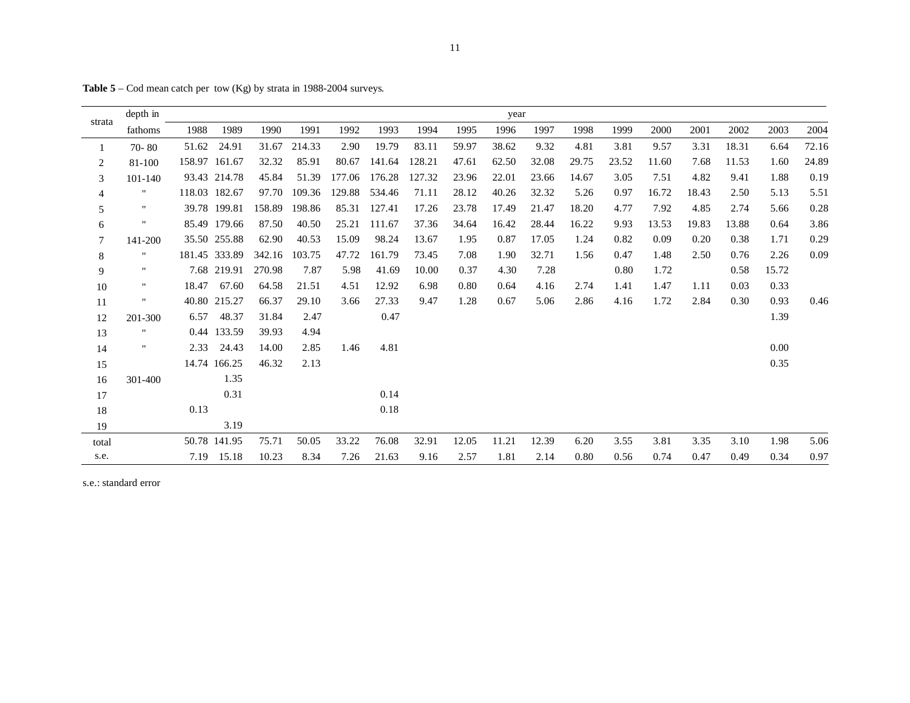**Table 5** – Cod mean catch per tow (Kg) by strata in 1988-2004 surveys.

| strata | depth in | year | | | | | | | | | | | | | | | | |
|---|---|---|---|---|---|---|---|---|---|---|---|---|---|---|---|---|---|---|
| | fathoms | 1988 | 1989 | 1990 | 1991 | 1992 | 1993 | 1994 | 1995 | 1996 | 1997 | 1998 | 1999 | 2000 | 2001 | 2002 | 2003 | 2004 |
| 1 | 70- 80 | 51.62 | 24.91 | 31.67 | 214.33 | 2.90 | 19.79 | 83.11 | 59.97 | 38.62 | 9.32 | 4.81 | 3.81 | 9.57 | 3.31 | 18.31 | 6.64 | 72.16 |
| 2 | 81-100 | 158.97 | 161.67 | 32.32 | 85.91 | 80.67 | 141.64 | 128.21 | 47.61 | 62.50 | 32.08 | 29.75 | 23.52 | 11.60 | 7.68 | 11.53 | 1.60 | 24.89 |
| 3 | 101-140 | 93.43 | 214.78 | 45.84 | 51.39 | 177.06 | 176.28 | 127.32 | 23.96 | 22.01 | 23.66 | 14.67 | 3.05 | 7.51 | 4.82 | 9.41 | 1.88 | 0.19 |
| 4 | " | 118.03 | 182.67 | 97.70 | 109.36 | 129.88 | 534.46 | 71.11 | 28.12 | 40.26 | 32.32 | 5.26 | 0.97 | 16.72 | 18.43 | 2.50 | 5.13 | 5.51 |
| 5 | " | 39.78 | 199.81 | 158.89 | 198.86 | 85.31 | 127.41 | 17.26 | 23.78 | 17.49 | 21.47 | 18.20 | 4.77 | 7.92 | 4.85 | 2.74 | 5.66 | 0.28 |
| 6 | " | 85.49 | 179.66 | 87.50 | 40.50 | 25.21 | 111.67 | 37.36 | 34.64 | 16.42 | 28.44 | 16.22 | 9.93 | 13.53 | 19.83 | 13.88 | 0.64 | 3.86 |
| 7 | 141-200 | 35.50 | 255.88 | 62.90 | 40.53 | 15.09 | 98.24 | 13.67 | 1.95 | 0.87 | 17.05 | 1.24 | 0.82 | 0.09 | 0.20 | 0.38 | 1.71 | 0.29 |
| 8 | " | 181.45 | 333.89 | 342.16 | 103.75 | 47.72 | 161.79 | 73.45 | 7.08 | 1.90 | 32.71 | 1.56 | 0.47 | 1.48 | 2.50 | 0.76 | 2.26 | 0.09 |
| 9 | " | 7.68 | 219.91 | 270.98 | 7.87 | 5.98 | 41.69 | 10.00 | 0.37 | 4.30 | 7.28 | | 0.80 | 1.72 | | 0.58 | 15.72 | |
| 10 | " | 18.47 | 67.60 | 64.58 | 21.51 | 4.51 | 12.92 | 6.98 | 0.80 | 0.64 | 4.16 | 2.74 | 1.41 | 1.47 | 1.11 | 0.03 | 0.33 | |
| 11 | " | 40.80 | 215.27 | 66.37 | 29.10 | 3.66 | 27.33 | 9.47 | 1.28 | 0.67 | 5.06 | 2.86 | 4.16 | 1.72 | 2.84 | 0.30 | 0.93 | 0.46 |
| 12 | 201-300 | 6.57 | 48.37 | 31.84 | 2.47 | | 0.47 | | | | | | | | | | 1.39 | |
| 13 | " | 0.44 | 133.59 | 39.93 | 4.94 | | | | | | | | | | | | | |
| 14 | " | 2.33 | 24.43 | 14.00 | 2.85 | 1.46 | 4.81 | | | | | | | | | | 0.00 | |
| 15 | | 14.74 | 166.25 | 46.32 | 2.13 | | | | | | | | | | | | 0.35 | |
| 16 | 301-400 | | 1.35 | | | | | | | | | | | | | | | |
| 17 | | | 0.31 | | | | 0.14 | | | | | | | | | | | |
| 18 | | 0.13 | | | | | 0.18 | | | | | | | | | | | |
| 19 | | | 3.19 | | | | | | | | | | | | | | | |
| total | | 50.78 | 141.95 | 75.71 | 50.05 | 33.22 | 76.08 | 32.91 | 12.05 | 11.21 | 12.39 | 6.20 | 3.55 | 3.81 | 3.35 | 3.10 | 1.98 | 5.06 |
| s.e. | | 7.19 | 15.18 | 10.23 | 8.34 | 7.26 | 21.63 | 9.16 | 2.57 | 1.81 | 2.14 | 0.80 | 0.56 | 0.74 | 0.47 | 0.49 | 0.34 | 0.97 |

s.e.: standard error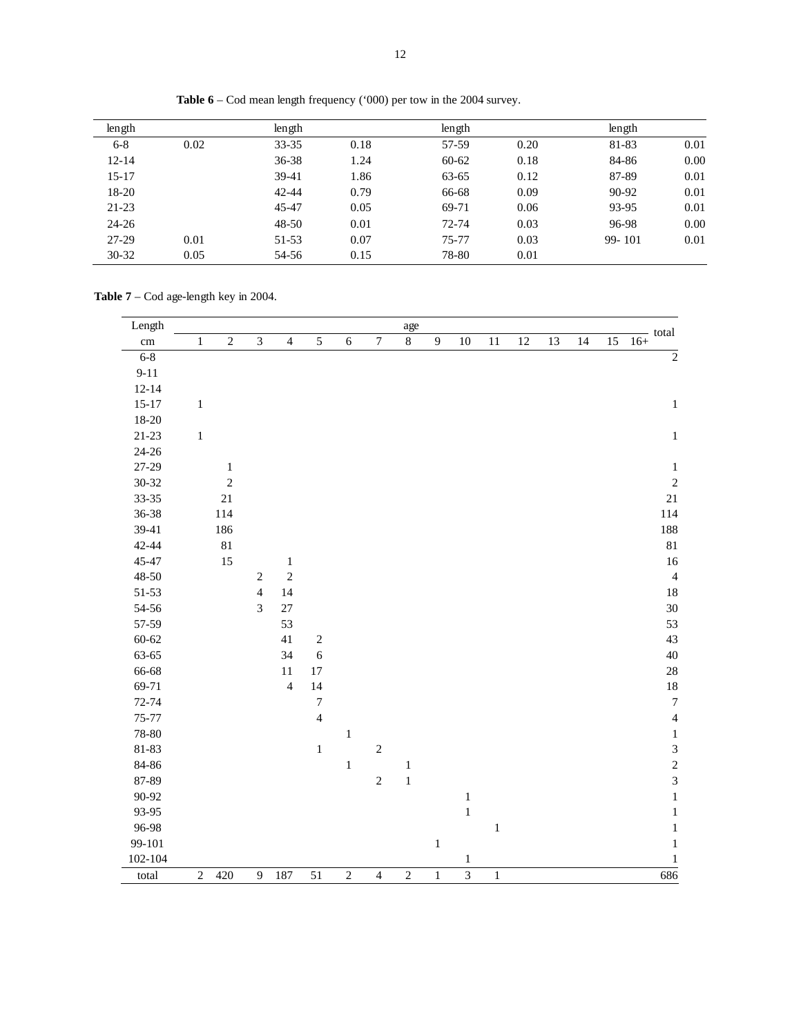**Table 6** – Cod mean length frequency ('000) per tow in the 2004 survey.

| length | | length | | length | | length | |
|---|---|---|---|---|---|---|---|
| 6-8 | 0.02 | 33-35 | 0.18 | 57-59 | 0.20 | 81-83 | 0.01 |
| 12-14 | | 36-38 | 1.24 | 60-62 | 0.18 | 84-86 | 0.00 |
| 15-17 | | 39-41 | 1.86 | 63-65 | 0.12 | 87-89 | 0.01 |
| 18-20 | | 42-44 | 0.79 | 66-68 | 0.09 | 90-92 | 0.01 |
| 21-23 | | 45-47 | 0.05 | 69-71 | 0.06 | 93-95 | 0.01 |
| 24-26 | | 48-50 | 0.01 | 72-74 | 0.03 | 96-98 | 0.00 |
| 27-29 | 0.01 | 51-53 | 0.07 | 75-77 | 0.03 | 99- 101 | 0.01 |
| 30-32 | 0.05 | 54-56 | 0.15 | 78-80 | 0.01 | | |

**Table 7** – Cod age-length key in 2004.

| Length | age | | | | | | | | | | | | | | | | total |
|---|---|---|---|---|---|---|---|---|---|---|---|---|---|---|---|---|---|
| cm | 1 | 2 | 3 | 4 | 5 | 6 | 7 | 8 | 9 | 10 | 11 | 12 | 13 | 14 | 15 | 16+ | |
| 6-8 | | | | | | | | | | | | | | | | | 2 |
| 9-11 | | | | | | | | | | | | | | | | | |
| 12-14 | | | | | | | | | | | | | | | | | |
| 15-17 | 1 | | | | | | | | | | | | | | | | 1 |
| 18-20 | | | | | | | | | | | | | | | | | |
| 21-23 | 1 | | | | | | | | | | | | | | | | 1 |
| 24-26 | | | | | | | | | | | | | | | | | |
| 27-29 | | 1 | | | | | | | | | | | | | | | 1 |
| 30-32 | | 2 | | | | | | | | | | | | | | | 2 |
| 33-35 | | 21 | | | | | | | | | | | | | | | 21 |
| 36-38 | | 114 | | | | | | | | | | | | | | | 114 |
| 39-41 | | 186 | | | | | | | | | | | | | | | 188 |
| 42-44 | | 81 | | | | | | | | | | | | | | | 81 |
| 45-47 | | 15 | | 1 | | | | | | | | | | | | | 16 |
| 48-50 | | | 2 | 2 | | | | | | | | | | | | | 4 |
| 51-53 | | | 4 | 14 | | | | | | | | | | | | | 18 |
| 54-56 | | | 3 | 27 | | | | | | | | | | | | | 30 |
| 57-59 | | | | 53 | | | | | | | | | | | | | 53 |
| 60-62 | | | | 41 | 2 | | | | | | | | | | | | 43 |
| 63-65 | | | | 34 | 6 | | | | | | | | | | | | 40 |
| 66-68 | | | | 11 | 17 | | | | | | | | | | | | 28 |
| 69-71 | | | | 4 | 14 | | | | | | | | | | | | 18 |
| 72-74 | | | | | 7 | | | | | | | | | | | | 7 |
| 75-77 | | | | | 4 | | | | | | | | | | | | 4 |
| 78-80 | | | | | | 1 | | | | | | | | | | | 1 |
| 81-83 | | | | | 1 | | 2 | | | | | | | | | | 3 |
| 84-86 | | | | | | 1 | | 1 | | | | | | | | | 2 |
| 87-89 | | | | | | | 2 | 1 | | | | | | | | | 3 |
| 90-92 | | | | | | | | | | 1 | | | | | | | 1 |
| 93-95 | | | | | | | | | | 1 | | | | | | | 1 |
| 96-98 | | | | | | | | | | | 1 | | | | | | 1 |
| 99-101 | | | | | | | | | 1 | | | | | | | | 1 |
| 102-104 | | | | | | | | | | 1 | | | | | | | 1 |
| total | 2 | 420 | 9 | 187 | 51 | 2 | 4 | 2 | 1 | 3 | 1 | | | | | | 686 |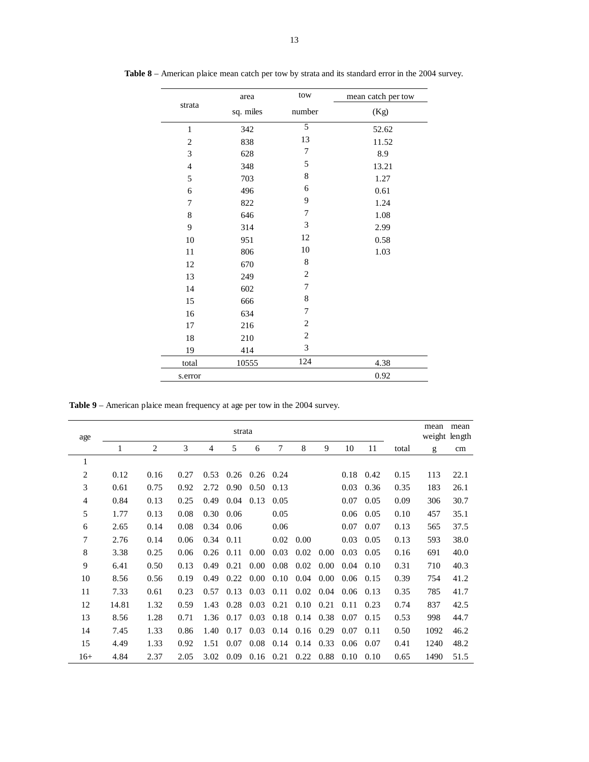**Table 8** – American plaice mean catch per tow by strata and its standard error in the 2004 survey.

| strata | area sq. miles | tow number | mean catch per tow (Kg) |
|---|---|---|---|
| 1 | 342 | 5 | 52.62 |
| 2 | 838 | 13 | 11.52 |
| 3 | 628 | 7 | 8.9 |
| 4 | 348 | 5 | 13.21 |
| 5 | 703 | 8 | 1.27 |
| 6 | 496 | 6 | 0.61 |
| 7 | 822 | 9 | 1.24 |
| 8 | 646 | 7 | 1.08 |
| 9 | 314 | 3 | 2.99 |
| 10 | 951 | 12 | 0.58 |
| 11 | 806 | 10 | 1.03 |
| 12 | 670 | 8 | |
| 13 | 249 | 2 | |
| 14 | 602 | 7 | |
| 15 | 666 | 8 | |
| 16 | 634 | 7 | |
| 17 | 216 | 2 | |
| 18 | 210 | 2 | |
| 19 | 414 | 3 | |
| total | 10555 | 124 | 4.38 |
| s.error | | | 0.92 |

**Table 9** – American plaice mean frequency at age per tow in the 2004 survey.

| age | strata | | | | | | | | | | | total | mean weight | mean length |
|---|---|---|---|---|---|---|---|---|---|---|---|---|---|---|
| | 1 | 2 | 3 | 4 | 5 | 6 | 7 | 8 | 9 | 10 | 11 | total | g | cm |
| 1 | | | | | | | | | | | | | | |
| 2 | 0.12 | 0.16 | 0.27 | 0.53 | 0.26 | 0.26 | 0.24 | | | 0.18 | 0.42 | 0.15 | 113 | 22.1 |
| 3 | 0.61 | 0.75 | 0.92 | 2.72 | 0.90 | 0.50 | 0.13 | | | 0.03 | 0.36 | 0.35 | 183 | 26.1 |
| 4 | 0.84 | 0.13 | 0.25 | 0.49 | 0.04 | 0.13 | 0.05 | | | 0.07 | 0.05 | 0.09 | 306 | 30.7 |
| 5 | 1.77 | 0.13 | 0.08 | 0.30 | 0.06 | | 0.05 | | | 0.06 | 0.05 | 0.10 | 457 | 35.1 |
| 6 | 2.65 | 0.14 | 0.08 | 0.34 | 0.06 | | 0.06 | | | 0.07 | 0.07 | 0.13 | 565 | 37.5 |
| 7 | 2.76 | 0.14 | 0.06 | 0.34 | 0.11 | | 0.02 | 0.00 | | 0.03 | 0.05 | 0.13 | 593 | 38.0 |
| 8 | 3.38 | 0.25 | 0.06 | 0.26 | 0.11 | 0.00 | 0.03 | 0.02 | 0.00 | 0.03 | 0.05 | 0.16 | 691 | 40.0 |
| 9 | 6.41 | 0.50 | 0.13 | 0.49 | 0.21 | 0.00 | 0.08 | 0.02 | 0.00 | 0.04 | 0.10 | 0.31 | 710 | 40.3 |
| 10 | 8.56 | 0.56 | 0.19 | 0.49 | 0.22 | 0.00 | 0.10 | 0.04 | 0.00 | 0.06 | 0.15 | 0.39 | 754 | 41.2 |
| 11 | 7.33 | 0.61 | 0.23 | 0.57 | 0.13 | 0.03 | 0.11 | 0.02 | 0.04 | 0.06 | 0.13 | 0.35 | 785 | 41.7 |
| 12 | 14.81 | 1.32 | 0.59 | 1.43 | 0.28 | 0.03 | 0.21 | 0.10 | 0.21 | 0.11 | 0.23 | 0.74 | 837 | 42.5 |
| 13 | 8.56 | 1.28 | 0.71 | 1.36 | 0.17 | 0.03 | 0.18 | 0.14 | 0.38 | 0.07 | 0.15 | 0.53 | 998 | 44.7 |
| 14 | 7.45 | 1.33 | 0.86 | 1.40 | 0.17 | 0.03 | 0.14 | 0.16 | 0.29 | 0.07 | 0.11 | 0.50 | 1092 | 46.2 |
| 15 | 4.49 | 1.33 | 0.92 | 1.51 | 0.07 | 0.08 | 0.14 | 0.14 | 0.33 | 0.06 | 0.07 | 0.41 | 1240 | 48.2 |
| 16+ | 4.84 | 2.37 | 2.05 | 3.02 | 0.09 | 0.16 | 0.21 | 0.22 | 0.88 | 0.10 | 0.10 | 0.65 | 1490 | 51.5 |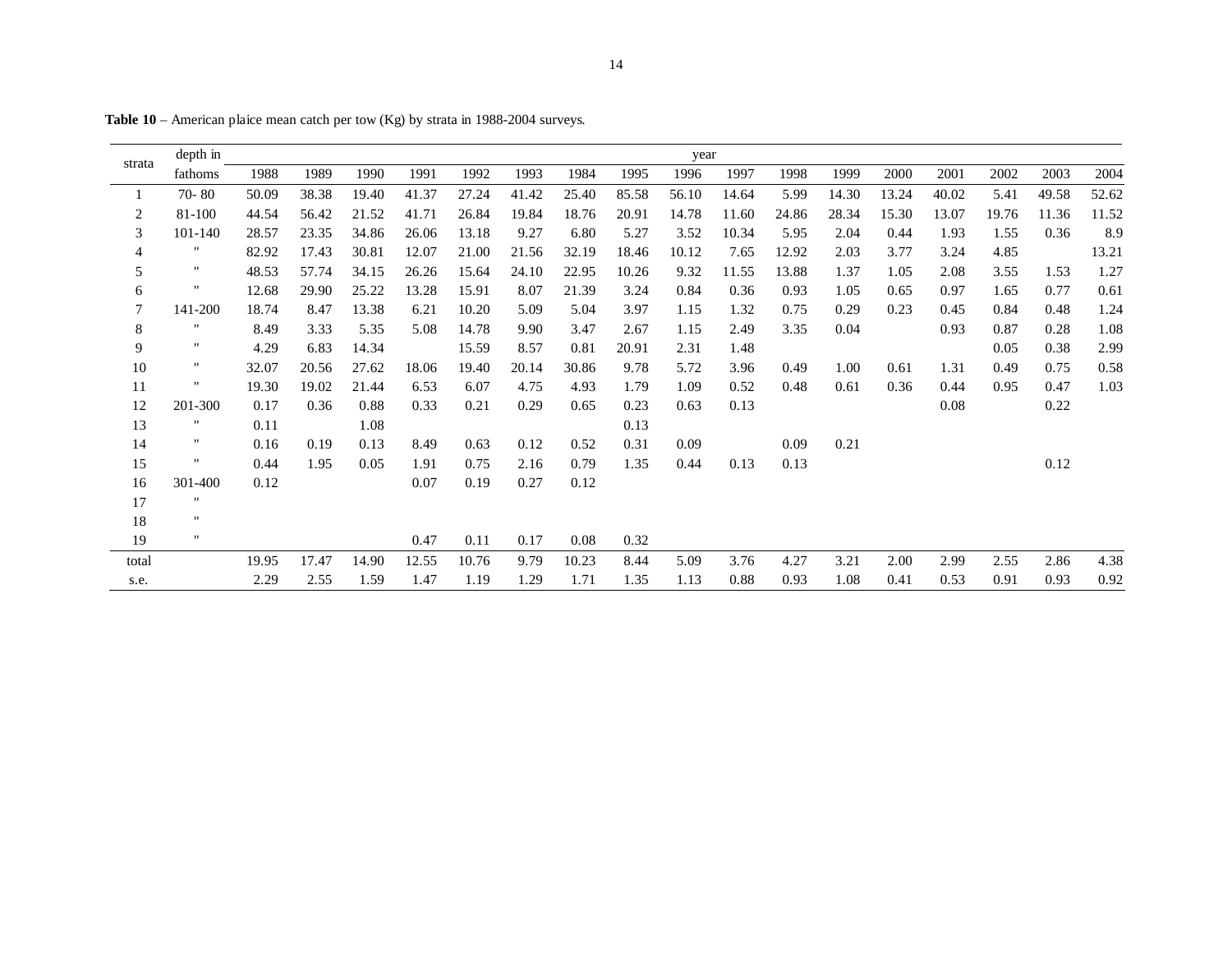**Table 10** – American plaice mean catch per tow (Kg) by strata in 1988-2004 surveys.

| strata | depth in | year | | | | | | | | | | | | | | | | |
|---|---|---|---|---|---|---|---|---|---|---|---|---|---|---|---|---|---|---|
| | fathoms | 1988 | 1989 | 1990 | 1991 | 1992 | 1993 | 1984 | 1995 | 1996 | 1997 | 1998 | 1999 | 2000 | 2001 | 2002 | 2003 | 2004 |
| 1 | 70- 80 | 50.09 | 38.38 | 19.40 | 41.37 | 27.24 | 41.42 | 25.40 | 85.58 | 56.10 | 14.64 | 5.99 | 14.30 | 13.24 | 40.02 | 5.41 | 49.58 | 52.62 |
| 2 | 81-100 | 44.54 | 56.42 | 21.52 | 41.71 | 26.84 | 19.84 | 18.76 | 20.91 | 14.78 | 11.60 | 24.86 | 28.34 | 15.30 | 13.07 | 19.76 | 11.36 | 11.52 |
| 3 | 101-140 | 28.57 | 23.35 | 34.86 | 26.06 | 13.18 | 9.27 | 6.80 | 5.27 | 3.52 | 10.34 | 5.95 | 2.04 | 0.44 | 1.93 | 1.55 | 0.36 | 8.9 |
| 4 | " | 82.92 | 17.43 | 30.81 | 12.07 | 21.00 | 21.56 | 32.19 | 18.46 | 10.12 | 7.65 | 12.92 | 2.03 | 3.77 | 3.24 | 4.85 | | 13.21 |
| 5 | " | 48.53 | 57.74 | 34.15 | 26.26 | 15.64 | 24.10 | 22.95 | 10.26 | 9.32 | 11.55 | 13.88 | 1.37 | 1.05 | 2.08 | 3.55 | 1.53 | 1.27 |
| 6 | " | 12.68 | 29.90 | 25.22 | 13.28 | 15.91 | 8.07 | 21.39 | 3.24 | 0.84 | 0.36 | 0.93 | 1.05 | 0.65 | 0.97 | 1.65 | 0.77 | 0.61 |
| 7 | 141-200 | 18.74 | 8.47 | 13.38 | 6.21 | 10.20 | 5.09 | 5.04 | 3.97 | 1.15 | 1.32 | 0.75 | 0.29 | 0.23 | 0.45 | 0.84 | 0.48 | 1.24 |
| 8 | " | 8.49 | 3.33 | 5.35 | 5.08 | 14.78 | 9.90 | 3.47 | 2.67 | 1.15 | 2.49 | 3.35 | 0.04 | | 0.93 | 0.87 | 0.28 | 1.08 |
| 9 | " | 4.29 | 6.83 | 14.34 | | 15.59 | 8.57 | 0.81 | 20.91 | 2.31 | 1.48 | | | | | 0.05 | 0.38 | 2.99 |
| 10 | " | 32.07 | 20.56 | 27.62 | 18.06 | 19.40 | 20.14 | 30.86 | 9.78 | 5.72 | 3.96 | 0.49 | 1.00 | 0.61 | 1.31 | 0.49 | 0.75 | 0.58 |
| 11 | " | 19.30 | 19.02 | 21.44 | 6.53 | 6.07 | 4.75 | 4.93 | 1.79 | 1.09 | 0.52 | 0.48 | 0.61 | 0.36 | 0.44 | 0.95 | 0.47 | 1.03 |
| 12 | 201-300 | 0.17 | 0.36 | 0.88 | 0.33 | 0.21 | 0.29 | 0.65 | 0.23 | 0.63 | 0.13 | | | | 0.08 | | 0.22 | |
| 13 | " | 0.11 | | 1.08 | | | | | 0.13 | | | | | | | | | |
| 14 | " | 0.16 | 0.19 | 0.13 | 8.49 | 0.63 | 0.12 | 0.52 | 0.31 | 0.09 | | 0.09 | 0.21 | | | | | |
| 15 | " | 0.44 | 1.95 | 0.05 | 1.91 | 0.75 | 2.16 | 0.79 | 1.35 | 0.44 | 0.13 | 0.13 | | | | | 0.12 | |
| 16 | 301-400 | 0.12 | | | 0.07 | 0.19 | 0.27 | 0.12 | | | | | | | | | | |
| 17 | " | | | | | | | | | | | | | | | | | |
| 18 | " | | | | | | | | | | | | | | | | | |
| 19 | " | | | | 0.47 | 0.11 | 0.17 | 0.08 | 0.32 | | | | | | | | | |
| total | | 19.95 | 17.47 | 14.90 | 12.55 | 10.76 | 9.79 | 10.23 | 8.44 | 5.09 | 3.76 | 4.27 | 3.21 | 2.00 | 2.99 | 2.55 | 2.86 | 4.38 |
| s.e. | | 2.29 | 2.55 | 1.59 | 1.47 | 1.19 | 1.29 | 1.71 | 1.35 | 1.13 | 0.88 | 0.93 | 1.08 | 0.41 | 0.53 | 0.91 | 0.93 | 0.92 |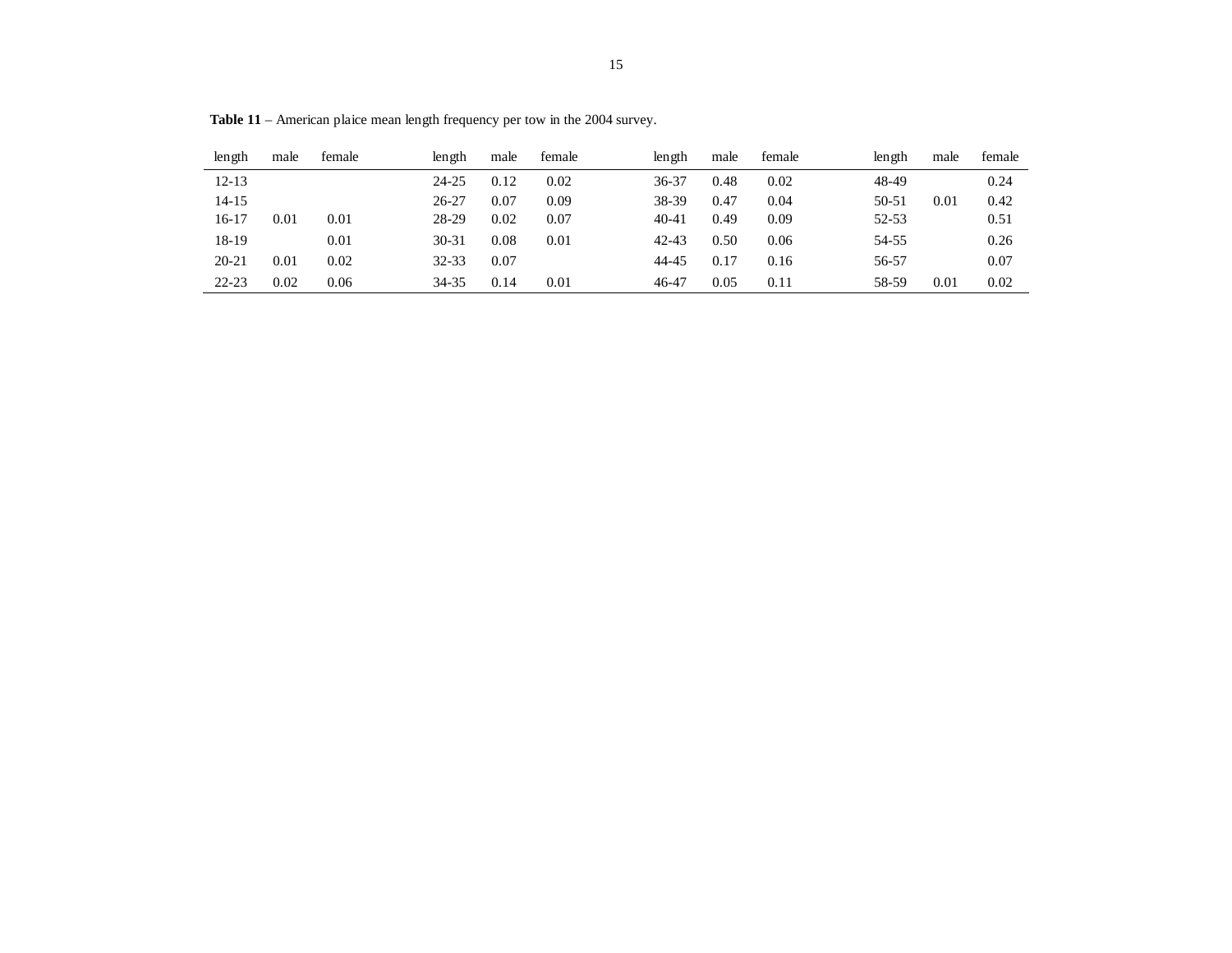**Table 11** – American plaice mean length frequency per tow in the 2004 survey.

| length | male | female | length | male | female | length | male | female | length | male | female |
|---|---|---|---|---|---|---|---|---|---|---|---|
| 12-13 | | | 24-25 | 0.12 | 0.02 | 36-37 | 0.48 | 0.02 | 48-49 | | 0.24 |
| 14-15 | | | 26-27 | 0.07 | 0.09 | 38-39 | 0.47 | 0.04 | 50-51 | 0.01 | 0.42 |
| 16-17 | 0.01 | 0.01 | 28-29 | 0.02 | 0.07 | 40-41 | 0.49 | 0.09 | 52-53 | | 0.51 |
| 18-19 | | 0.01 | 30-31 | 0.08 | 0.01 | 42-43 | 0.50 | 0.06 | 54-55 | | 0.26 |
| 20-21 | 0.01 | 0.02 | 32-33 | 0.07 | | 44-45 | 0.17 | 0.16 | 56-57 | | 0.07 |
| 22-23 | 0.02 | 0.06 | 34-35 | 0.14 | 0.01 | 46-47 | 0.05 | 0.11 | 58-59 | 0.01 | 0.02 |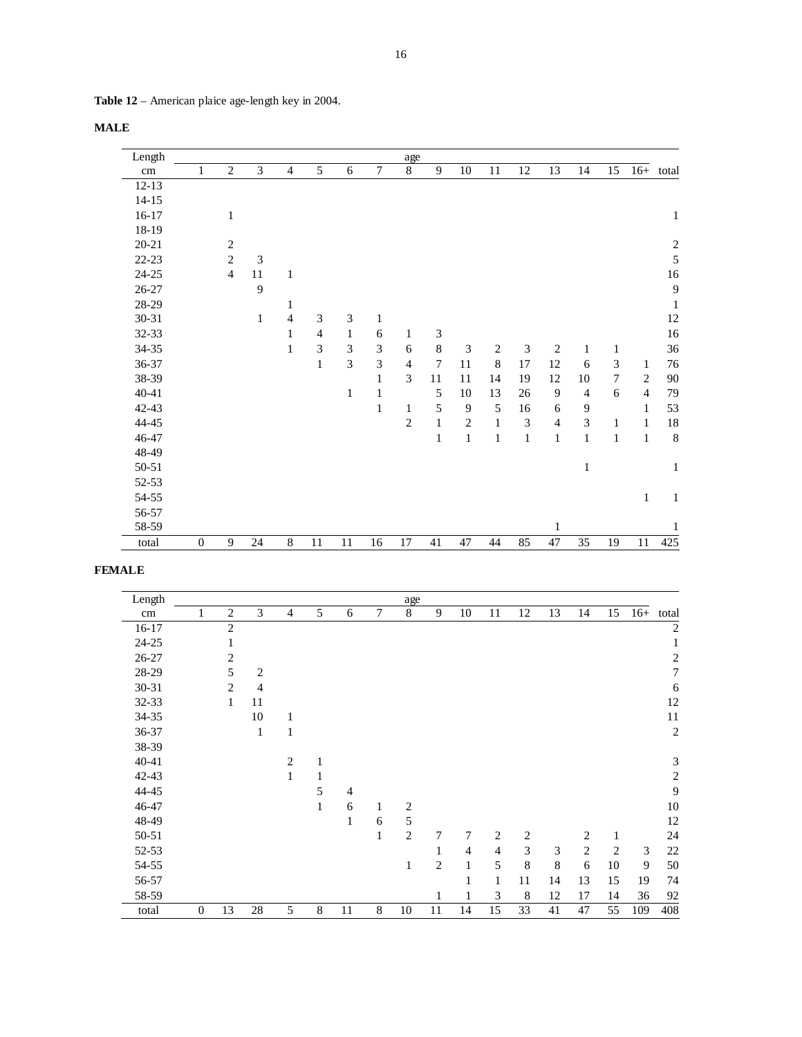**Table 12** – American plaice age-length key in 2004.

**MALE**

| Length cm | age 1 | 2 | 3 | 4 | 5 | 6 | 7 | 8 | 9 | 10 | 11 | 12 | 13 | 14 | 15 | 16+ | total |
|---|---|---|---|---|---|---|---|---|---|---|---|---|---|---|---|---|---|
| 12-13 | | | | | | | | | | | | | | | | | |
| 14-15 | | | | | | | | | | | | | | | | | |
| 16-17 | | 1 | | | | | | | | | | | | | | | 1 |
| 18-19 | | | | | | | | | | | | | | | | | |
| 20-21 | | 2 | | | | | | | | | | | | | | | 2 |
| 22-23 | | 2 | 3 | | | | | | | | | | | | | | 5 |
| 24-25 | | 4 | 11 | 1 | | | | | | | | | | | | | 16 |
| 26-27 | | | 9 | | | | | | | | | | | | | | 9 |
| 28-29 | | | | 1 | | | | | | | | | | | | | 1 |
| 30-31 | | | 1 | 4 | 3 | 3 | 1 | | | | | | | | | | 12 |
| 32-33 | | | | 1 | 4 | 1 | 6 | 1 | 3 | | | | | | | | 16 |
| 34-35 | | | | 1 | 3 | 3 | 3 | 6 | 8 | 3 | 2 | 3 | 2 | 1 | 1 | | 36 |
| 36-37 | | | | | 1 | 3 | 3 | 4 | 7 | 11 | 8 | 17 | 12 | 6 | 3 | 1 | 76 |
| 38-39 | | | | | | | 1 | 3 | 11 | 11 | 14 | 19 | 12 | 10 | 7 | 2 | 90 |
| 40-41 | | | | | | 1 | 1 | | 5 | 10 | 13 | 26 | 9 | 4 | 6 | 4 | 79 |
| 42-43 | | | | | | | 1 | 1 | 5 | 9 | 5 | 16 | 6 | 9 | | 1 | 53 |
| 44-45 | | | | | | | | 2 | 1 | 2 | 1 | 3 | 4 | 3 | 1 | 1 | 18 |
| 46-47 | | | | | | | | | 1 | 1 | 1 | 1 | 1 | 1 | 1 | 1 | 8 |
| 48-49 | | | | | | | | | | | | | | | | | |
| 50-51 | | | | | | | | | | | | | | 1 | | | 1 |
| 52-53 | | | | | | | | | | | | | | | | | |
| 54-55 | | | | | | | | | | | | | | | | 1 | 1 |
| 56-57 | | | | | | | | | | | | | | | | | |
| 58-59 | | | | | | | | | | | | | 1 | | | | 1 |
| total | 0 | 9 | 24 | 8 | 11 | 11 | 16 | 17 | 41 | 47 | 44 | 85 | 47 | 35 | 19 | 11 | 425 |

**FEMALE**

| Length cm | age 1 | 2 | 3 | 4 | 5 | 6 | 7 | 8 | 9 | 10 | 11 | 12 | 13 | 14 | 15 | 16+ | total |
|---|---|---|---|---|---|---|---|---|---|---|---|---|---|---|---|---|---|
| 16-17 | | 2 | | | | | | | | | | | | | | | 2 |
| 24-25 | | 1 | | | | | | | | | | | | | | | 1 |
| 26-27 | | 2 | | | | | | | | | | | | | | | 2 |
| 28-29 | | 5 | 2 | | | | | | | | | | | | | | 7 |
| 30-31 | | 2 | 4 | | | | | | | | | | | | | | 6 |
| 32-33 | | 1 | 11 | | | | | | | | | | | | | | 12 |
| 34-35 | | | 10 | 1 | | | | | | | | | | | | | 11 |
| 36-37 | | | 1 | 1 | | | | | | | | | | | | | 2 |
| 38-39 | | | | | | | | | | | | | | | | | |
| 40-41 | | | | 2 | 1 | | | | | | | | | | | | 3 |
| 42-43 | | | | 1 | 1 | | | | | | | | | | | | 2 |
| 44-45 | | | | | 5 | 4 | | | | | | | | | | | 9 |
| 46-47 | | | | | 1 | 6 | 1 | 2 | | | | | | | | | 10 |
| 48-49 | | | | | | 1 | 6 | 5 | | | | | | | | | 12 |
| 50-51 | | | | | | | 1 | 2 | 7 | 7 | 2 | 2 | | 2 | 1 | | 24 |
| 52-53 | | | | | | | | | 1 | 4 | 4 | 3 | 3 | 2 | 2 | 3 | 22 |
| 54-55 | | | | | | | | 1 | 2 | 1 | 5 | 8 | 8 | 6 | 10 | 9 | 50 |
| 56-57 | | | | | | | | | | 1 | 1 | 11 | 14 | 13 | 15 | 19 | 74 |
| 58-59 | | | | | | | | | 1 | 1 | 3 | 8 | 12 | 17 | 14 | 36 | 92 |
| total | 0 | 13 | 28 | 5 | 8 | 11 | 8 | 10 | 11 | 14 | 15 | 33 | 41 | 47 | 55 | 109 | 408 |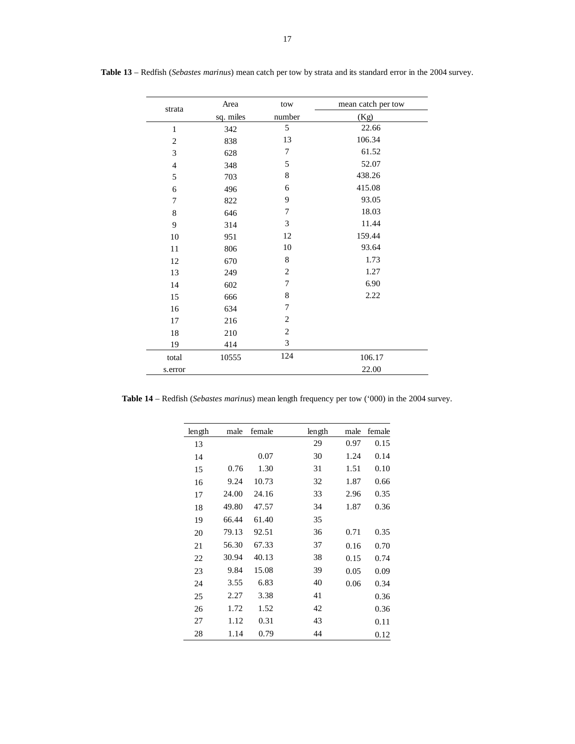**Table 13** – Redfish (*Sebastes marinus*) mean catch per tow by strata and its standard error in the 2004 survey.

| strata | Area sq. miles | tow number | mean catch per tow (Kg) |
|---|---|---|---|
| 1 | 342 | 5 | 22.66 |
| 2 | 838 | 13 | 106.34 |
| 3 | 628 | 7 | 61.52 |
| 4 | 348 | 5 | 52.07 |
| 5 | 703 | 8 | 438.26 |
| 6 | 496 | 6 | 415.08 |
| 7 | 822 | 9 | 93.05 |
| 8 | 646 | 7 | 18.03 |
| 9 | 314 | 3 | 11.44 |
| 10 | 951 | 12 | 159.44 |
| 11 | 806 | 10 | 93.64 |
| 12 | 670 | 8 | 1.73 |
| 13 | 249 | 2 | 1.27 |
| 14 | 602 | 7 | 6.90 |
| 15 | 666 | 8 | 2.22 |
| 16 | 634 | 7 | |
| 17 | 216 | 2 | |
| 18 | 210 | 2 | |
| 19 | 414 | 3 | |
| total | 10555 | 124 | 106.17 |
| s.error | | | 22.00 |

**Table 14** – Redfish (*Sebastes marinus*) mean length frequency per tow ('000) in the 2004 survey.

| length | male | female | length | male | female |
|---|---|---|---|---|---|
| 13 | | | 29 | 0.97 | 0.15 |
| 14 | | 0.07 | 30 | 1.24 | 0.14 |
| 15 | 0.76 | 1.30 | 31 | 1.51 | 0.10 |
| 16 | 9.24 | 10.73 | 32 | 1.87 | 0.66 |
| 17 | 24.00 | 24.16 | 33 | 2.96 | 0.35 |
| 18 | 49.80 | 47.57 | 34 | 1.87 | 0.36 |
| 19 | 66.44 | 61.40 | 35 | | |
| 20 | 79.13 | 92.51 | 36 | 0.71 | 0.35 |
| 21 | 56.30 | 67.33 | 37 | 0.16 | 0.70 |
| 22 | 30.94 | 40.13 | 38 | 0.15 | 0.74 |
| 23 | 9.84 | 15.08 | 39 | 0.05 | 0.09 |
| 24 | 3.55 | 6.83 | 40 | 0.06 | 0.34 |
| 25 | 2.27 | 3.38 | 41 | | 0.36 |
| 26 | 1.72 | 1.52 | 42 | | 0.36 |
| 27 | 1.12 | 0.31 | 43 | | 0.11 |
| 28 | 1.14 | 0.79 | 44 | | 0.12 |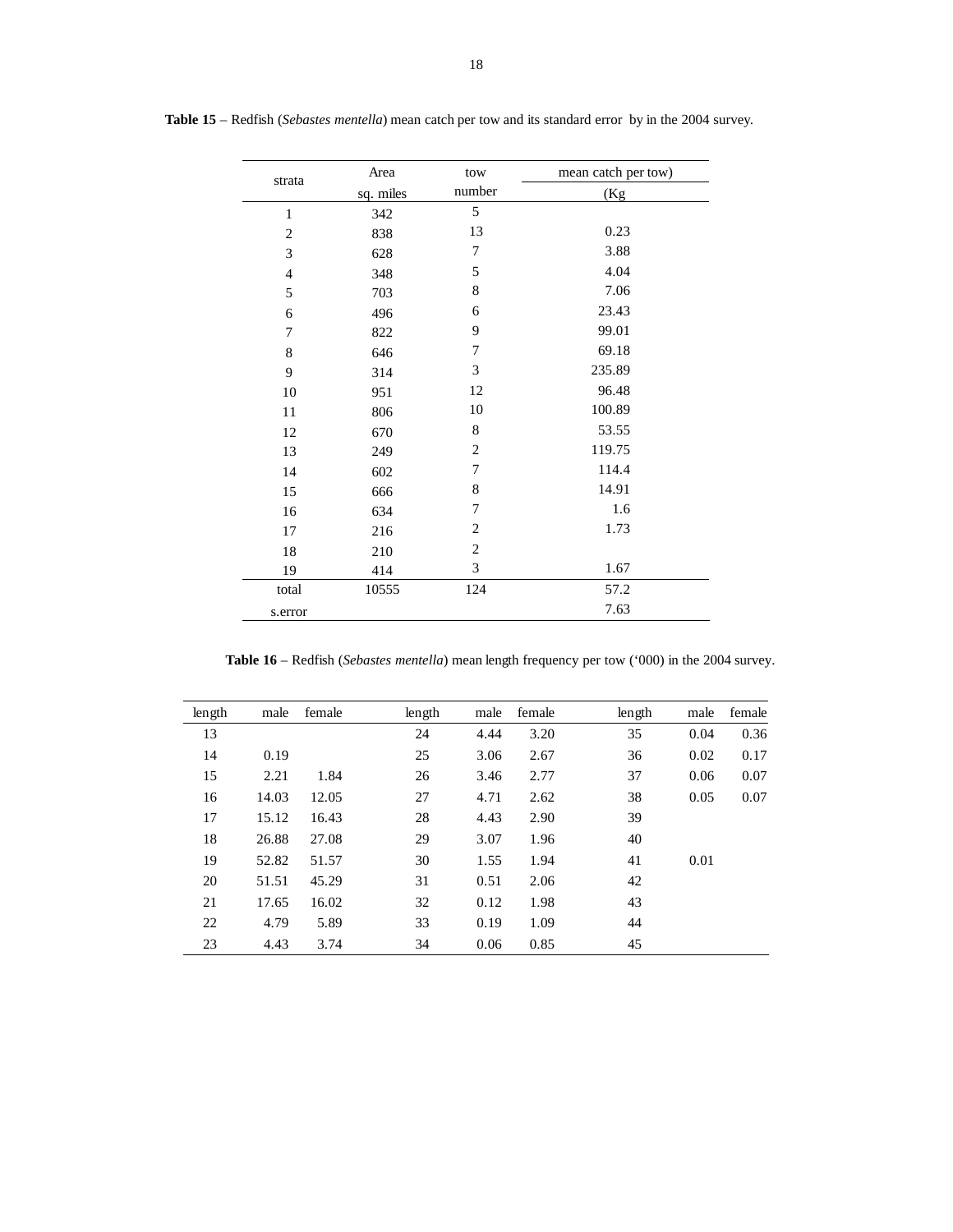**Table 15** – Redfish (*Sebastes mentella*) mean catch per tow and its standard error by in the 2004 survey.

| strata | Area sq. miles | tow number | mean catch per tow) (Kg |
|---|---|---|---|
| 1 | 342 | 5 | |
| 2 | 838 | 13 | 0.23 |
| 3 | 628 | 7 | 3.88 |
| 4 | 348 | 5 | 4.04 |
| 5 | 703 | 8 | 7.06 |
| 6 | 496 | 6 | 23.43 |
| 7 | 822 | 9 | 99.01 |
| 8 | 646 | 7 | 69.18 |
| 9 | 314 | 3 | 235.89 |
| 10 | 951 | 12 | 96.48 |
| 11 | 806 | 10 | 100.89 |
| 12 | 670 | 8 | 53.55 |
| 13 | 249 | 2 | 119.75 |
| 14 | 602 | 7 | 114.4 |
| 15 | 666 | 8 | 14.91 |
| 16 | 634 | 7 | 1.6 |
| 17 | 216 | 2 | 1.73 |
| 18 | 210 | 2 | |
| 19 | 414 | 3 | 1.67 |
| total | 10555 | 124 | 57.2 |
| s.error | | | 7.63 |

**Table 16** – Redfish (*Sebastes mentella*) mean length frequency per tow ('000) in the 2004 survey.

| length | male | female | length | male | female | length | male | female |
|---|---|---|---|---|---|---|---|---|
| 13 | | | 24 | 4.44 | 3.20 | 35 | 0.04 | 0.36 |
| 14 | 0.19 | | 25 | 3.06 | 2.67 | 36 | 0.02 | 0.17 |
| 15 | 2.21 | 1.84 | 26 | 3.46 | 2.77 | 37 | 0.06 | 0.07 |
| 16 | 14.03 | 12.05 | 27 | 4.71 | 2.62 | 38 | 0.05 | 0.07 |
| 17 | 15.12 | 16.43 | 28 | 4.43 | 2.90 | 39 | | |
| 18 | 26.88 | 27.08 | 29 | 3.07 | 1.96 | 40 | | |
| 19 | 52.82 | 51.57 | 30 | 1.55 | 1.94 | 41 | 0.01 | |
| 20 | 51.51 | 45.29 | 31 | 0.51 | 2.06 | 42 | | |
| 21 | 17.65 | 16.02 | 32 | 0.12 | 1.98 | 43 | | |
| 22 | 4.79 | 5.89 | 33 | 0.19 | 1.09 | 44 | | |
| 23 | 4.43 | 3.74 | 34 | 0.06 | 0.85 | 45 | | |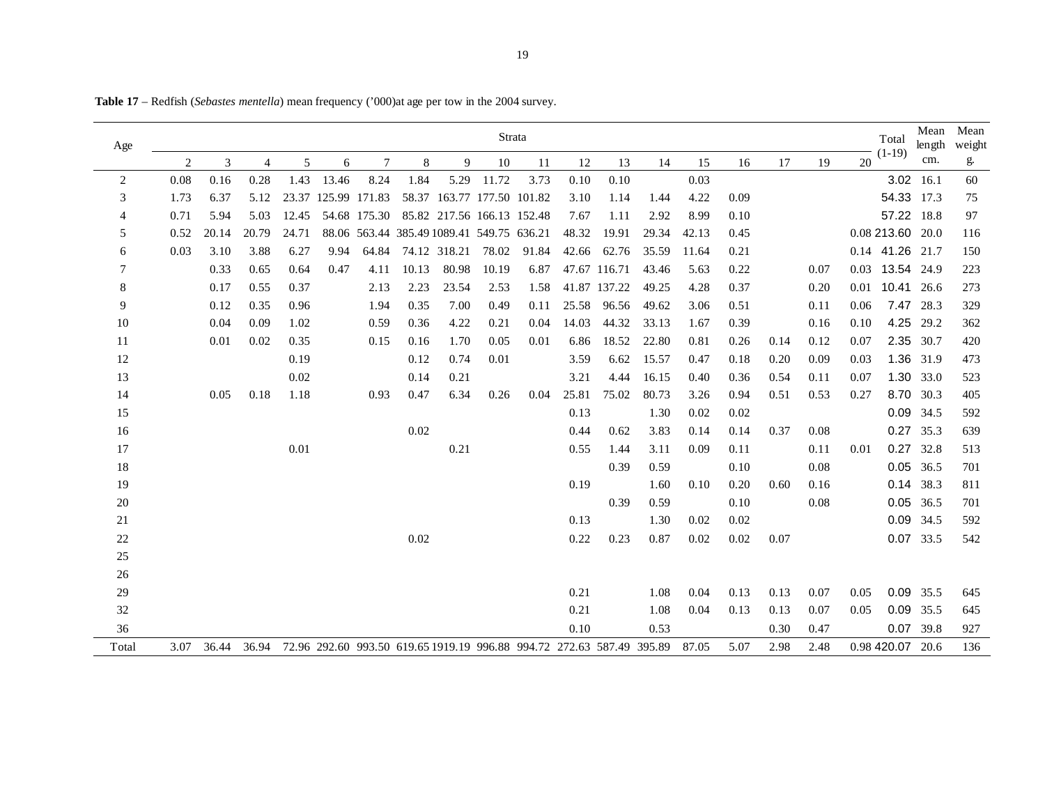**Table 17** – Redfish (*Sebastes mentella*) mean frequency ('000)at age per tow in the 2004 survey.

| Age | Strata | | | | | | | | | | | | | | | | | | Total (1-19) | Mean length cm. | Mean weight g. |
|---|---|---|---|---|---|---|---|---|---|---|---|---|---|---|---|---|---|---|---|---|---|
| | 2 | 3 | 4 | 5 | 6 | 7 | 8 | 9 | 10 | 11 | 12 | 13 | 14 | 15 | 16 | 17 | 19 | 20 | | | |
| 2 | 0.08 | 0.16 | 0.28 | 1.43 | 13.46 | 8.24 | 1.84 | 5.29 | 11.72 | 3.73 | 0.10 | 0.10 | | 0.03 | | | | | 3.02 | 16.1 | 60 |
| 3 | 1.73 | 6.37 | 5.12 | 23.37 | 125.99 | 171.83 | 58.37 | 163.77 | 177.50 | 101.82 | 3.10 | 1.14 | 1.44 | 4.22 | 0.09 | | | | 54.33 | 17.3 | 75 |
| 4 | 0.71 | 5.94 | 5.03 | 12.45 | 54.68 | 175.30 | 85.82 | 217.56 | 166.13 | 152.48 | 7.67 | 1.11 | 2.92 | 8.99 | 0.10 | | | | 57.22 | 18.8 | 97 |
| 5 | 0.52 | 20.14 | 20.79 | 24.71 | 88.06 | 563.44 | 385.49 | 1089.41 | 549.75 | 636.21 | 48.32 | 19.91 | 29.34 | 42.13 | 0.45 | | | 0.08 | 213.60 | 20.0 | 116 |
| 6 | 0.03 | 3.10 | 3.88 | 6.27 | 9.94 | 64.84 | 74.12 | 318.21 | 78.02 | 91.84 | 42.66 | 62.76 | 35.59 | 11.64 | 0.21 | | | 0.14 | 41.26 | 21.7 | 150 |
| 7 | | 0.33 | 0.65 | 0.64 | 0.47 | 4.11 | 10.13 | 80.98 | 10.19 | 6.87 | 47.67 | 116.71 | 43.46 | 5.63 | 0.22 | | 0.07 | 0.03 | 13.54 | 24.9 | 223 |
| 8 | | 0.17 | 0.55 | 0.37 | | 2.13 | 2.23 | 23.54 | 2.53 | 1.58 | 41.87 | 137.22 | 49.25 | 4.28 | 0.37 | | 0.20 | 0.01 | 10.41 | 26.6 | 273 |
| 9 | | 0.12 | 0.35 | 0.96 | | 1.94 | 0.35 | 7.00 | 0.49 | 0.11 | 25.58 | 96.56 | 49.62 | 3.06 | 0.51 | | 0.11 | 0.06 | 7.47 | 28.3 | 329 |
| 10 | | 0.04 | 0.09 | 1.02 | | 0.59 | 0.36 | 4.22 | 0.21 | 0.04 | 14.03 | 44.32 | 33.13 | 1.67 | 0.39 | | 0.16 | 0.10 | 4.25 | 29.2 | 362 |
| 11 | | 0.01 | 0.02 | 0.35 | | 0.15 | 0.16 | 1.70 | 0.05 | 0.01 | 6.86 | 18.52 | 22.80 | 0.81 | 0.26 | 0.14 | 0.12 | 0.07 | 2.35 | 30.7 | 420 |
| 12 | | | | 0.19 | | | 0.12 | 0.74 | 0.01 | | 3.59 | 6.62 | 15.57 | 0.47 | 0.18 | 0.20 | 0.09 | 0.03 | 1.36 | 31.9 | 473 |
| 13 | | | | 0.02 | | | 0.14 | 0.21 | | | 3.21 | 4.44 | 16.15 | 0.40 | 0.36 | 0.54 | 0.11 | 0.07 | 1.30 | 33.0 | 523 |
| 14 | | 0.05 | 0.18 | 1.18 | | 0.93 | 0.47 | 6.34 | 0.26 | 0.04 | 25.81 | 75.02 | 80.73 | 3.26 | 0.94 | 0.51 | 0.53 | 0.27 | 8.70 | 30.3 | 405 |
| 15 | | | | | | | | | | | 0.13 | | 1.30 | 0.02 | 0.02 | | | | 0.09 | 34.5 | 592 |
| 16 | | | | | | | 0.02 | | | | 0.44 | 0.62 | 3.83 | 0.14 | 0.14 | 0.37 | 0.08 | | 0.27 | 35.3 | 639 |
| 17 | | | | 0.01 | | | | 0.21 | | | 0.55 | 1.44 | 3.11 | 0.09 | 0.11 | | 0.11 | 0.01 | 0.27 | 32.8 | 513 |
| 18 | | | | | | | | | | | | 0.39 | 0.59 | | 0.10 | | 0.08 | | 0.05 | 36.5 | 701 |
| 19 | | | | | | | | | | | 0.19 | | 1.60 | 0.10 | 0.20 | 0.60 | 0.16 | | 0.14 | 38.3 | 811 |
| 20 | | | | | | | | | | | | 0.39 | 0.59 | | 0.10 | | 0.08 | | 0.05 | 36.5 | 701 |
| 21 | | | | | | | | | | | 0.13 | | 1.30 | 0.02 | 0.02 | | | | 0.09 | 34.5 | 592 |
| 22 | | | | | | | 0.02 | | | | 0.22 | 0.23 | 0.87 | 0.02 | 0.02 | 0.07 | | | 0.07 | 33.5 | 542 |
| 25 | | | | | | | | | | | | | | | | | | | | | |
| 26 | | | | | | | | | | | | | | | | | | | | | |
| 29 | | | | | | | | | | | 0.21 | | 1.08 | 0.04 | 0.13 | 0.13 | 0.07 | 0.05 | 0.09 | 35.5 | 645 |
| 32 | | | | | | | | | | | 0.21 | | 1.08 | 0.04 | 0.13 | 0.13 | 0.07 | 0.05 | 0.09 | 35.5 | 645 |
| 36 | | | | | | | | | | | 0.10 | | 0.53 | | | 0.30 | 0.47 | | 0.07 | 39.8 | 927 |
| Total | 3.07 | 36.44 | 36.94 | 72.96 | 292.60 | 993.50 | 619.65 | 1919.19 | 996.88 | 994.72 | 272.63 | 587.49 | 395.89 | 87.05 | 5.07 | 2.98 | 2.48 | 0.98 | 420.07 | 20.6 | 136 |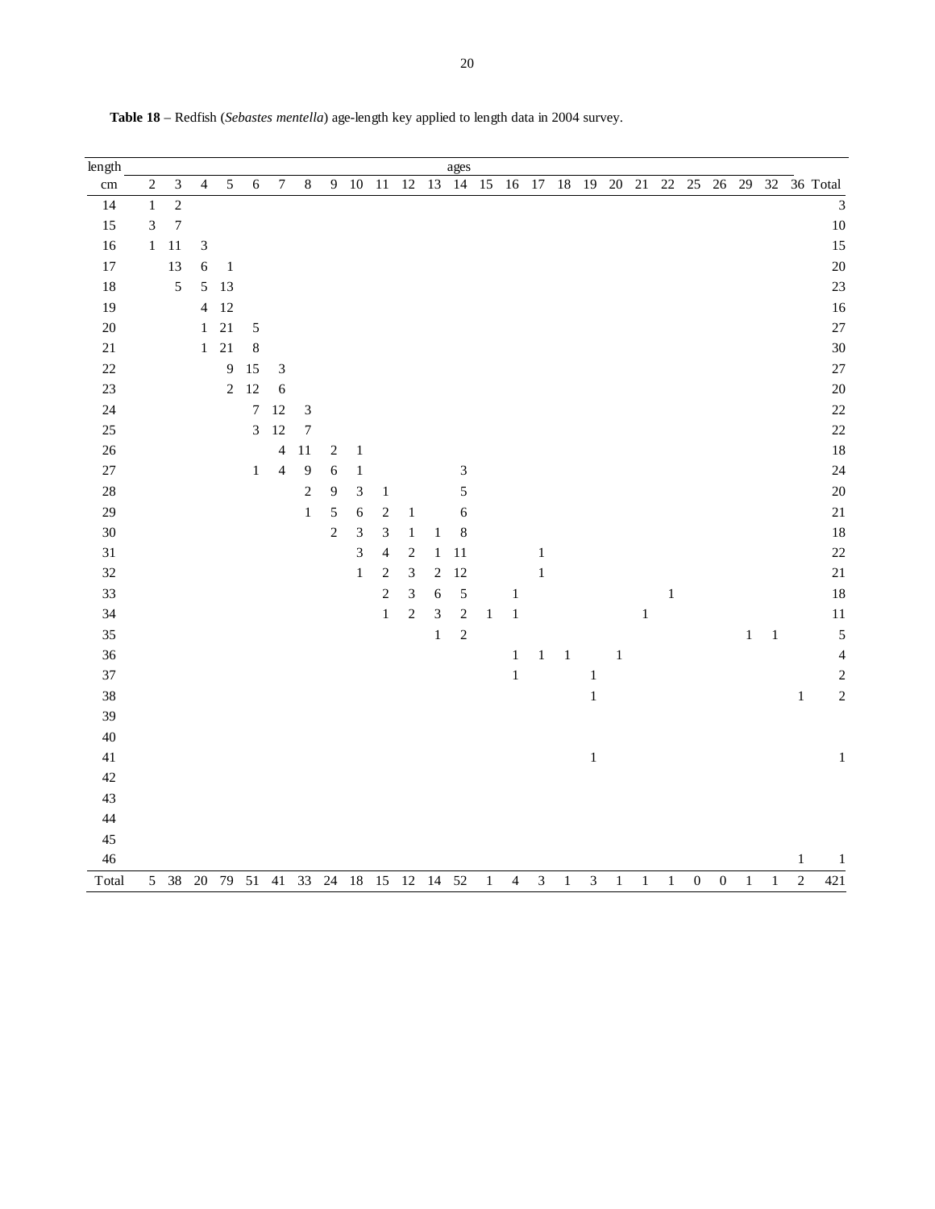**Table 18** – Redfish (*Sebastes mentella*) age-length key applied to length data in 2004 survey.

| length | ages | | | | | | | | | | | | | | | | | | | | | | | | | |
|---|---|---|---|---|---|---|---|---|---|---|---|---|---|---|---|---|---|---|---|---|---|---|---|---|---|---|
| cm | 2 | 3 | 4 | 5 | 6 | 7 | 8 | 9 | 10 | 11 | 12 | 13 | 14 | 15 | 16 | 17 | 18 | 19 | 20 | 21 | 22 | 25 | 26 | 29 | 32 | 36 | Total |
| 14 | 1 | 2 | | | | | | | | | | | | | | | | | | | | | | | | | 3 |
| 15 | 3 | 7 | | | | | | | | | | | | | | | | | | | | | | | | | 10 |
| 16 | 1 | 11 | 3 | | | | | | | | | | | | | | | | | | | | | | | | 15 |
| 17 | | 13 | 6 | 1 | | | | | | | | | | | | | | | | | | | | | | | 20 |
| 18 | | 5 | 5 | 13 | | | | | | | | | | | | | | | | | | | | | | | 23 |
| 19 | | | 4 | 12 | | | | | | | | | | | | | | | | | | | | | | | 16 |
| 20 | | | 1 | 21 | 5 | | | | | | | | | | | | | | | | | | | | | | 27 |
| 21 | | | 1 | 21 | 8 | | | | | | | | | | | | | | | | | | | | | | 30 |
| 22 | | | | 9 | 15 | 3 | | | | | | | | | | | | | | | | | | | | | 27 |
| 23 | | | | 2 | 12 | 6 | | | | | | | | | | | | | | | | | | | | | 20 |
| 24 | | | | | 7 | 12 | 3 | | | | | | | | | | | | | | | | | | | | 22 |
| 25 | | | | | 3 | 12 | 7 | | | | | | | | | | | | | | | | | | | | 22 |
| 26 | | | | | | 4 | 11 | 2 | 1 | | | | | | | | | | | | | | | | | | 18 |
| 27 | | | | | 1 | 4 | 9 | 6 | 1 | | | | 3 | | | | | | | | | | | | | | 24 |
| 28 | | | | | | | 2 | 9 | 3 | 1 | | | 5 | | | | | | | | | | | | | | 20 |
| 29 | | | | | | | 1 | 5 | 6 | 2 | 1 | | 6 | | | | | | | | | | | | | | 21 |
| 30 | | | | | | | | 2 | 3 | 3 | 1 | 1 | 8 | | | | | | | | | | | | | | 18 |
| 31 | | | | | | | | | 3 | 4 | 2 | 1 | 11 | | | 1 | | | | | | | | | | | 22 |
| 32 | | | | | | | | | 1 | 2 | 3 | 2 | 12 | | | 1 | | | | | | | | | | | 21 |
| 33 | | | | | | | | | | 2 | 3 | 6 | 5 | | 1 | | | | | | 1 | | | | | | 18 |
| 34 | | | | | | | | | | 1 | 2 | 3 | 2 | 1 | 1 | | | | | 1 | | | | | | | 11 |
| 35 | | | | | | | | | | | | 1 | 2 | | | | | | | | | | | 1 | 1 | | 5 |
| 36 | | | | | | | | | | | | | | | 1 | 1 | 1 | | 1 | | | | | | | | 4 |
| 37 | | | | | | | | | | | | | | | 1 | | | 1 | | | | | | | | | 2 |
| 38 | | | | | | | | | | | | | | | | | | 1 | | | | | | | | 1 | 2 |
| 39 | | | | | | | | | | | | | | | | | | | | | | | | | | | |
| 40 | | | | | | | | | | | | | | | | | | | | | | | | | | | |
| 41 | | | | | | | | | | | | | | | | | | 1 | | | | | | | | | 1 |
| 42 | | | | | | | | | | | | | | | | | | | | | | | | | | | |
| 43 | | | | | | | | | | | | | | | | | | | | | | | | | | | |
| 44 | | | | | | | | | | | | | | | | | | | | | | | | | | | |
| 45 | | | | | | | | | | | | | | | | | | | | | | | | | | | |
| 46 | | | | | | | | | | | | | | | | | | | | | | | | | | 1 | 1 |
| Total | 5 | 38 | 20 | 79 | 51 | 41 | 33 | 24 | 18 | 15 | 12 | 14 | 52 | 1 | 4 | 3 | 1 | 3 | 1 | 1 | 1 | 0 | 0 | 1 | 1 | 2 | 421 |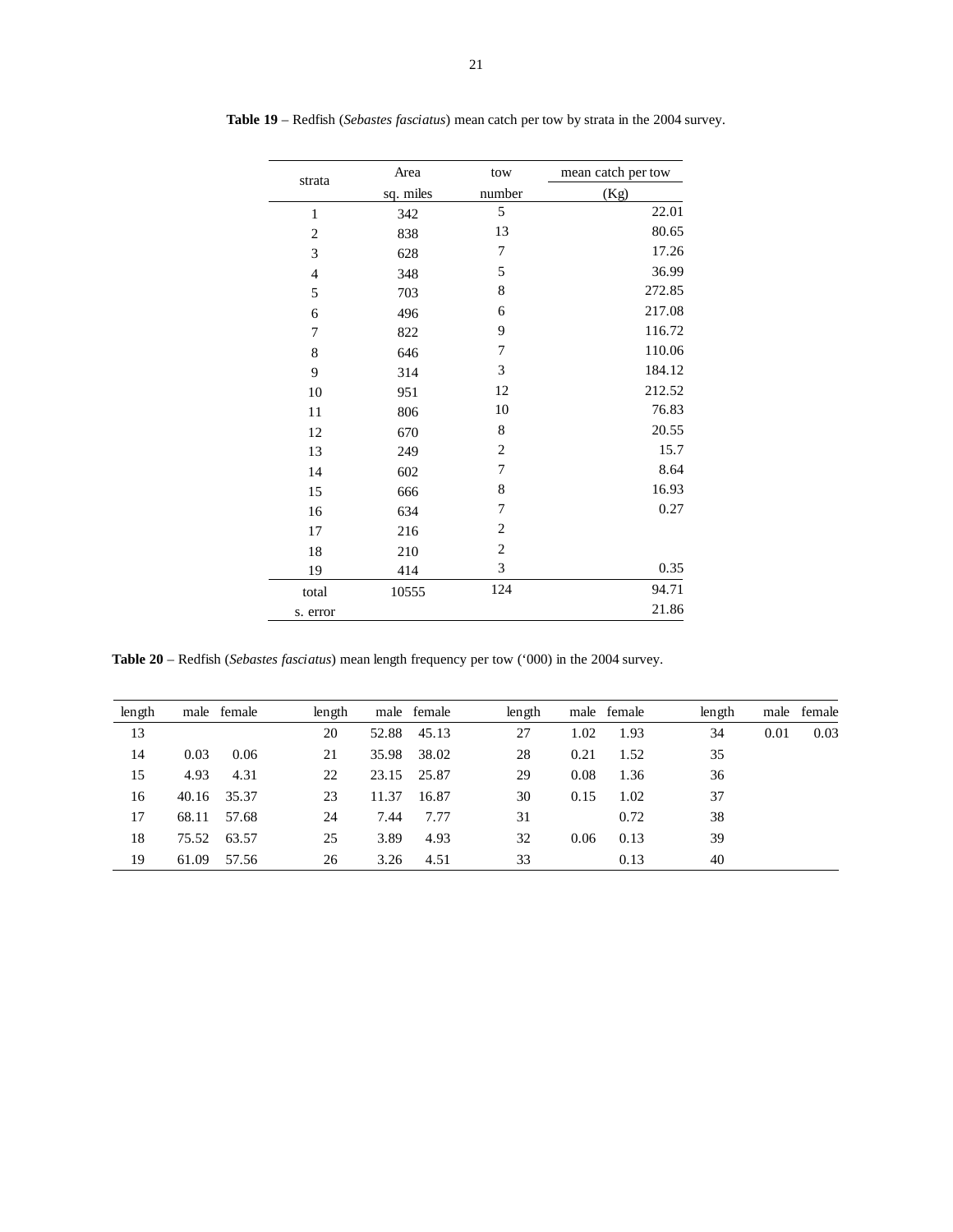**Table 19** – Redfish (*Sebastes fasciatus*) mean catch per tow by strata in the 2004 survey.

| strata | Area | tow | mean catch per tow |
|---|---|---|---|
| | sq. miles | number | (Kg) |
| 1 | 342 | 5 | 22.01 |
| 2 | 838 | 13 | 80.65 |
| 3 | 628 | 7 | 17.26 |
| 4 | 348 | 5 | 36.99 |
| 5 | 703 | 8 | 272.85 |
| 6 | 496 | 6 | 217.08 |
| 7 | 822 | 9 | 116.72 |
| 8 | 646 | 7 | 110.06 |
| 9 | 314 | 3 | 184.12 |
| 10 | 951 | 12 | 212.52 |
| 11 | 806 | 10 | 76.83 |
| 12 | 670 | 8 | 20.55 |
| 13 | 249 | 2 | 15.7 |
| 14 | 602 | 7 | 8.64 |
| 15 | 666 | 8 | 16.93 |
| 16 | 634 | 7 | 0.27 |
| 17 | 216 | 2 | |
| 18 | 210 | 2 | |
| 19 | 414 | 3 | 0.35 |
| total | 10555 | 124 | 94.71 |
| s. error | | | 21.86 |

**Table 20** – Redfish (*Sebastes fasciatus*) mean length frequency per tow (‘000) in the 2004 survey.

| length | male | female | length | male | female | length | male | female | length | male | female |
|---|---|---|---|---|---|---|---|---|---|---|---|
| 13 | | | 20 | 52.88 | 45.13 | 27 | 1.02 | 1.93 | 34 | 0.01 | 0.03 |
| 14 | 0.03 | 0.06 | 21 | 35.98 | 38.02 | 28 | 0.21 | 1.52 | 35 | | |
| 15 | 4.93 | 4.31 | 22 | 23.15 | 25.87 | 29 | 0.08 | 1.36 | 36 | | |
| 16 | 40.16 | 35.37 | 23 | 11.37 | 16.87 | 30 | 0.15 | 1.02 | 37 | | |
| 17 | 68.11 | 57.68 | 24 | 7.44 | 7.77 | 31 | | 0.72 | 38 | | |
| 18 | 75.52 | 63.57 | 25 | 3.89 | 4.93 | 32 | 0.06 | 0.13 | 39 | | |
| 19 | 61.09 | 57.56 | 26 | 3.26 | 4.51 | 33 | | 0.13 | 40 | | |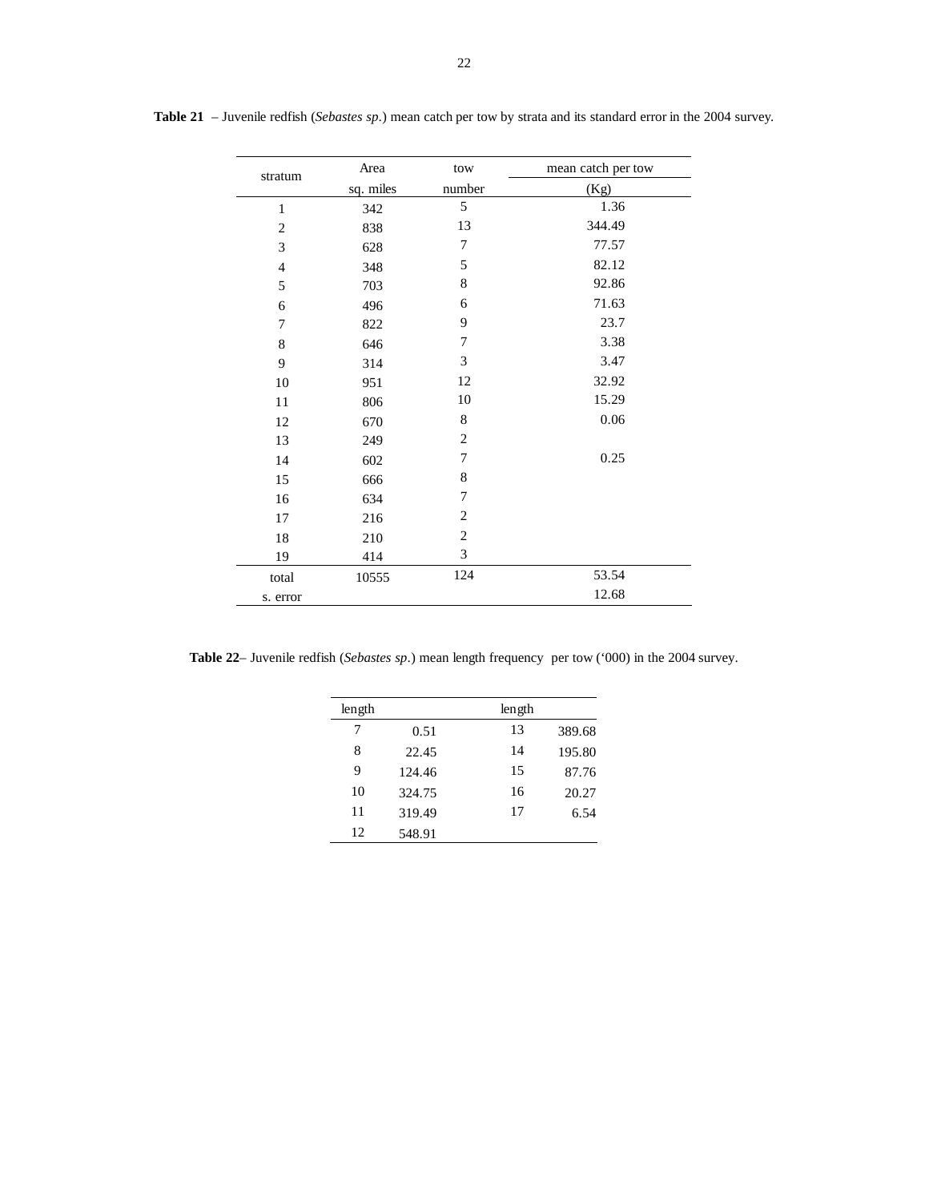**Table 21** – Juvenile redfish (*Sebastes sp.*) mean catch per tow by strata and its standard error in the 2004 survey.

| stratum | Area | tow | mean catch per tow |
|---|---|---|---|
| | sq. miles | number | (Kg) |
| 1 | 342 | 5 | 1.36 |
| 2 | 838 | 13 | 344.49 |
| 3 | 628 | 7 | 77.57 |
| 4 | 348 | 5 | 82.12 |
| 5 | 703 | 8 | 92.86 |
| 6 | 496 | 6 | 71.63 |
| 7 | 822 | 9 | 23.7 |
| 8 | 646 | 7 | 3.38 |
| 9 | 314 | 3 | 3.47 |
| 10 | 951 | 12 | 32.92 |
| 11 | 806 | 10 | 15.29 |
| 12 | 670 | 8 | 0.06 |
| 13 | 249 | 2 | |
| 14 | 602 | 7 | 0.25 |
| 15 | 666 | 8 | |
| 16 | 634 | 7 | |
| 17 | 216 | 2 | |
| 18 | 210 | 2 | |
| 19 | 414 | 3 | |
| total | 10555 | 124 | 53.54 |
| s. error | | | 12.68 |

**Table 22**– Juvenile redfish (*Sebastes sp.*) mean length frequency per tow ('000) in the 2004 survey.

| length | | length | |
|---|---|---|---|
| 7 | 0.51 | 13 | 389.68 |
| 8 | 22.45 | 14 | 195.80 |
| 9 | 124.46 | 15 | 87.76 |
| 10 | 324.75 | 16 | 20.27 |
| 11 | 319.49 | 17 | 6.54 |
| 12 | 548.91 | | |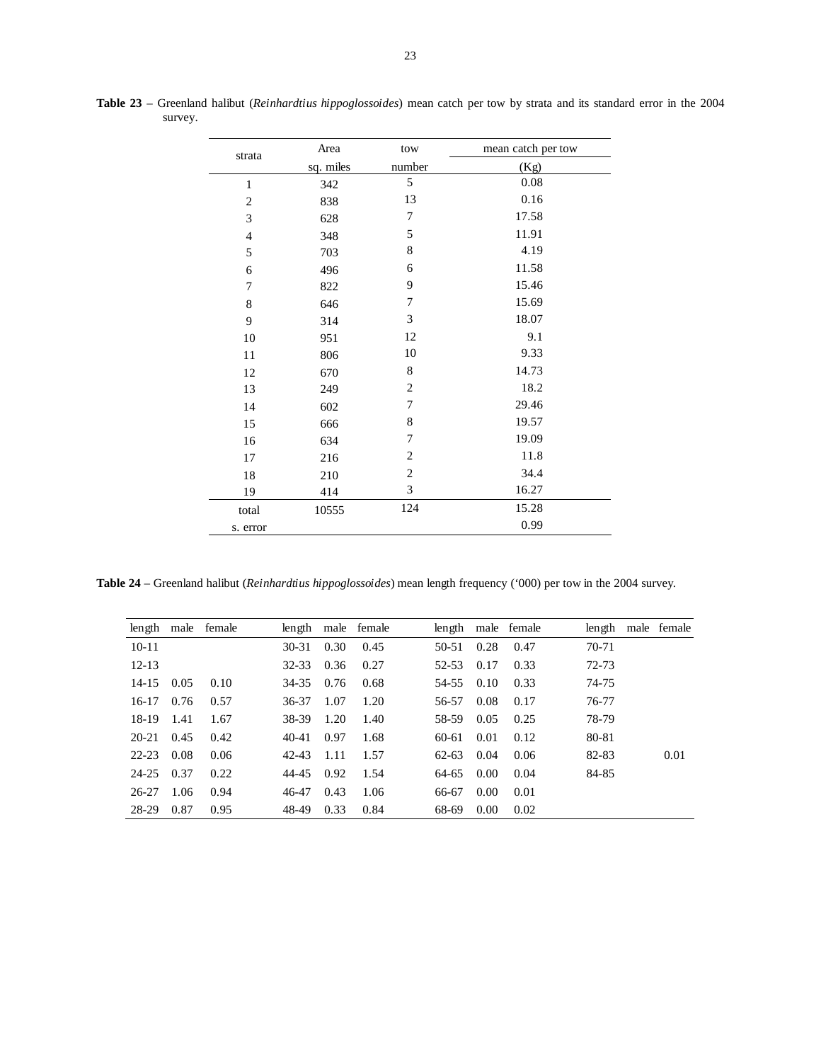**Table 23** – Greenland halibut (*Reinhardtius hippoglossoides*) mean catch per tow by strata and its standard error in the 2004 survey.

| strata | Area sq. miles | tow number | mean catch per tow (Kg) |
|---|---|---|---|
| 1 | 342 | 5 | 0.08 |
| 2 | 838 | 13 | 0.16 |
| 3 | 628 | 7 | 17.58 |
| 4 | 348 | 5 | 11.91 |
| 5 | 703 | 8 | 4.19 |
| 6 | 496 | 6 | 11.58 |
| 7 | 822 | 9 | 15.46 |
| 8 | 646 | 7 | 15.69 |
| 9 | 314 | 3 | 18.07 |
| 10 | 951 | 12 | 9.1 |
| 11 | 806 | 10 | 9.33 |
| 12 | 670 | 8 | 14.73 |
| 13 | 249 | 2 | 18.2 |
| 14 | 602 | 7 | 29.46 |
| 15 | 666 | 8 | 19.57 |
| 16 | 634 | 7 | 19.09 |
| 17 | 216 | 2 | 11.8 |
| 18 | 210 | 2 | 34.4 |
| 19 | 414 | 3 | 16.27 |
| total | 10555 | 124 | 15.28 |
| s. error | | | 0.99 |

**Table 24** – Greenland halibut (*Reinhardtius hippoglossoides*) mean length frequency ('000) per tow in the 2004 survey.

| length | male | female | length | male | female | length | male | female | length | male | female |
|---|---|---|---|---|---|---|---|---|---|---|---|
| 10-11 | | | 30-31 | 0.30 | 0.45 | 50-51 | 0.28 | 0.47 | 70-71 | | |
| 12-13 | | | 32-33 | 0.36 | 0.27 | 52-53 | 0.17 | 0.33 | 72-73 | | |
| 14-15 | 0.05 | 0.10 | 34-35 | 0.76 | 0.68 | 54-55 | 0.10 | 0.33 | 74-75 | | |
| 16-17 | 0.76 | 0.57 | 36-37 | 1.07 | 1.20 | 56-57 | 0.08 | 0.17 | 76-77 | | |
| 18-19 | 1.41 | 1.67 | 38-39 | 1.20 | 1.40 | 58-59 | 0.05 | 0.25 | 78-79 | | |
| 20-21 | 0.45 | 0.42 | 40-41 | 0.97 | 1.68 | 60-61 | 0.01 | 0.12 | 80-81 | | |
| 22-23 | 0.08 | 0.06 | 42-43 | 1.11 | 1.57 | 62-63 | 0.04 | 0.06 | 82-83 | | 0.01 |
| 24-25 | 0.37 | 0.22 | 44-45 | 0.92 | 1.54 | 64-65 | 0.00 | 0.04 | 84-85 | | |
| 26-27 | 1.06 | 0.94 | 46-47 | 0.43 | 1.06 | 66-67 | 0.00 | 0.01 | | | |
| 28-29 | 0.87 | 0.95 | 48-49 | 0.33 | 0.84 | 68-69 | 0.00 | 0.02 | | | |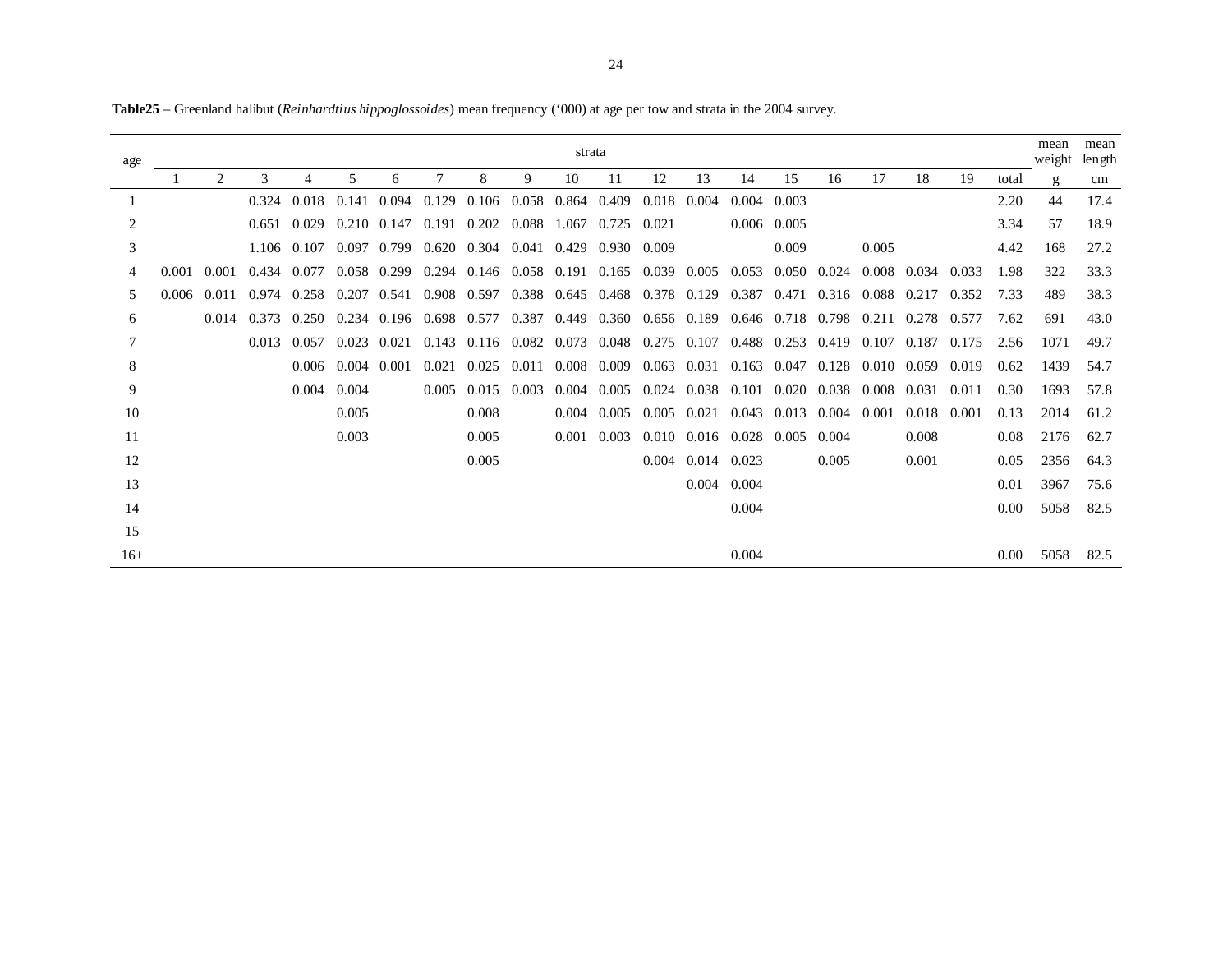**Table25** – Greenland halibut (*Reinhardtius hippoglossoides*) mean frequency (‘000) at age per tow and strata in the 2004 survey.

| age | strata | | | | | | | | | | | | | | | | | | | | mean weight | mean length |
|---|---|---|---|---|---|---|---|---|---|---|---|---|---|---|---|---|---|---|---|---|---|---|
| | 1 | 2 | 3 | 4 | 5 | 6 | 7 | 8 | 9 | 10 | 11 | 12 | 13 | 14 | 15 | 16 | 17 | 18 | 19 | total | g | cm |
| 1 | | | 0.324 | 0.018 | 0.141 | 0.094 | 0.129 | 0.106 | 0.058 | 0.864 | 0.409 | 0.018 | 0.004 | 0.004 | 0.003 | | | | | 2.20 | 44 | 17.4 |
| 2 | | | 0.651 | 0.029 | 0.210 | 0.147 | 0.191 | 0.202 | 0.088 | 1.067 | 0.725 | 0.021 | | 0.006 | 0.005 | | | | | 3.34 | 57 | 18.9 |
| 3 | | | 1.106 | 0.107 | 0.097 | 0.799 | 0.620 | 0.304 | 0.041 | 0.429 | 0.930 | 0.009 | | | 0.009 | | 0.005 | | | 4.42 | 168 | 27.2 |
| 4 | 0.001 | 0.001 | 0.434 | 0.077 | 0.058 | 0.299 | 0.294 | 0.146 | 0.058 | 0.191 | 0.165 | 0.039 | 0.005 | 0.053 | 0.050 | 0.024 | 0.008 | 0.034 | 0.033 | 1.98 | 322 | 33.3 |
| 5 | 0.006 | 0.011 | 0.974 | 0.258 | 0.207 | 0.541 | 0.908 | 0.597 | 0.388 | 0.645 | 0.468 | 0.378 | 0.129 | 0.387 | 0.471 | 0.316 | 0.088 | 0.217 | 0.352 | 7.33 | 489 | 38.3 |
| 6 | | 0.014 | 0.373 | 0.250 | 0.234 | 0.196 | 0.698 | 0.577 | 0.387 | 0.449 | 0.360 | 0.656 | 0.189 | 0.646 | 0.718 | 0.798 | 0.211 | 0.278 | 0.577 | 7.62 | 691 | 43.0 |
| 7 | | | 0.013 | 0.057 | 0.023 | 0.021 | 0.143 | 0.116 | 0.082 | 0.073 | 0.048 | 0.275 | 0.107 | 0.488 | 0.253 | 0.419 | 0.107 | 0.187 | 0.175 | 2.56 | 1071 | 49.7 |
| 8 | | | | 0.006 | 0.004 | 0.001 | 0.021 | 0.025 | 0.011 | 0.008 | 0.009 | 0.063 | 0.031 | 0.163 | 0.047 | 0.128 | 0.010 | 0.059 | 0.019 | 0.62 | 1439 | 54.7 |
| 9 | | | | 0.004 | 0.004 | | 0.005 | 0.015 | 0.003 | 0.004 | 0.005 | 0.024 | 0.038 | 0.101 | 0.020 | 0.038 | 0.008 | 0.031 | 0.011 | 0.30 | 1693 | 57.8 |
| 10 | | | | | 0.005 | | | 0.008 | | 0.004 | 0.005 | 0.005 | 0.021 | 0.043 | 0.013 | 0.004 | 0.001 | 0.018 | 0.001 | 0.13 | 2014 | 61.2 |
| 11 | | | | | 0.003 | | | 0.005 | | 0.001 | 0.003 | 0.010 | 0.016 | 0.028 | 0.005 | 0.004 | | 0.008 | | 0.08 | 2176 | 62.7 |
| 12 | | | | | | | | 0.005 | | | | 0.004 | 0.014 | 0.023 | | 0.005 | | 0.001 | | 0.05 | 2356 | 64.3 |
| 13 | | | | | | | | | | | | | 0.004 | 0.004 | | | | | | 0.01 | 3967 | 75.6 |
| 14 | | | | | | | | | | | | | | 0.004 | | | | | | 0.00 | 5058 | 82.5 |
| 15 | | | | | | | | | | | | | | | | | | | | | | |
| 16+ | | | | | | | | | | | | | | 0.004 | | | | | | 0.00 | 5058 | 82.5 |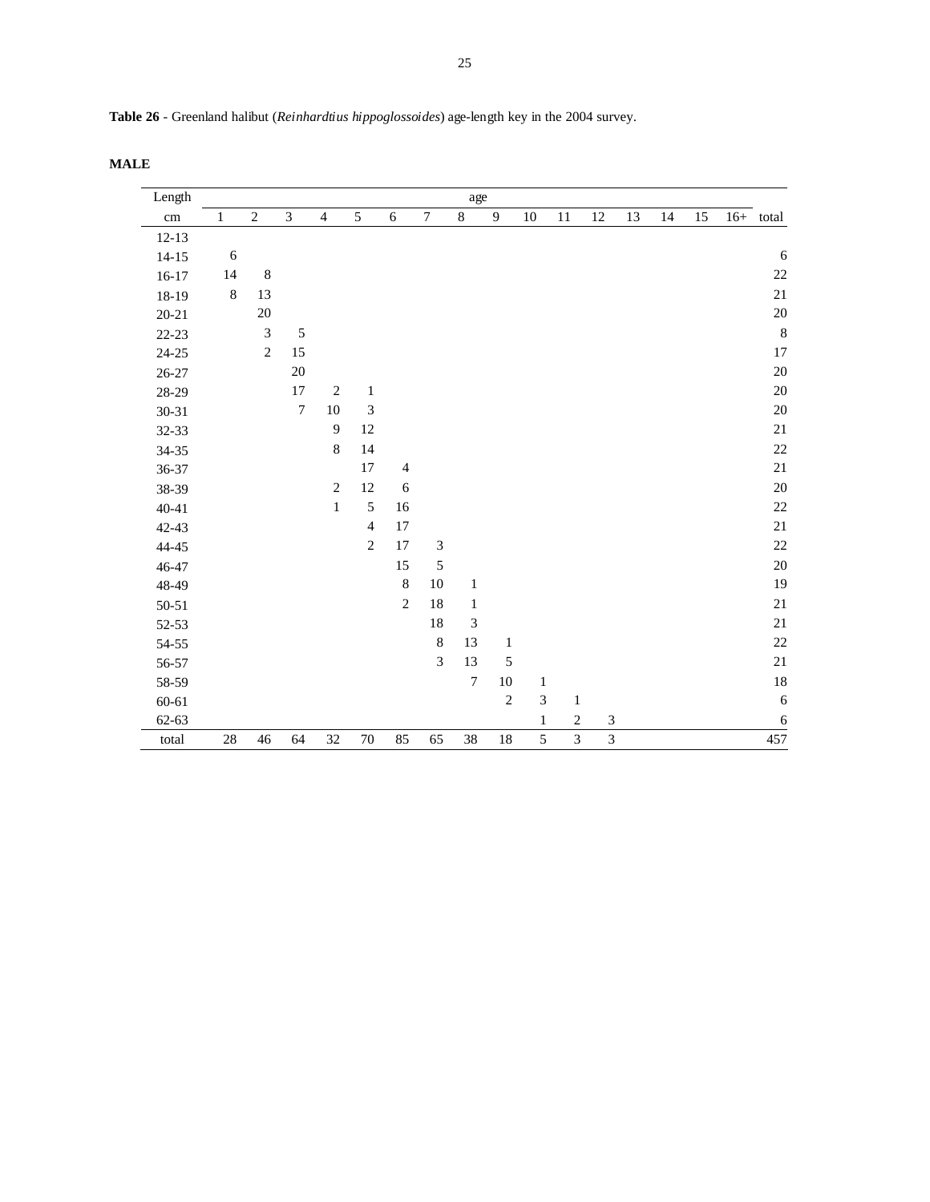**Table 26** - Greenland halibut (*Reinhardtius hippoglossoides*) age-length key in the 2004 survey.

**MALE**

| Length | age | | | | | | | | | | | | | | | | |
|---|---|---|---|---|---|---|---|---|---|---|---|---|---|---|---|---|---|
| cm | 1 | 2 | 3 | 4 | 5 | 6 | 7 | 8 | 9 | 10 | 11 | 12 | 13 | 14 | 15 | 16+ | total |
| 12-13 | | | | | | | | | | | | | | | | | |
| 14-15 | 6 | | | | | | | | | | | | | | | | 6 |
| 16-17 | 14 | 8 | | | | | | | | | | | | | | | 22 |
| 18-19 | 8 | 13 | | | | | | | | | | | | | | | 21 |
| 20-21 | | 20 | | | | | | | | | | | | | | | 20 |
| 22-23 | | 3 | 5 | | | | | | | | | | | | | | 8 |
| 24-25 | | 2 | 15 | | | | | | | | | | | | | | 17 |
| 26-27 | | | 20 | | | | | | | | | | | | | | 20 |
| 28-29 | | | 17 | 2 | 1 | | | | | | | | | | | | 20 |
| 30-31 | | | 7 | 10 | 3 | | | | | | | | | | | | 20 |
| 32-33 | | | | 9 | 12 | | | | | | | | | | | | 21 |
| 34-35 | | | | 8 | 14 | | | | | | | | | | | | 22 |
| 36-37 | | | | | 17 | 4 | | | | | | | | | | | 21 |
| 38-39 | | | | 2 | 12 | 6 | | | | | | | | | | | 20 |
| 40-41 | | | | 1 | 5 | 16 | | | | | | | | | | | 22 |
| 42-43 | | | | | 4 | 17 | | | | | | | | | | | 21 |
| 44-45 | | | | | 2 | 17 | 3 | | | | | | | | | | 22 |
| 46-47 | | | | | | 15 | 5 | | | | | | | | | | 20 |
| 48-49 | | | | | | 8 | 10 | 1 | | | | | | | | | 19 |
| 50-51 | | | | | | 2 | 18 | 1 | | | | | | | | | 21 |
| 52-53 | | | | | | | 18 | 3 | | | | | | | | | 21 |
| 54-55 | | | | | | | 8 | 13 | 1 | | | | | | | | 22 |
| 56-57 | | | | | | | 3 | 13 | 5 | | | | | | | | 21 |
| 58-59 | | | | | | | | 7 | 10 | 1 | | | | | | | 18 |
| 60-61 | | | | | | | | | 2 | 3 | 1 | | | | | | 6 |
| 62-63 | | | | | | | | | | 1 | 2 | 3 | | | | | 6 |
| total | 28 | 46 | 64 | 32 | 70 | 85 | 65 | 38 | 18 | 5 | 3 | 3 | | | | | 457 |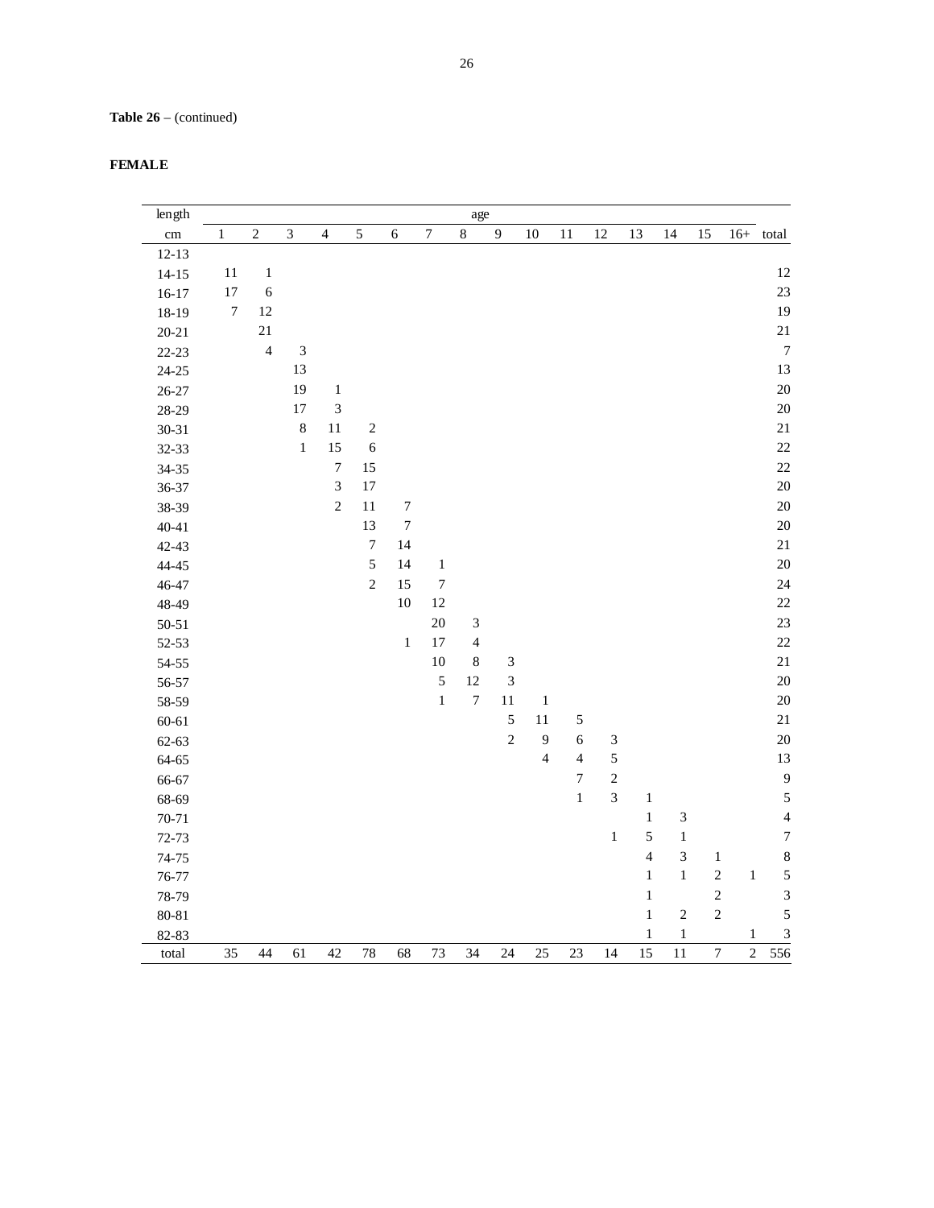**Table 26** – (continued)

**FEMALE**

| length | age | | | | | | | | | | | | | | | | |
|---|---|---|---|---|---|---|---|---|---|---|---|---|---|---|---|---|---|
| cm | 1 | 2 | 3 | 4 | 5 | 6 | 7 | 8 | 9 | 10 | 11 | 12 | 13 | 14 | 15 | 16+ | total |
| 12-13 | | | | | | | | | | | | | | | | | |
| 14-15 | 11 | 1 | | | | | | | | | | | | | | | 12 |
| 16-17 | 17 | 6 | | | | | | | | | | | | | | | 23 |
| 18-19 | 7 | 12 | | | | | | | | | | | | | | | 19 |
| 20-21 | | 21 | | | | | | | | | | | | | | | 21 |
| 22-23 | | 4 | 3 | | | | | | | | | | | | | | 7 |
| 24-25 | | | 13 | | | | | | | | | | | | | | 13 |
| 26-27 | | | 19 | 1 | | | | | | | | | | | | | 20 |
| 28-29 | | | 17 | 3 | | | | | | | | | | | | | 20 |
| 30-31 | | | 8 | 11 | 2 | | | | | | | | | | | | 21 |
| 32-33 | | | 1 | 15 | 6 | | | | | | | | | | | | 22 |
| 34-35 | | | | 7 | 15 | | | | | | | | | | | | 22 |
| 36-37 | | | | 3 | 17 | | | | | | | | | | | | 20 |
| 38-39 | | | | 2 | 11 | 7 | | | | | | | | | | | 20 |
| 40-41 | | | | | 13 | 7 | | | | | | | | | | | 20 |
| 42-43 | | | | | 7 | 14 | | | | | | | | | | | 21 |
| 44-45 | | | | | 5 | 14 | 1 | | | | | | | | | | 20 |
| 46-47 | | | | | 2 | 15 | 7 | | | | | | | | | | 24 |
| 48-49 | | | | | | 10 | 12 | | | | | | | | | | 22 |
| 50-51 | | | | | | | 20 | 3 | | | | | | | | | 23 |
| 52-53 | | | | | | 1 | 17 | 4 | | | | | | | | | 22 |
| 54-55 | | | | | | | 10 | 8 | 3 | | | | | | | | 21 |
| 56-57 | | | | | | | 5 | 12 | 3 | | | | | | | | 20 |
| 58-59 | | | | | | | 1 | 7 | 11 | 1 | | | | | | | 20 |
| 60-61 | | | | | | | | | 5 | 11 | 5 | | | | | | 21 |
| 62-63 | | | | | | | | | 2 | 9 | 6 | 3 | | | | | 20 |
| 64-65 | | | | | | | | | | 4 | 4 | 5 | | | | | 13 |
| 66-67 | | | | | | | | | | | 7 | 2 | | | | | 9 |
| 68-69 | | | | | | | | | | | 1 | 3 | 1 | | | | 5 |
| 70-71 | | | | | | | | | | | | | 1 | 3 | | | 4 |
| 72-73 | | | | | | | | | | | | 1 | 5 | 1 | | | 7 |
| 74-75 | | | | | | | | | | | | | 4 | 3 | 1 | | 8 |
| 76-77 | | | | | | | | | | | | | 1 | 1 | 2 | 1 | 5 |
| 78-79 | | | | | | | | | | | | | 1 | | 2 | | 3 |
| 80-81 | | | | | | | | | | | | | 1 | 2 | 2 | | 5 |
| 82-83 | | | | | | | | | | | | | 1 | 1 | | 1 | 3 |
| total | 35 | 44 | 61 | 42 | 78 | 68 | 73 | 34 | 24 | 25 | 23 | 14 | 15 | 11 | 7 | 2 | 556 |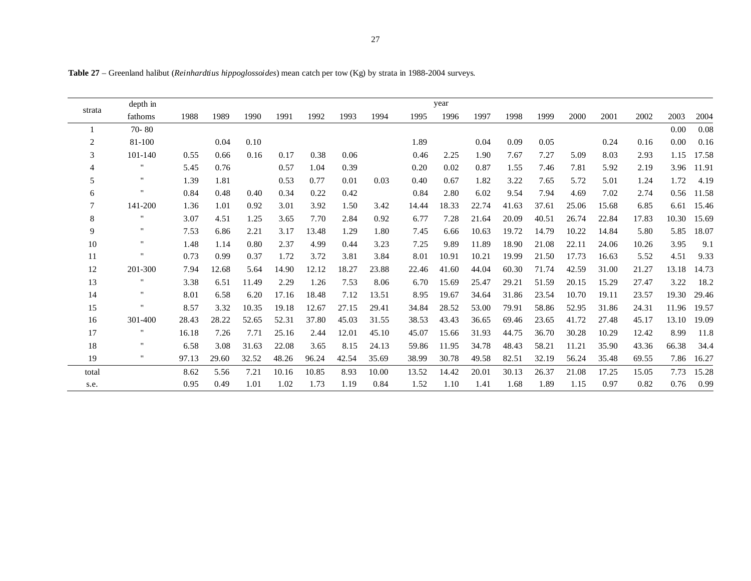**Table 27** – Greenland halibut (*Reinhardtius hippoglossoides*) mean catch per tow (Kg) by strata in 1988-2004 surveys.

| strata | depth in fathoms | year | | | | | | | | | | | | | | | | |
|---|---|---|---|---|---|---|---|---|---|---|---|---|---|---|---|---|---|---|
| | | 1988 | 1989 | 1990 | 1991 | 1992 | 1993 | 1994 | 1995 | 1996 | 1997 | 1998 | 1999 | 2000 | 2001 | 2002 | 2003 | 2004 |
| 1 | 70- 80 | | | | | | | | | | | | | | | | 0.00 | 0.08 |
| 2 | 81-100 | | 0.04 | 0.10 | | | | | 1.89 | | 0.04 | 0.09 | 0.05 | | 0.24 | 0.16 | 0.00 | 0.16 |
| 3 | 101-140 | 0.55 | 0.66 | 0.16 | 0.17 | 0.38 | 0.06 | | 0.46 | 2.25 | 1.90 | 7.67 | 7.27 | 5.09 | 8.03 | 2.93 | 1.15 | 17.58 |
| 4 | " | 5.45 | 0.76 | | 0.57 | 1.04 | 0.39 | | 0.20 | 0.02 | 0.87 | 1.55 | 7.46 | 7.81 | 5.92 | 2.19 | 3.96 | 11.91 |
| 5 | " | 1.39 | 1.81 | | 0.53 | 0.77 | 0.01 | 0.03 | 0.40 | 0.67 | 1.82 | 3.22 | 7.65 | 5.72 | 5.01 | 1.24 | 1.72 | 4.19 |
| 6 | " | 0.84 | 0.48 | 0.40 | 0.34 | 0.22 | 0.42 | | 0.84 | 2.80 | 6.02 | 9.54 | 7.94 | 4.69 | 7.02 | 2.74 | 0.56 | 11.58 |
| 7 | 141-200 | 1.36 | 1.01 | 0.92 | 3.01 | 3.92 | 1.50 | 3.42 | 14.44 | 18.33 | 22.74 | 41.63 | 37.61 | 25.06 | 15.68 | 6.85 | 6.61 | 15.46 |
| 8 | " | 3.07 | 4.51 | 1.25 | 3.65 | 7.70 | 2.84 | 0.92 | 6.77 | 7.28 | 21.64 | 20.09 | 40.51 | 26.74 | 22.84 | 17.83 | 10.30 | 15.69 |
| 9 | " | 7.53 | 6.86 | 2.21 | 3.17 | 13.48 | 1.29 | 1.80 | 7.45 | 6.66 | 10.63 | 19.72 | 14.79 | 10.22 | 14.84 | 5.80 | 5.85 | 18.07 |
| 10 | " | 1.48 | 1.14 | 0.80 | 2.37 | 4.99 | 0.44 | 3.23 | 7.25 | 9.89 | 11.89 | 18.90 | 21.08 | 22.11 | 24.06 | 10.26 | 3.95 | 9.1 |
| 11 | " | 0.73 | 0.99 | 0.37 | 1.72 | 3.72 | 3.81 | 3.84 | 8.01 | 10.91 | 10.21 | 19.99 | 21.50 | 17.73 | 16.63 | 5.52 | 4.51 | 9.33 |
| 12 | 201-300 | 7.94 | 12.68 | 5.64 | 14.90 | 12.12 | 18.27 | 23.88 | 22.46 | 41.60 | 44.04 | 60.30 | 71.74 | 42.59 | 31.00 | 21.27 | 13.18 | 14.73 |
| 13 | " | 3.38 | 6.51 | 11.49 | 2.29 | 1.26 | 7.53 | 8.06 | 6.70 | 15.69 | 25.47 | 29.21 | 51.59 | 20.15 | 15.29 | 27.47 | 3.22 | 18.2 |
| 14 | " | 8.01 | 6.58 | 6.20 | 17.16 | 18.48 | 7.12 | 13.51 | 8.95 | 19.67 | 34.64 | 31.86 | 23.54 | 10.70 | 19.11 | 23.57 | 19.30 | 29.46 |
| 15 | " | 8.57 | 3.32 | 10.35 | 19.18 | 12.67 | 27.15 | 29.41 | 34.84 | 28.52 | 53.00 | 79.91 | 58.86 | 52.95 | 31.86 | 24.31 | 11.96 | 19.57 |
| 16 | 301-400 | 28.43 | 28.22 | 52.65 | 52.31 | 37.80 | 45.03 | 31.55 | 38.53 | 43.43 | 36.65 | 69.46 | 23.65 | 41.72 | 27.48 | 45.17 | 13.10 | 19.09 |
| 17 | " | 16.18 | 7.26 | 7.71 | 25.16 | 2.44 | 12.01 | 45.10 | 45.07 | 15.66 | 31.93 | 44.75 | 36.70 | 30.28 | 10.29 | 12.42 | 8.99 | 11.8 |
| 18 | " | 6.58 | 3.08 | 31.63 | 22.08 | 3.65 | 8.15 | 24.13 | 59.86 | 11.95 | 34.78 | 48.43 | 58.21 | 11.21 | 35.90 | 43.36 | 66.38 | 34.4 |
| 19 | " | 97.13 | 29.60 | 32.52 | 48.26 | 96.24 | 42.54 | 35.69 | 38.99 | 30.78 | 49.58 | 82.51 | 32.19 | 56.24 | 35.48 | 69.55 | 7.86 | 16.27 |
| total | | 8.62 | 5.56 | 7.21 | 10.16 | 10.85 | 8.93 | 10.00 | 13.52 | 14.42 | 20.01 | 30.13 | 26.37 | 21.08 | 17.25 | 15.05 | 7.73 | 15.28 |
| s.e. | | 0.95 | 0.49 | 1.01 | 1.02 | 1.73 | 1.19 | 0.84 | 1.52 | 1.10 | 1.41 | 1.68 | 1.89 | 1.15 | 0.97 | 0.82 | 0.76 | 0.99 |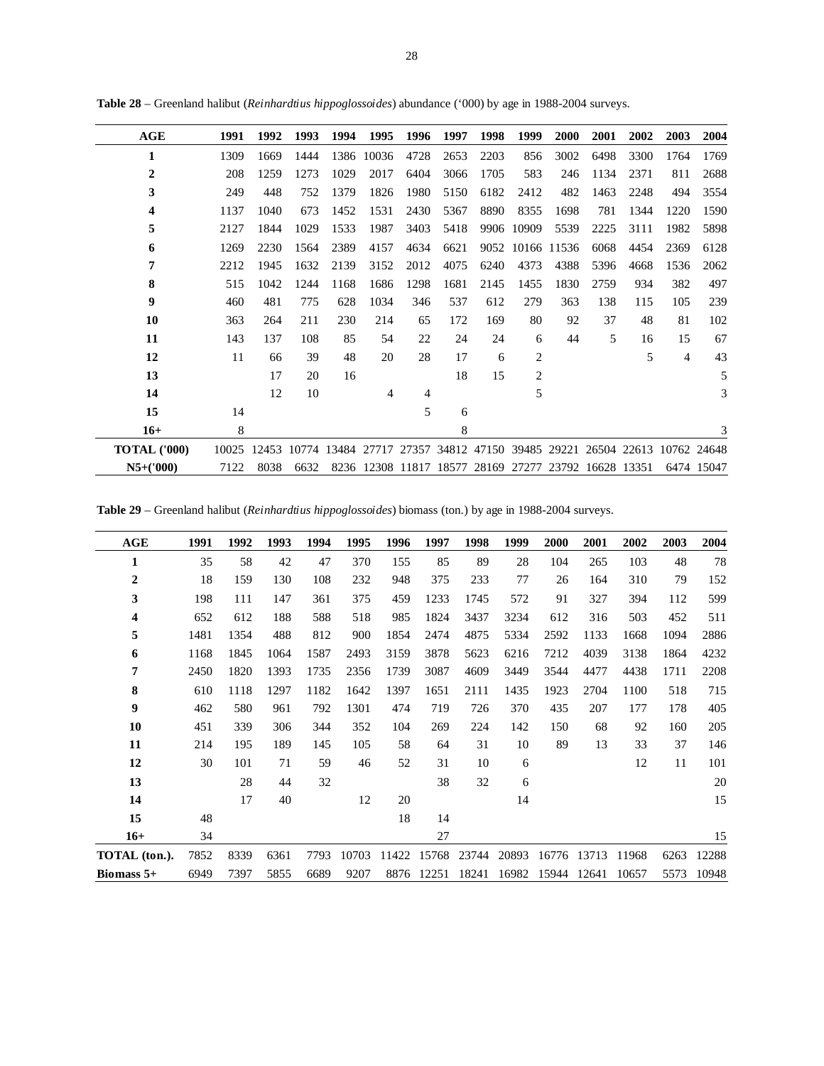**Table 28** – Greenland halibut (*Reinhardtius hippoglossoides*) abundance ('000) by age in 1988-2004 surveys.

| AGE | 1991 | 1992 | 1993 | 1994 | 1995 | 1996 | 1997 | 1998 | 1999 | 2000 | 2001 | 2002 | 2003 | 2004 |
|---|---|---|---|---|---|---|---|---|---|---|---|---|---|---|
| 1 | 1309 | 1669 | 1444 | 1386 | 10036 | 4728 | 2653 | 2203 | 856 | 3002 | 6498 | 3300 | 1764 | 1769 |
| 2 | 208 | 1259 | 1273 | 1029 | 2017 | 6404 | 3066 | 1705 | 583 | 246 | 1134 | 2371 | 811 | 2688 |
| 3 | 249 | 448 | 752 | 1379 | 1826 | 1980 | 5150 | 6182 | 2412 | 482 | 1463 | 2248 | 494 | 3554 |
| 4 | 1137 | 1040 | 673 | 1452 | 1531 | 2430 | 5367 | 8890 | 8355 | 1698 | 781 | 1344 | 1220 | 1590 |
| 5 | 2127 | 1844 | 1029 | 1533 | 1987 | 3403 | 5418 | 9906 | 10909 | 5539 | 2225 | 3111 | 1982 | 5898 |
| 6 | 1269 | 2230 | 1564 | 2389 | 4157 | 4634 | 6621 | 9052 | 10166 | 11536 | 6068 | 4454 | 2369 | 6128 |
| 7 | 2212 | 1945 | 1632 | 2139 | 3152 | 2012 | 4075 | 6240 | 4373 | 4388 | 5396 | 4668 | 1536 | 2062 |
| 8 | 515 | 1042 | 1244 | 1168 | 1686 | 1298 | 1681 | 2145 | 1455 | 1830 | 2759 | 934 | 382 | 497 |
| 9 | 460 | 481 | 775 | 628 | 1034 | 346 | 537 | 612 | 279 | 363 | 138 | 115 | 105 | 239 |
| 10 | 363 | 264 | 211 | 230 | 214 | 65 | 172 | 169 | 80 | 92 | 37 | 48 | 81 | 102 |
| 11 | 143 | 137 | 108 | 85 | 54 | 22 | 24 | 24 | 6 | 44 | 5 | 16 | 15 | 67 |
| 12 | 11 | 66 | 39 | 48 | 20 | 28 | 17 | 6 | 2 | | | 5 | 4 | 43 |
| 13 | | 17 | 20 | 16 | | | 18 | 15 | 2 | | | | | 5 |
| 14 | | 12 | 10 | | 4 | 4 | | | 5 | | | | | 3 |
| 15 | 14 | | | | | 5 | 6 | | | | | | | |
| 16+ | 8 | | | | | | 8 | | | | | | | 3 |
| **TOTAL ('000)** | 10025 | 12453 | 10774 | 13484 | 27717 | 27357 | 34812 | 47150 | 39485 | 29221 | 26504 | 22613 | 10762 | 24648 |
| **N5+('000)** | 7122 | 8038 | 6632 | 8236 | 12308 | 11817 | 18577 | 28169 | 27277 | 23792 | 16628 | 13351 | 6474 | 15047 |

**Table 29** – Greenland halibut (*Reinhardtius hippoglossoides*) biomass (ton.) by age in 1988-2004 surveys.

| AGE | 1991 | 1992 | 1993 | 1994 | 1995 | 1996 | 1997 | 1998 | 1999 | 2000 | 2001 | 2002 | 2003 | 2004 |
|---|---|---|---|---|---|---|---|---|---|---|---|---|---|---|
| 1 | 35 | 58 | 42 | 47 | 370 | 155 | 85 | 89 | 28 | 104 | 265 | 103 | 48 | 78 |
| 2 | 18 | 159 | 130 | 108 | 232 | 948 | 375 | 233 | 77 | 26 | 164 | 310 | 79 | 152 |
| 3 | 198 | 111 | 147 | 361 | 375 | 459 | 1233 | 1745 | 572 | 91 | 327 | 394 | 112 | 599 |
| 4 | 652 | 612 | 188 | 588 | 518 | 985 | 1824 | 3437 | 3234 | 612 | 316 | 503 | 452 | 511 |
| 5 | 1481 | 1354 | 488 | 812 | 900 | 1854 | 2474 | 4875 | 5334 | 2592 | 1133 | 1668 | 1094 | 2886 |
| 6 | 1168 | 1845 | 1064 | 1587 | 2493 | 3159 | 3878 | 5623 | 6216 | 7212 | 4039 | 3138 | 1864 | 4232 |
| 7 | 2450 | 1820 | 1393 | 1735 | 2356 | 1739 | 3087 | 4609 | 3449 | 3544 | 4477 | 4438 | 1711 | 2208 |
| 8 | 610 | 1118 | 1297 | 1182 | 1642 | 1397 | 1651 | 2111 | 1435 | 1923 | 2704 | 1100 | 518 | 715 |
| 9 | 462 | 580 | 961 | 792 | 1301 | 474 | 719 | 726 | 370 | 435 | 207 | 177 | 178 | 405 |
| 10 | 451 | 339 | 306 | 344 | 352 | 104 | 269 | 224 | 142 | 150 | 68 | 92 | 160 | 205 |
| 11 | 214 | 195 | 189 | 145 | 105 | 58 | 64 | 31 | 10 | 89 | 13 | 33 | 37 | 146 |
| 12 | 30 | 101 | 71 | 59 | 46 | 52 | 31 | 10 | 6 | | | 12 | 11 | 101 |
| 13 | | 28 | 44 | 32 | | | 38 | 32 | 6 | | | | | 20 |
| 14 | | 17 | 40 | | 12 | 20 | | | 14 | | | | | 15 |
| 15 | 48 | | | | | 18 | 14 | | | | | | | |
| 16+ | 34 | | | | | | 27 | | | | | | | 15 |
| **TOTAL (ton.).** | 7852 | 8339 | 6361 | 7793 | 10703 | 11422 | 15768 | 23744 | 20893 | 16776 | 13713 | 11968 | 6263 | 12288 |
| **Biomass 5+** | 6949 | 7397 | 5855 | 6689 | 9207 | 8876 | 12251 | 18241 | 16982 | 15944 | 12641 | 10657 | 5573 | 10948 |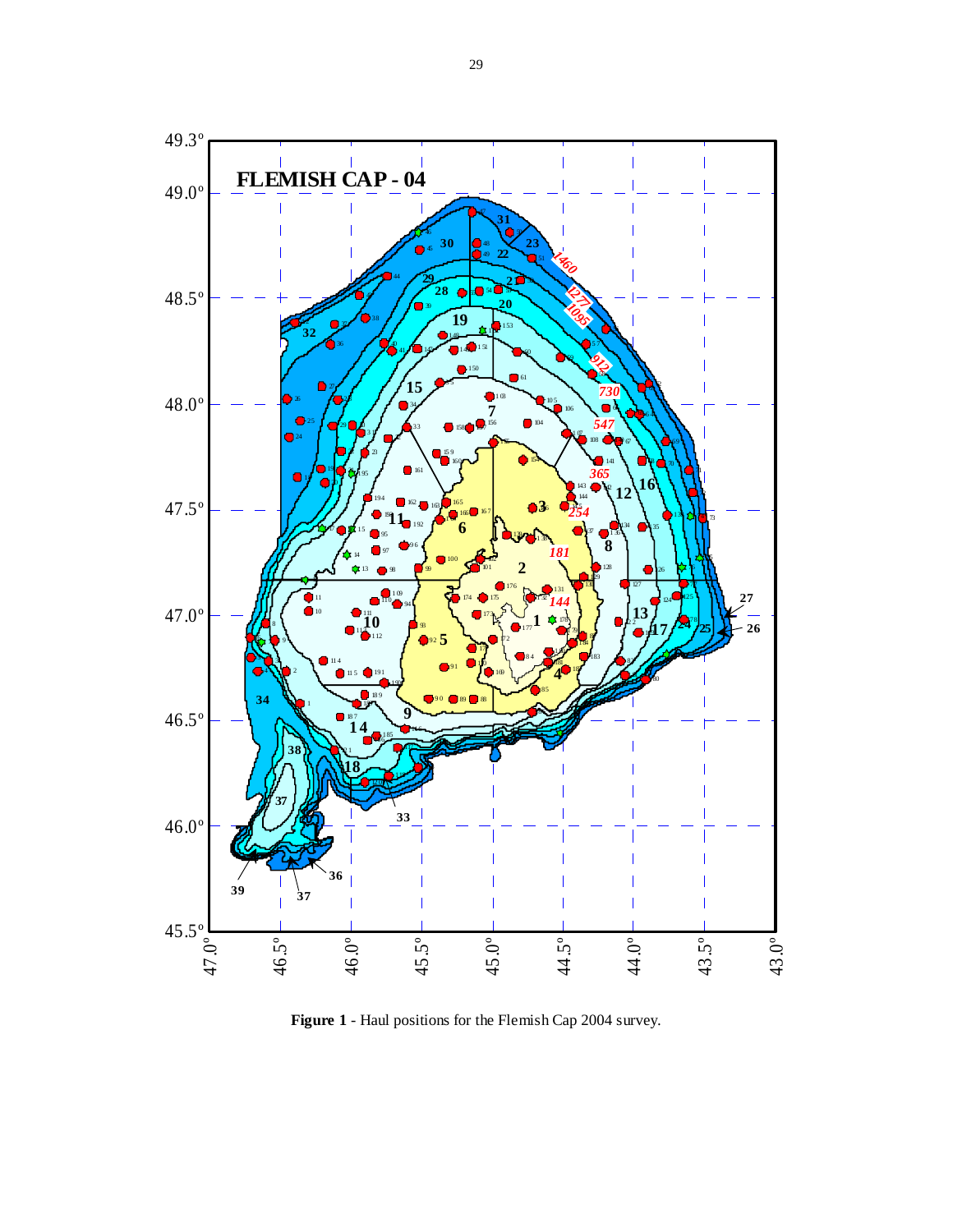**Figure 1** - Haul positions for the Flemish Cap 2004 survey.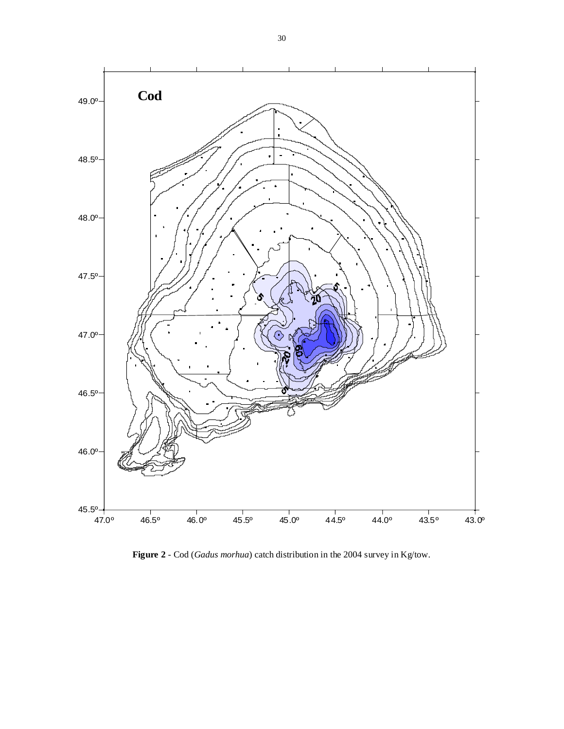**Figure 2** - Cod (*Gadus morhua*) catch distribution in the 2004 survey in Kg/tow.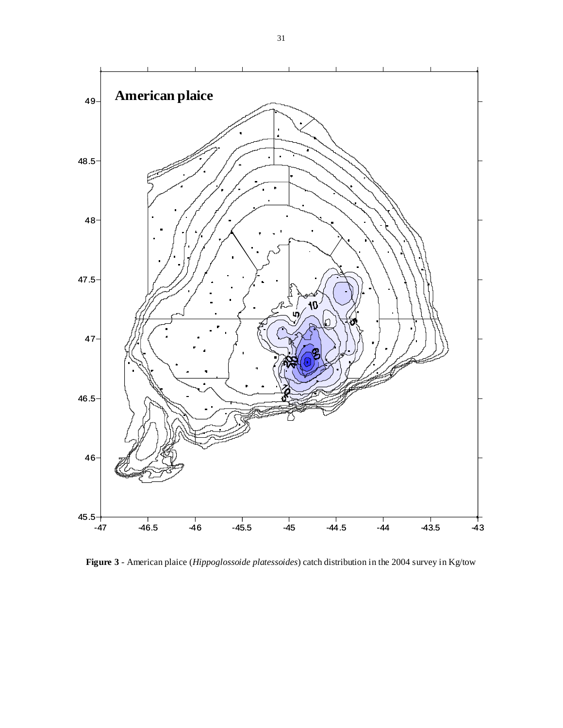**Figure 3** - American plaice (*Hippoglossoide platessoides*) catch distribution in the 2004 survey in Kg/tow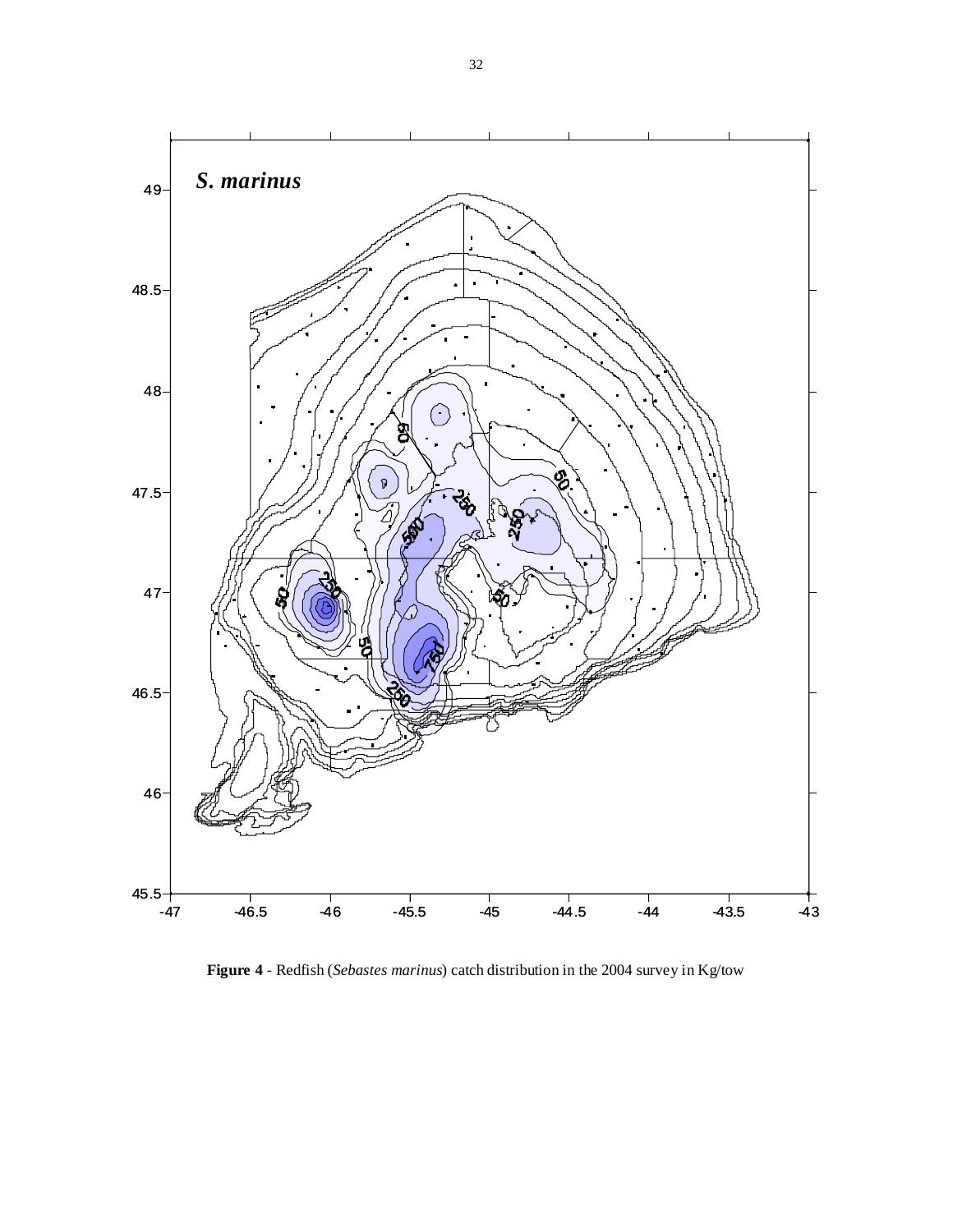**Figure 4** - Redfish (*Sebastes marinus*) catch distribution in the 2004 survey in Kg/tow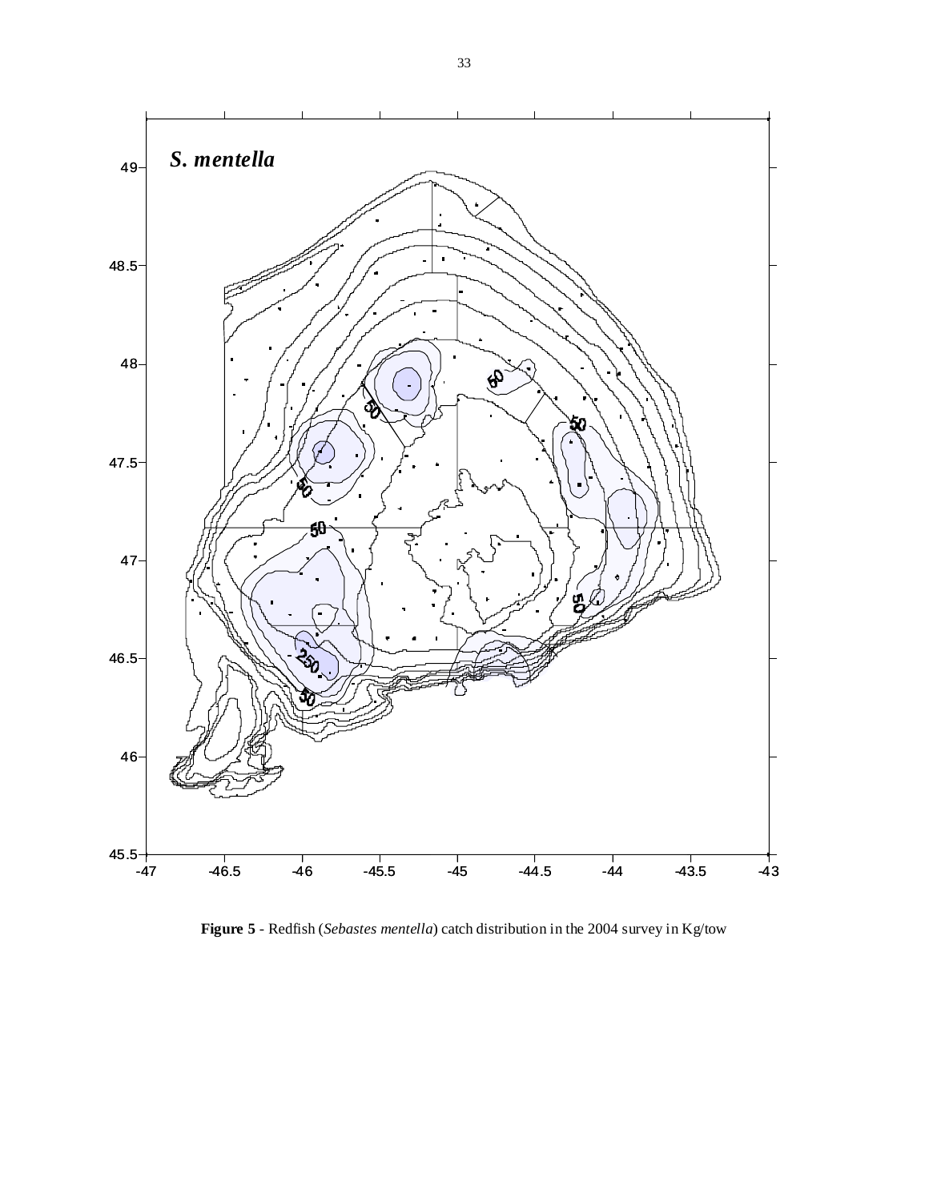**Figure 5** - Redfish (*Sebastes mentella*) catch distribution in the 2004 survey in Kg/tow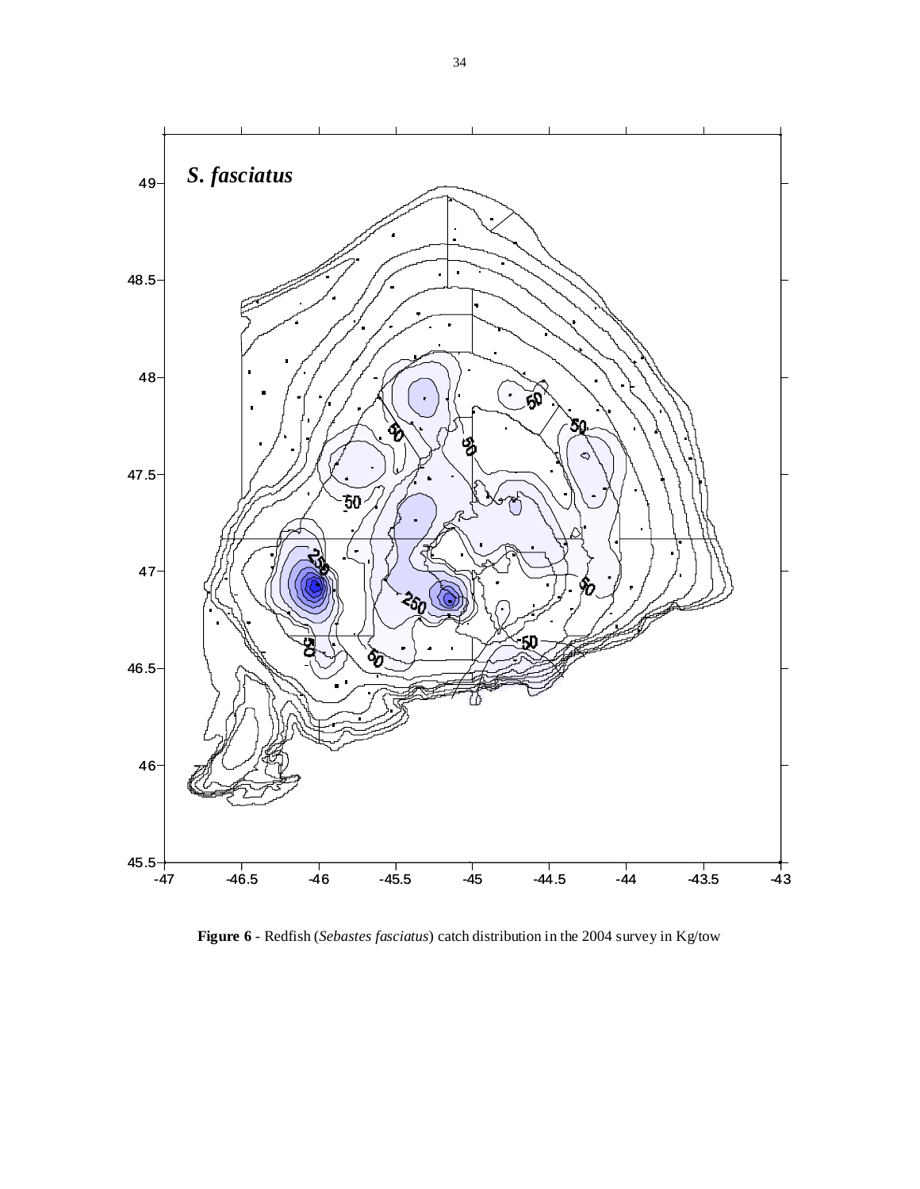**Figure 6** - Redfish (*Sebastes fasciatus*) catch distribution in the 2004 survey in Kg/tow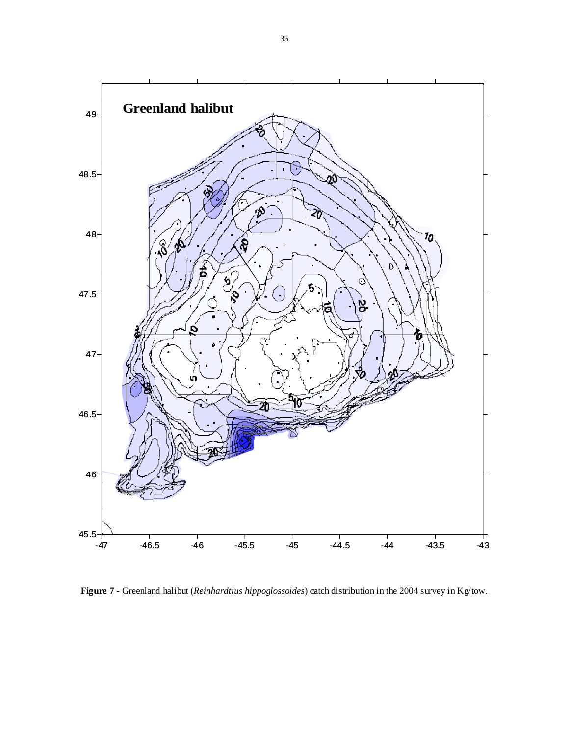Greenland halibut

49

48.5

48

47.5

47

46.5

46

45.5

-47 -46.5 -46 -45.5 -45 -44.5 -44 -43.5 -43

**Figure 7** - Greenland halibut (*Reinhardtius hippoglossoides*) catch distribution in the 2004 survey in Kg/tow.